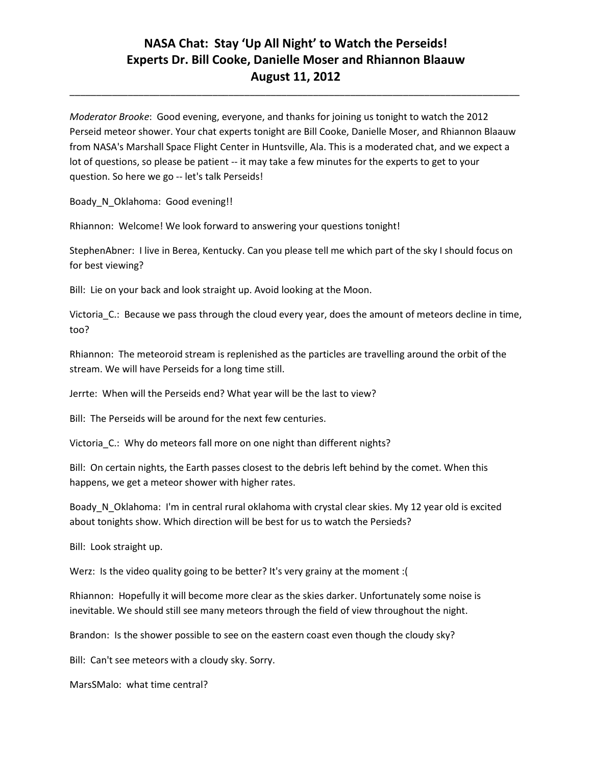# NASA Chat: Stay 'Up All Night' to Watch the Perseids!
# Experts Dr. Bill Cooke, Danielle Moser and Rhiannon Blaauw
# August 11, 2012

---

*Moderator Brooke*: Good evening, everyone, and thanks for joining us tonight to watch the 2012 Perseid meteor shower. Your chat experts tonight are Bill Cooke, Danielle Moser, and Rhiannon Blaauw from NASA's Marshall Space Flight Center in Huntsville, Ala. This is a moderated chat, and we expect a lot of questions, so please be patient -- it may take a few minutes for the experts to get to your question. So here we go -- let's talk Perseids!

Boady_N_Oklahoma: Good evening!!

Rhiannon: Welcome! We look forward to answering your questions tonight!

StephenAbner: I live in Berea, Kentucky. Can you please tell me which part of the sky I should focus on for best viewing?

Bill: Lie on your back and look straight up. Avoid looking at the Moon.

Victoria_C.: Because we pass through the cloud every year, does the amount of meteors decline in time, too?

Rhiannon: The meteoroid stream is replenished as the particles are travelling around the orbit of the stream. We will have Perseids for a long time still.

Jerrte: When will the Perseids end? What year will be the last to view?

Bill: The Perseids will be around for the next few centuries.

Victoria_C.: Why do meteors fall more on one night than different nights?

Bill: On certain nights, the Earth passes closest to the debris left behind by the comet. When this happens, we get a meteor shower with higher rates.

Boady_N_Oklahoma: I'm in central rural oklahoma with crystal clear skies. My 12 year old is excited about tonights show. Which direction will be best for us to watch the Persieds?

Bill: Look straight up.

Werz: Is the video quality going to be better? It's very grainy at the moment :(

Rhiannon: Hopefully it will become more clear as the skies darker. Unfortunately some noise is inevitable. We should still see many meteors through the field of view throughout the night.

Brandon: Is the shower possible to see on the eastern coast even though the cloudy sky?

Bill: Can't see meteors with a cloudy sky. Sorry.

MarsSMalo: what time central?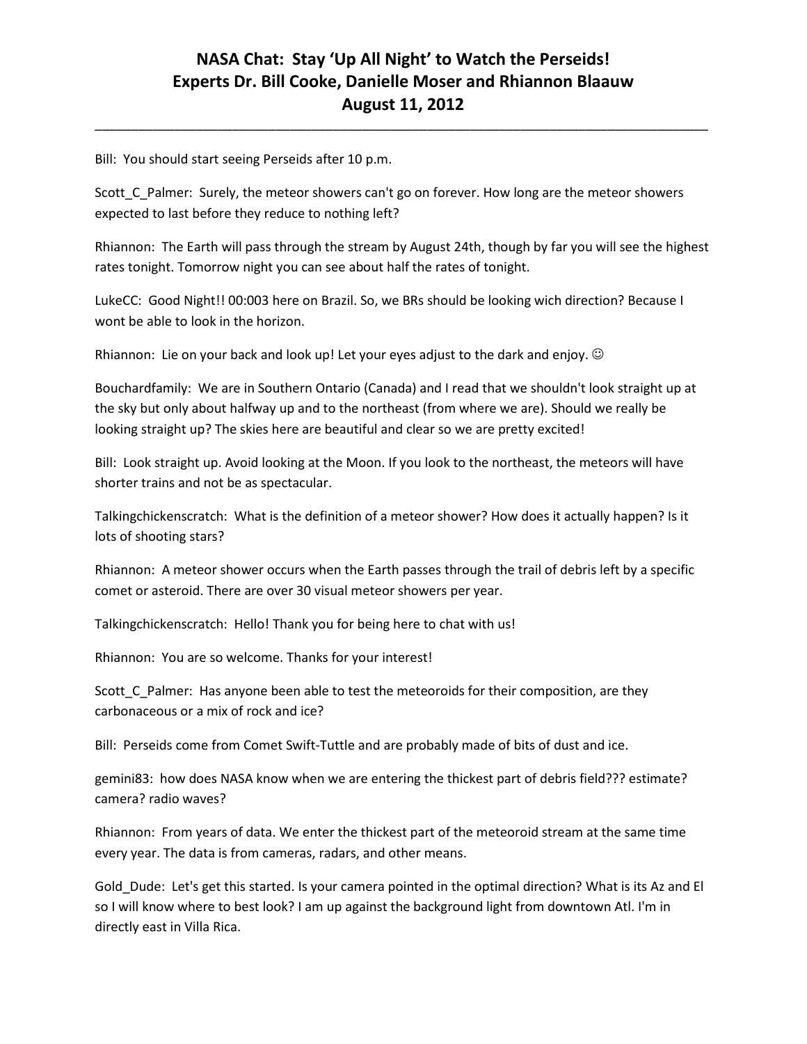Bill: You should start seeing Perseids after 10 p.m.

Scott_C_Palmer: Surely, the meteor showers can't go on forever. How long are the meteor showers expected to last before they reduce to nothing left?

Rhiannon: The Earth will pass through the stream by August 24th, though by far you will see the highest rates tonight. Tomorrow night you can see about half the rates of tonight.

LukeCC: Good Night!! 00:003 here on Brazil. So, we BRs should be looking wich direction? Because I wont be able to look in the horizon.

Rhiannon: Lie on your back and look up! Let your eyes adjust to the dark and enjoy. ☺

Bouchardfamily: We are in Southern Ontario (Canada) and I read that we shouldn't look straight up at the sky but only about halfway up and to the northeast (from where we are). Should we really be looking straight up? The skies here are beautiful and clear so we are pretty excited!

Bill: Look straight up. Avoid looking at the Moon. If you look to the northeast, the meteors will have shorter trains and not be as spectacular.

Talkingchickenscratch: What is the definition of a meteor shower? How does it actually happen? Is it lots of shooting stars?

Rhiannon: A meteor shower occurs when the Earth passes through the trail of debris left by a specific comet or asteroid. There are over 30 visual meteor showers per year.

Talkingchickenscratch: Hello! Thank you for being here to chat with us!

Rhiannon: You are so welcome. Thanks for your interest!

Scott_C_Palmer: Has anyone been able to test the meteoroids for their composition, are they carbonaceous or a mix of rock and ice?

Bill: Perseids come from Comet Swift-Tuttle and are probably made of bits of dust and ice.

gemini83: how does NASA know when we are entering the thickest part of debris field??? estimate? camera? radio waves?

Rhiannon: From years of data. We enter the thickest part of the meteoroid stream at the same time every year. The data is from cameras, radars, and other means.

Gold_Dude: Let's get this started. Is your camera pointed in the optimal direction? What is its Az and El so I will know where to best look? I am up against the background light from downtown Atl. I'm in directly east in Villa Rica.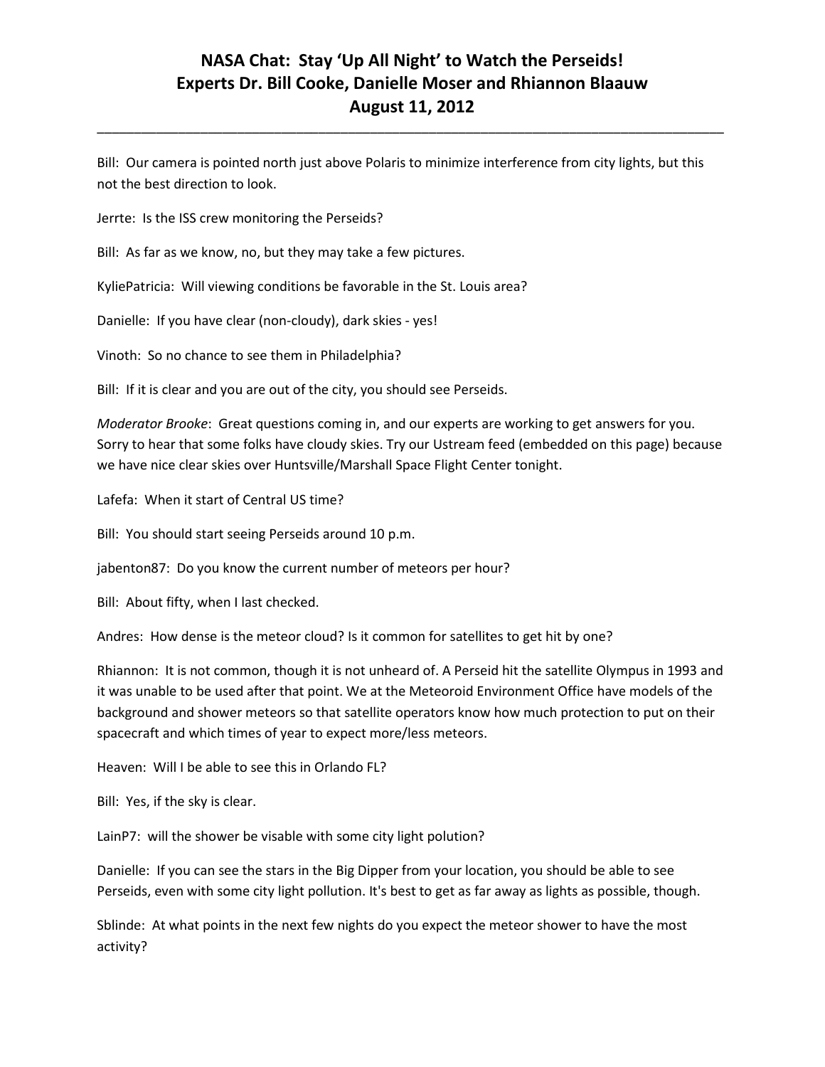Bill: Our camera is pointed north just above Polaris to minimize interference from city lights, but this not the best direction to look.

Jerrte: Is the ISS crew monitoring the Perseids?

Bill: As far as we know, no, but they may take a few pictures.

KyliePatricia: Will viewing conditions be favorable in the St. Louis area?

Danielle: If you have clear (non-cloudy), dark skies - yes!

Vinoth: So no chance to see them in Philadelphia?

Bill: If it is clear and you are out of the city, you should see Perseids.

*Moderator Brooke*: Great questions coming in, and our experts are working to get answers for you. Sorry to hear that some folks have cloudy skies. Try our Ustream feed (embedded on this page) because we have nice clear skies over Huntsville/Marshall Space Flight Center tonight.

Lafefa: When it start of Central US time?

Bill: You should start seeing Perseids around 10 p.m.

jabenton87: Do you know the current number of meteors per hour?

Bill: About fifty, when I last checked.

Andres: How dense is the meteor cloud? Is it common for satellites to get hit by one?

Rhiannon: It is not common, though it is not unheard of. A Perseid hit the satellite Olympus in 1993 and it was unable to be used after that point. We at the Meteoroid Environment Office have models of the background and shower meteors so that satellite operators know how much protection to put on their spacecraft and which times of year to expect more/less meteors.

Heaven: Will I be able to see this in Orlando FL?

Bill: Yes, if the sky is clear.

LainP7: will the shower be visable with some city light polution?

Danielle: If you can see the stars in the Big Dipper from your location, you should be able to see Perseids, even with some city light pollution. It's best to get as far away as lights as possible, though.

Sblinde: At what points in the next few nights do you expect the meteor shower to have the most activity?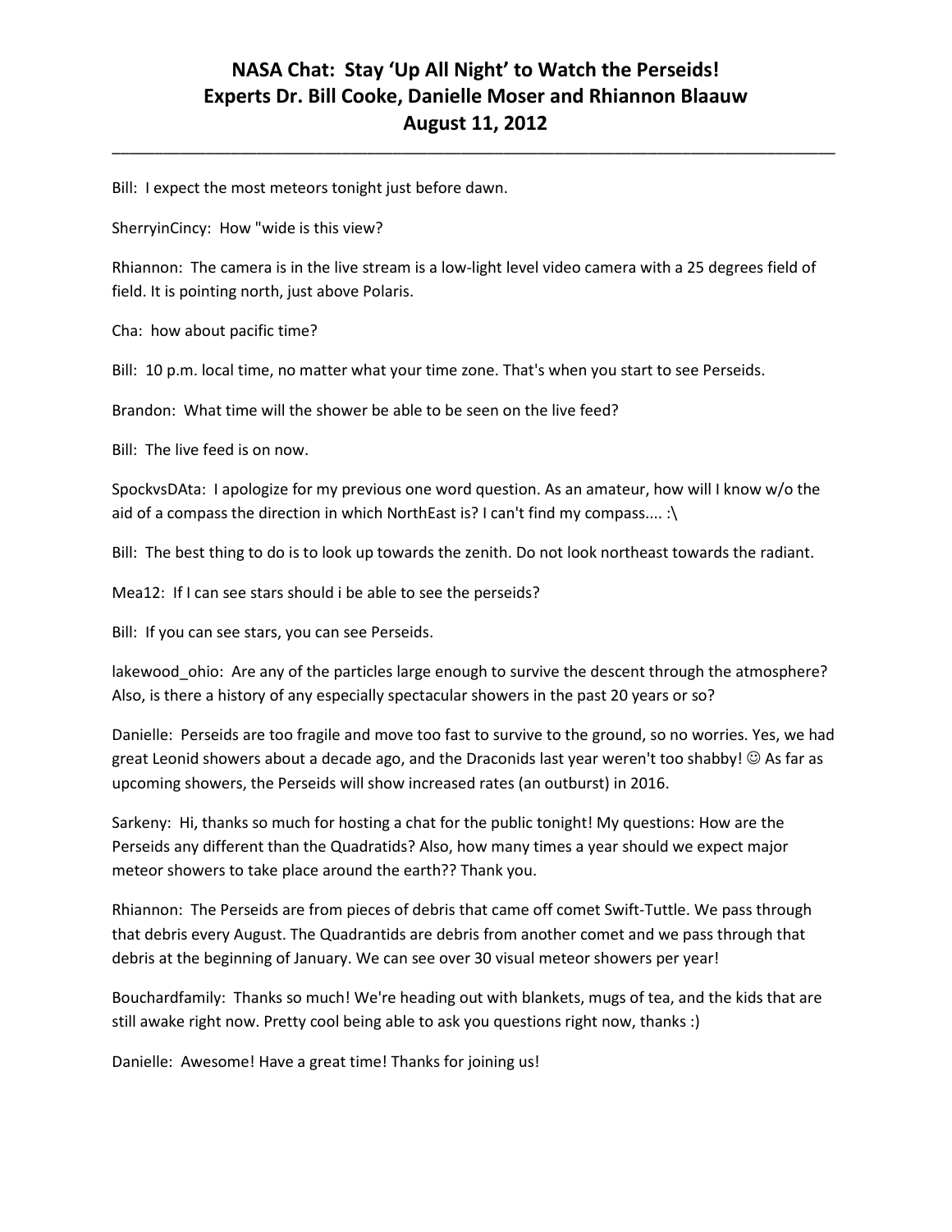# NASA Chat: Stay 'Up All Night' to Watch the Perseids!
# Experts Dr. Bill Cooke, Danielle Moser and Rhiannon Blaauw
# August 11, 2012

Bill: I expect the most meteors tonight just before dawn.

SherryinCincy: How "wide is this view?

Rhiannon: The camera is in the live stream is a low-light level video camera with a 25 degrees field of field. It is pointing north, just above Polaris.

Cha: how about pacific time?

Bill: 10 p.m. local time, no matter what your time zone. That's when you start to see Perseids.

Brandon: What time will the shower be able to be seen on the live feed?

Bill: The live feed is on now.

SpockvsDAta: I apologize for my previous one word question. As an amateur, how will I know w/o the aid of a compass the direction in which NorthEast is? I can't find my compass.... :\

Bill: The best thing to do is to look up towards the zenith. Do not look northeast towards the radiant.

Mea12: If I can see stars should i be able to see the perseids?

Bill: If you can see stars, you can see Perseids.

lakewood_ohio: Are any of the particles large enough to survive the descent through the atmosphere? Also, is there a history of any especially spectacular showers in the past 20 years or so?

Danielle: Perseids are too fragile and move too fast to survive to the ground, so no worries. Yes, we had great Leonid showers about a decade ago, and the Draconids last year weren't too shabby! ☺ As far as upcoming showers, the Perseids will show increased rates (an outburst) in 2016.

Sarkeny: Hi, thanks so much for hosting a chat for the public tonight! My questions: How are the Perseids any different than the Quadratids? Also, how many times a year should we expect major meteor showers to take place around the earth?? Thank you.

Rhiannon: The Perseids are from pieces of debris that came off comet Swift-Tuttle. We pass through that debris every August. The Quadrantids are debris from another comet and we pass through that debris at the beginning of January. We can see over 30 visual meteor showers per year!

Bouchardfamily: Thanks so much! We're heading out with blankets, mugs of tea, and the kids that are still awake right now. Pretty cool being able to ask you questions right now, thanks :)

Danielle: Awesome! Have a great time! Thanks for joining us!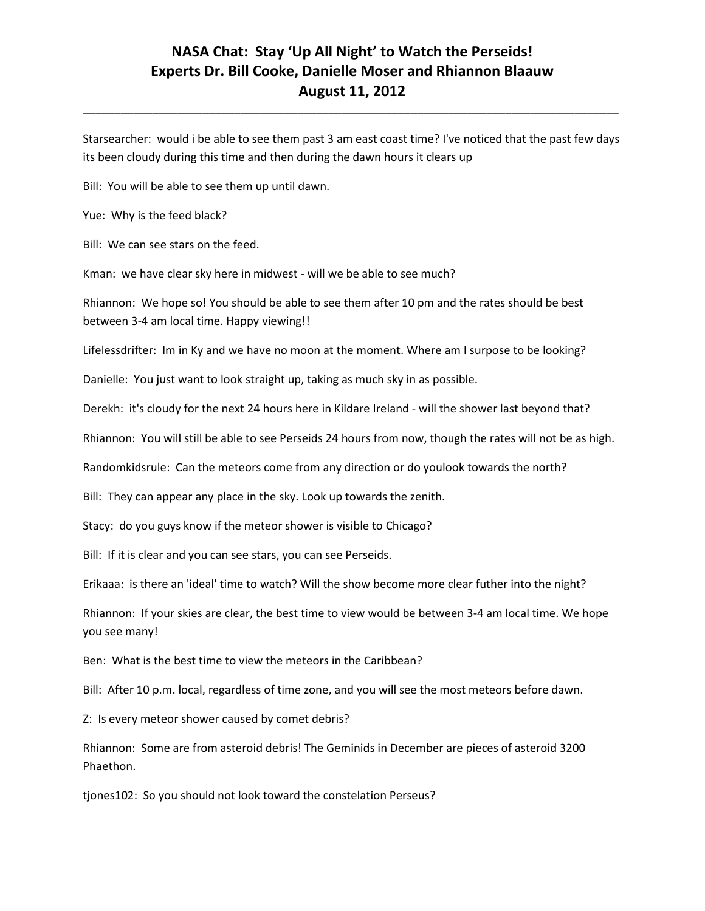# NASA Chat: Stay 'Up All Night' to Watch the Perseids!
## Experts Dr. Bill Cooke, Danielle Moser and Rhiannon Blaauw
## August 11, 2012

---

Starsearcher: would i be able to see them past 3 am east coast time? I've noticed that the past few days its been cloudy during this time and then during the dawn hours it clears up

Bill: You will be able to see them up until dawn.

Yue: Why is the feed black?

Bill: We can see stars on the feed.

Kman: we have clear sky here in midwest - will we be able to see much?

Rhiannon: We hope so! You should be able to see them after 10 pm and the rates should be best between 3-4 am local time. Happy viewing!!

Lifelessdrifter: Im in Ky and we have no moon at the moment. Where am I surpose to be looking?

Danielle: You just want to look straight up, taking as much sky in as possible.

Derekh: it's cloudy for the next 24 hours here in Kildare Ireland - will the shower last beyond that?

Rhiannon: You will still be able to see Perseids 24 hours from now, though the rates will not be as high.

Randomkidsrule: Can the meteors come from any direction or do youlook towards the north?

Bill: They can appear any place in the sky. Look up towards the zenith.

Stacy: do you guys know if the meteor shower is visible to Chicago?

Bill: If it is clear and you can see stars, you can see Perseids.

Erikaaa: is there an 'ideal' time to watch? Will the show become more clear futher into the night?

Rhiannon: If your skies are clear, the best time to view would be between 3-4 am local time. We hope you see many!

Ben: What is the best time to view the meteors in the Caribbean?

Bill: After 10 p.m. local, regardless of time zone, and you will see the most meteors before dawn.

Z: Is every meteor shower caused by comet debris?

Rhiannon: Some are from asteroid debris! The Geminids in December are pieces of asteroid 3200 Phaethon.

tjones102: So you should not look toward the constelation Perseus?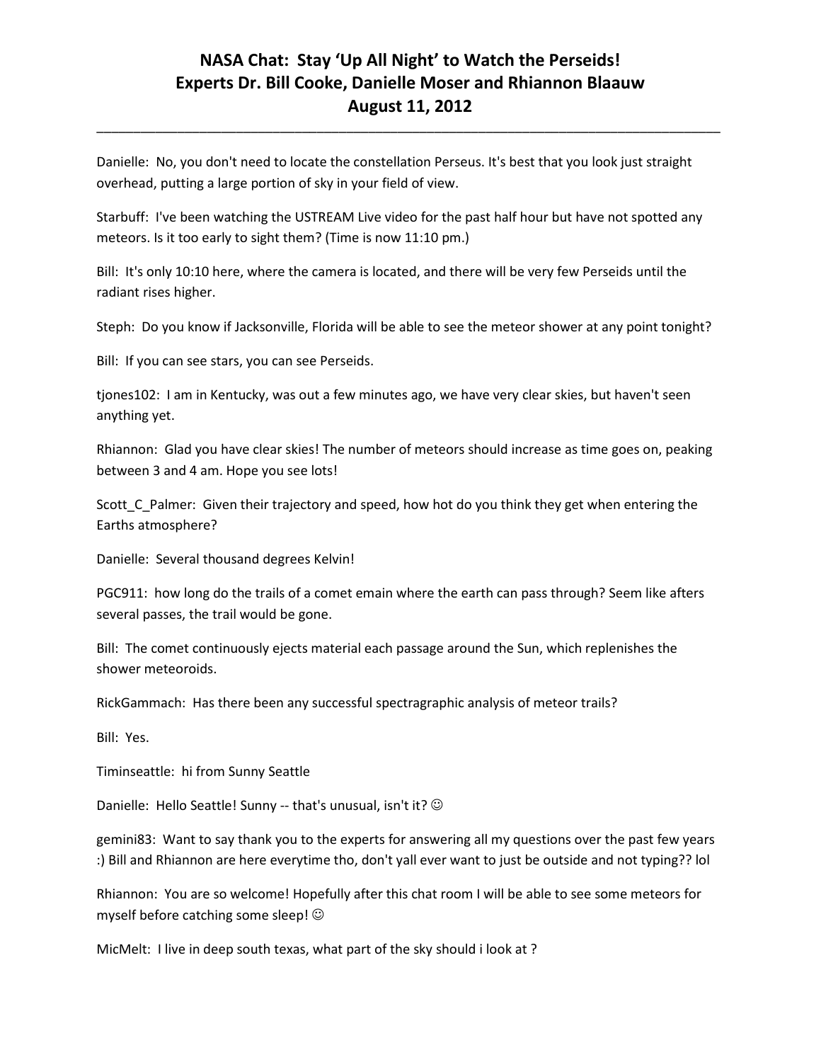Danielle: No, you don't need to locate the constellation Perseus. It's best that you look just straight overhead, putting a large portion of sky in your field of view.

Starbuff: I've been watching the USTREAM Live video for the past half hour but have not spotted any meteors. Is it too early to sight them? (Time is now 11:10 pm.)

Bill: It's only 10:10 here, where the camera is located, and there will be very few Perseids until the radiant rises higher.

Steph: Do you know if Jacksonville, Florida will be able to see the meteor shower at any point tonight?

Bill: If you can see stars, you can see Perseids.

tjones102: I am in Kentucky, was out a few minutes ago, we have very clear skies, but haven't seen anything yet.

Rhiannon: Glad you have clear skies! The number of meteors should increase as time goes on, peaking between 3 and 4 am. Hope you see lots!

Scott_C_Palmer: Given their trajectory and speed, how hot do you think they get when entering the Earths atmosphere?

Danielle: Several thousand degrees Kelvin!

PGC911: how long do the trails of a comet emain where the earth can pass through? Seem like afters several passes, the trail would be gone.

Bill: The comet continuously ejects material each passage around the Sun, which replenishes the shower meteoroids.

RickGammach: Has there been any successful spectragraphic analysis of meteor trails?

Bill: Yes.

Timinseattle: hi from Sunny Seattle

Danielle: Hello Seattle! Sunny -- that's unusual, isn't it? ☺

gemini83: Want to say thank you to the experts for answering all my questions over the past few years :) Bill and Rhiannon are here everytime tho, don't yall ever want to just be outside and not typing?? lol

Rhiannon: You are so welcome! Hopefully after this chat room I will be able to see some meteors for myself before catching some sleep! ☺

MicMelt: I live in deep south texas, what part of the sky should i look at ?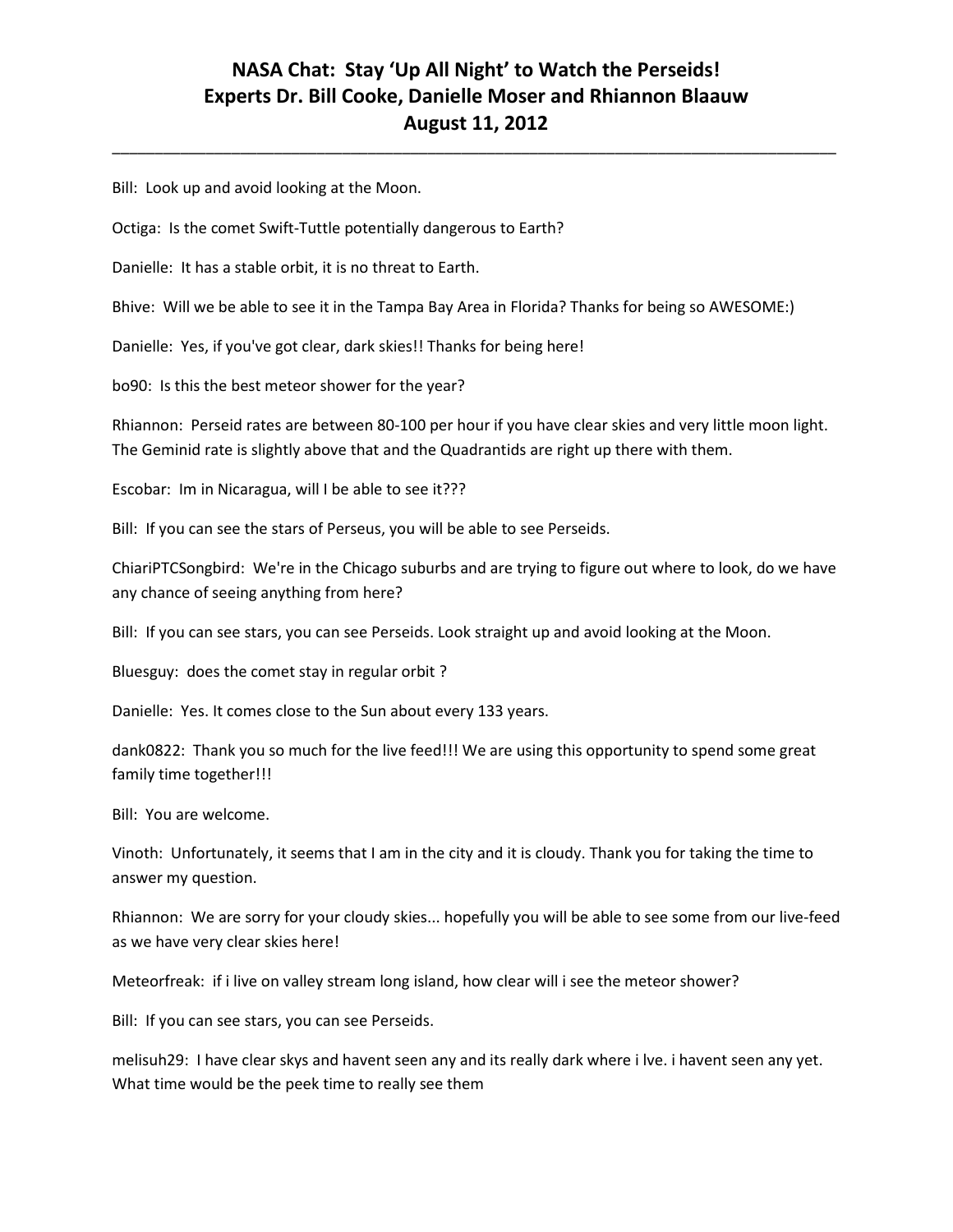Bill: Look up and avoid looking at the Moon.

Octiga: Is the comet Swift-Tuttle potentially dangerous to Earth?

Danielle: It has a stable orbit, it is no threat to Earth.

Bhive: Will we be able to see it in the Tampa Bay Area in Florida? Thanks for being so AWESOME:)

Danielle: Yes, if you've got clear, dark skies!! Thanks for being here!

bo90: Is this the best meteor shower for the year?

Rhiannon: Perseid rates are between 80-100 per hour if you have clear skies and very little moon light. The Geminid rate is slightly above that and the Quadrantids are right up there with them.

Escobar: Im in Nicaragua, will I be able to see it???

Bill: If you can see the stars of Perseus, you will be able to see Perseids.

ChiariPTCSongbird: We're in the Chicago suburbs and are trying to figure out where to look, do we have any chance of seeing anything from here?

Bill: If you can see stars, you can see Perseids. Look straight up and avoid looking at the Moon.

Bluesguy: does the comet stay in regular orbit ?

Danielle: Yes. It comes close to the Sun about every 133 years.

dank0822: Thank you so much for the live feed!!! We are using this opportunity to spend some great family time together!!!

Bill: You are welcome.

Vinoth: Unfortunately, it seems that I am in the city and it is cloudy. Thank you for taking the time to answer my question.

Rhiannon: We are sorry for your cloudy skies... hopefully you will be able to see some from our live-feed as we have very clear skies here!

Meteorfreak: if i live on valley stream long island, how clear will i see the meteor shower?

Bill: If you can see stars, you can see Perseids.

melisuh29: I have clear skys and havent seen any and its really dark where i lve. i havent seen any yet. What time would be the peek time to really see them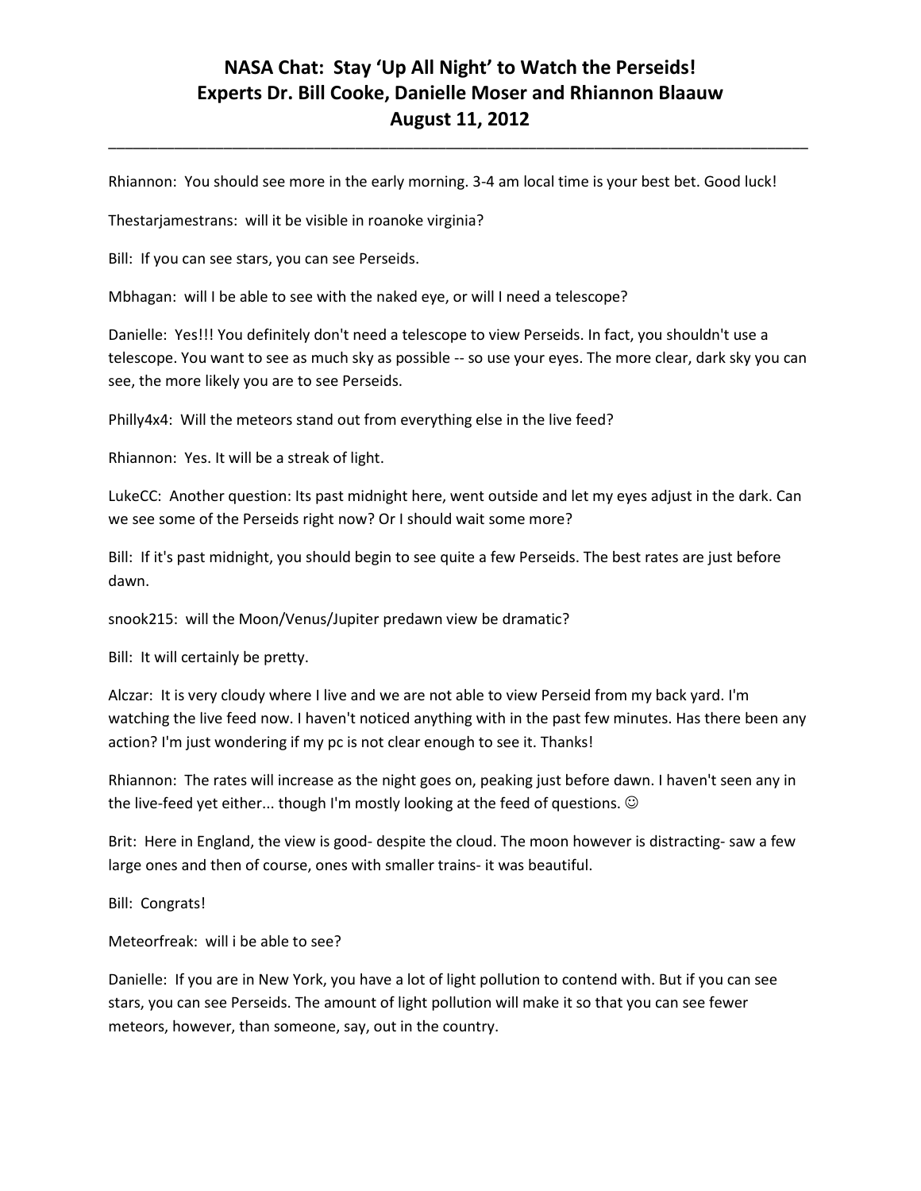Rhiannon: You should see more in the early morning. 3-4 am local time is your best bet. Good luck!

Thestarjamestrans: will it be visible in roanoke virginia?

Bill: If you can see stars, you can see Perseids.

Mbhagan: will I be able to see with the naked eye, or will I need a telescope?

Danielle: Yes!!! You definitely don't need a telescope to view Perseids. In fact, you shouldn't use a telescope. You want to see as much sky as possible -- so use your eyes. The more clear, dark sky you can see, the more likely you are to see Perseids.

Philly4x4: Will the meteors stand out from everything else in the live feed?

Rhiannon: Yes. It will be a streak of light.

LukeCC: Another question: Its past midnight here, went outside and let my eyes adjust in the dark. Can we see some of the Perseids right now? Or I should wait some more?

Bill: If it's past midnight, you should begin to see quite a few Perseids. The best rates are just before dawn.

snook215: will the Moon/Venus/Jupiter predawn view be dramatic?

Bill: It will certainly be pretty.

Alczar: It is very cloudy where I live and we are not able to view Perseid from my back yard. I'm watching the live feed now. I haven't noticed anything with in the past few minutes. Has there been any action? I'm just wondering if my pc is not clear enough to see it. Thanks!

Rhiannon: The rates will increase as the night goes on, peaking just before dawn. I haven't seen any in the live-feed yet either... though I'm mostly looking at the feed of questions. ☺

Brit: Here in England, the view is good- despite the cloud. The moon however is distracting- saw a few large ones and then of course, ones with smaller trains- it was beautiful.

Bill: Congrats!

Meteorfreak: will i be able to see?

Danielle: If you are in New York, you have a lot of light pollution to contend with. But if you can see stars, you can see Perseids. The amount of light pollution will make it so that you can see fewer meteors, however, than someone, say, out in the country.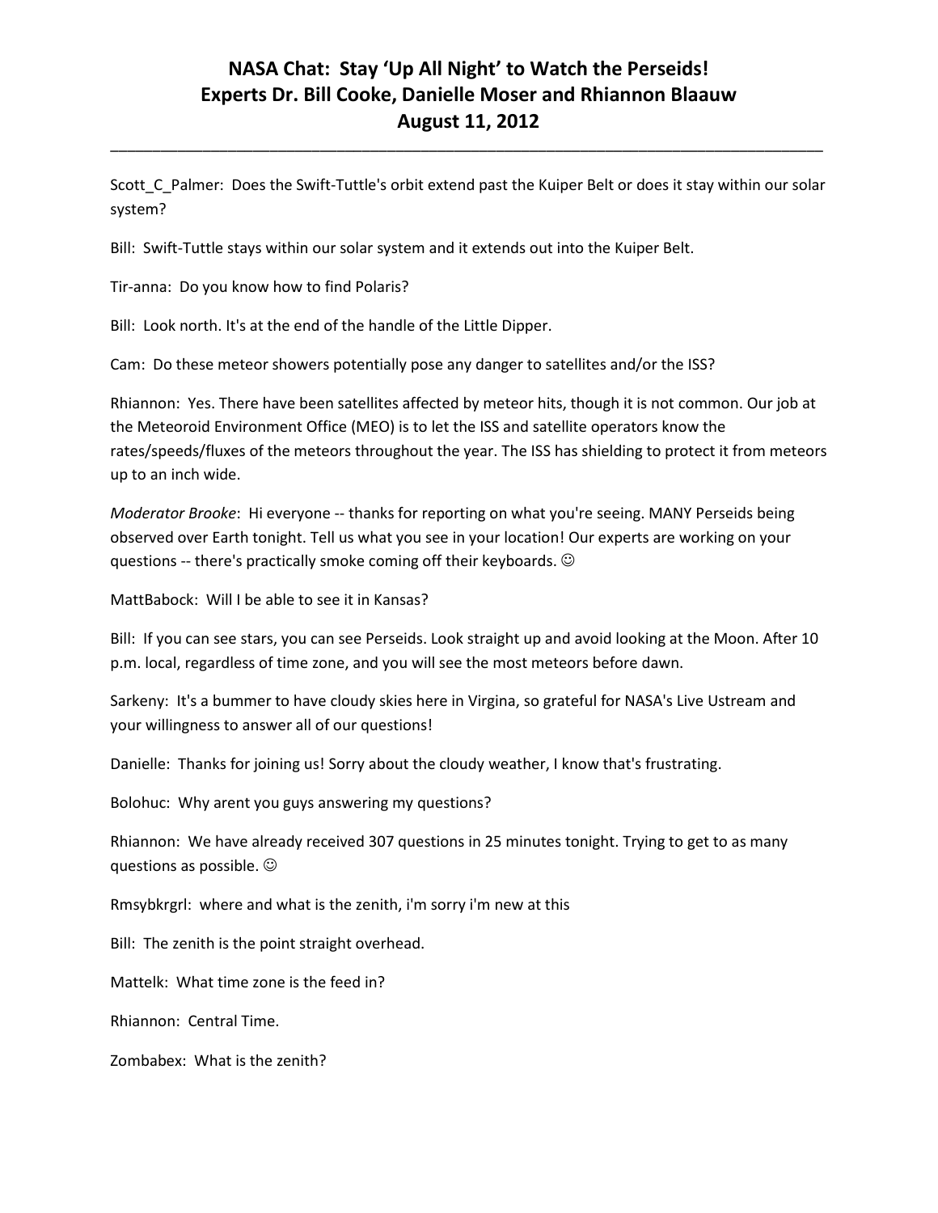Scott_C_Palmer: Does the Swift-Tuttle's orbit extend past the Kuiper Belt or does it stay within our solar system?

Bill: Swift-Tuttle stays within our solar system and it extends out into the Kuiper Belt.

Tir-anna: Do you know how to find Polaris?

Bill: Look north. It's at the end of the handle of the Little Dipper.

Cam: Do these meteor showers potentially pose any danger to satellites and/or the ISS?

Rhiannon: Yes. There have been satellites affected by meteor hits, though it is not common. Our job at the Meteoroid Environment Office (MEO) is to let the ISS and satellite operators know the rates/speeds/fluxes of the meteors throughout the year. The ISS has shielding to protect it from meteors up to an inch wide.

*Moderator Brooke*: Hi everyone -- thanks for reporting on what you're seeing. MANY Perseids being observed over Earth tonight. Tell us what you see in your location! Our experts are working on your questions -- there's practically smoke coming off their keyboards. ☺

MattBabock: Will I be able to see it in Kansas?

Bill: If you can see stars, you can see Perseids. Look straight up and avoid looking at the Moon. After 10 p.m. local, regardless of time zone, and you will see the most meteors before dawn.

Sarkeny: It's a bummer to have cloudy skies here in Virgina, so grateful for NASA's Live Ustream and your willingness to answer all of our questions!

Danielle: Thanks for joining us! Sorry about the cloudy weather, I know that's frustrating.

Bolohuc: Why arent you guys answering my questions?

Rhiannon: We have already received 307 questions in 25 minutes tonight. Trying to get to as many questions as possible. ☺

Rmsybkrgrl: where and what is the zenith, i'm sorry i'm new at this

Bill: The zenith is the point straight overhead.

Mattelk: What time zone is the feed in?

Rhiannon: Central Time.

Zombabex: What is the zenith?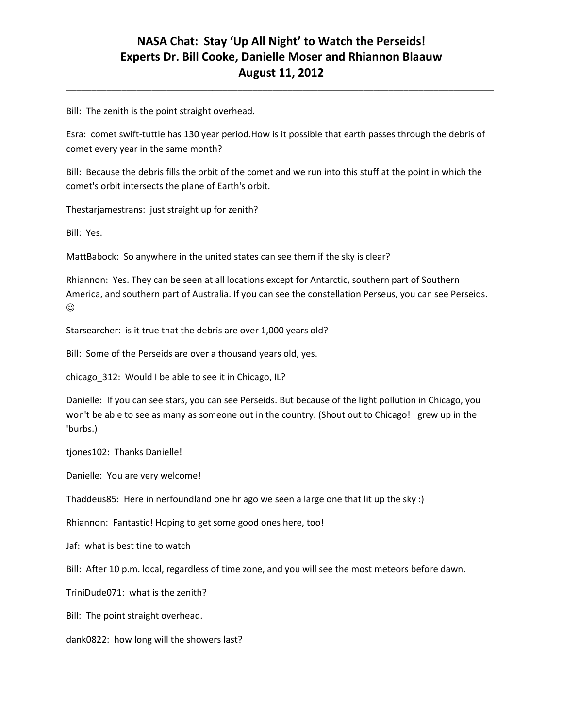Bill: The zenith is the point straight overhead.

Esra: comet swift-tuttle has 130 year period.How is it possible that earth passes through the debris of comet every year in the same month?

Bill: Because the debris fills the orbit of the comet and we run into this stuff at the point in which the comet's orbit intersects the plane of Earth's orbit.

Thestarjamestrans: just straight up for zenith?

Bill: Yes.

MattBabock: So anywhere in the united states can see them if the sky is clear?

Rhiannon: Yes. They can be seen at all locations except for Antarctic, southern part of Southern America, and southern part of Australia. If you can see the constellation Perseus, you can see Perseids. ☺

Starsearcher: is it true that the debris are over 1,000 years old?

Bill: Some of the Perseids are over a thousand years old, yes.

chicago_312: Would I be able to see it in Chicago, IL?

Danielle: If you can see stars, you can see Perseids. But because of the light pollution in Chicago, you won't be able to see as many as someone out in the country. (Shout out to Chicago! I grew up in the 'burbs.)

tjones102: Thanks Danielle!

Danielle: You are very welcome!

Thaddeus85: Here in nerfoundland one hr ago we seen a large one that lit up the sky :)

Rhiannon: Fantastic! Hoping to get some good ones here, too!

Jaf: what is best tine to watch

Bill: After 10 p.m. local, regardless of time zone, and you will see the most meteors before dawn.

TriniDude071: what is the zenith?

Bill: The point straight overhead.

dank0822: how long will the showers last?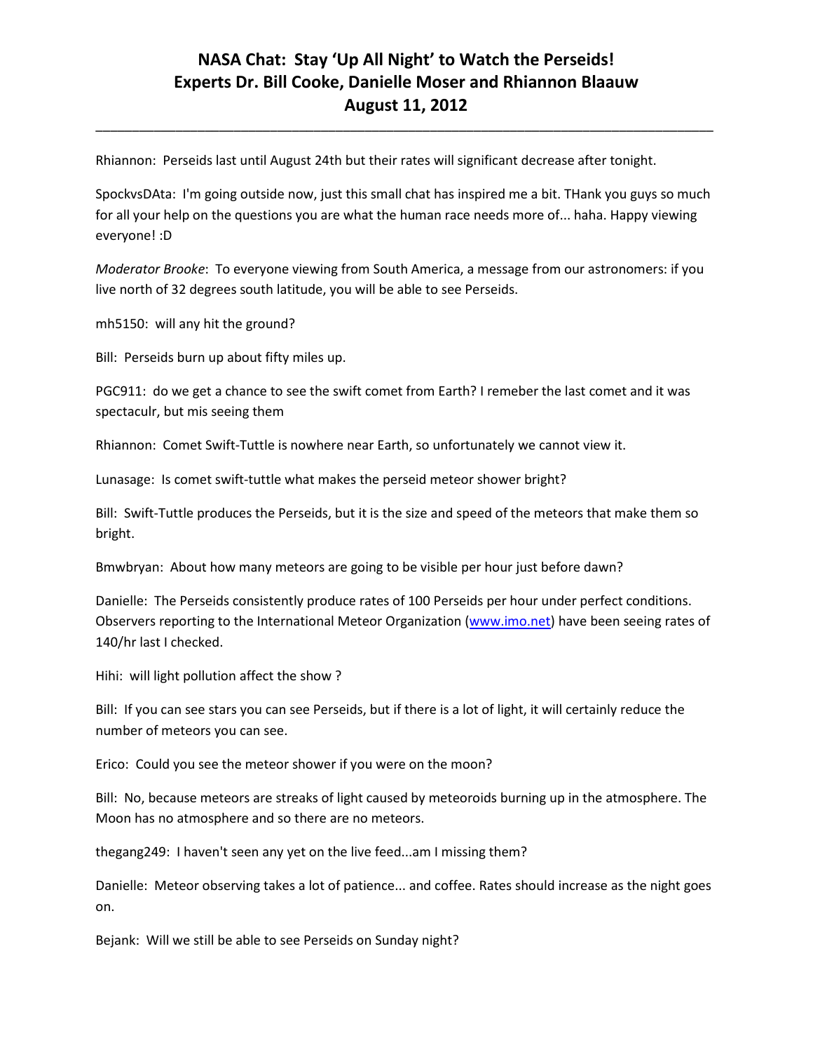Rhiannon: Perseids last until August 24th but their rates will significant decrease after tonight.

SpockvsDAta: I'm going outside now, just this small chat has inspired me a bit. THank you guys so much for all your help on the questions you are what the human race needs more of... haha. Happy viewing everyone! :D

*Moderator Brooke*: To everyone viewing from South America, a message from our astronomers: if you live north of 32 degrees south latitude, you will be able to see Perseids.

mh5150: will any hit the ground?

Bill: Perseids burn up about fifty miles up.

PGC911: do we get a chance to see the swift comet from Earth? I remeber the last comet and it was spectaculr, but mis seeing them

Rhiannon: Comet Swift-Tuttle is nowhere near Earth, so unfortunately we cannot view it.

Lunasage: Is comet swift-tuttle what makes the perseid meteor shower bright?

Bill: Swift-Tuttle produces the Perseids, but it is the size and speed of the meteors that make them so bright.

Bmwbryan: About how many meteors are going to be visible per hour just before dawn?

Danielle: The Perseids consistently produce rates of 100 Perseids per hour under perfect conditions. Observers reporting to the International Meteor Organization (www.imo.net) have been seeing rates of 140/hr last I checked.

Hihi: will light pollution affect the show ?

Bill: If you can see stars you can see Perseids, but if there is a lot of light, it will certainly reduce the number of meteors you can see.

Erico: Could you see the meteor shower if you were on the moon?

Bill: No, because meteors are streaks of light caused by meteoroids burning up in the atmosphere. The Moon has no atmosphere and so there are no meteors.

thegang249: I haven't seen any yet on the live feed...am I missing them?

Danielle: Meteor observing takes a lot of patience... and coffee. Rates should increase as the night goes on.

Bejank: Will we still be able to see Perseids on Sunday night?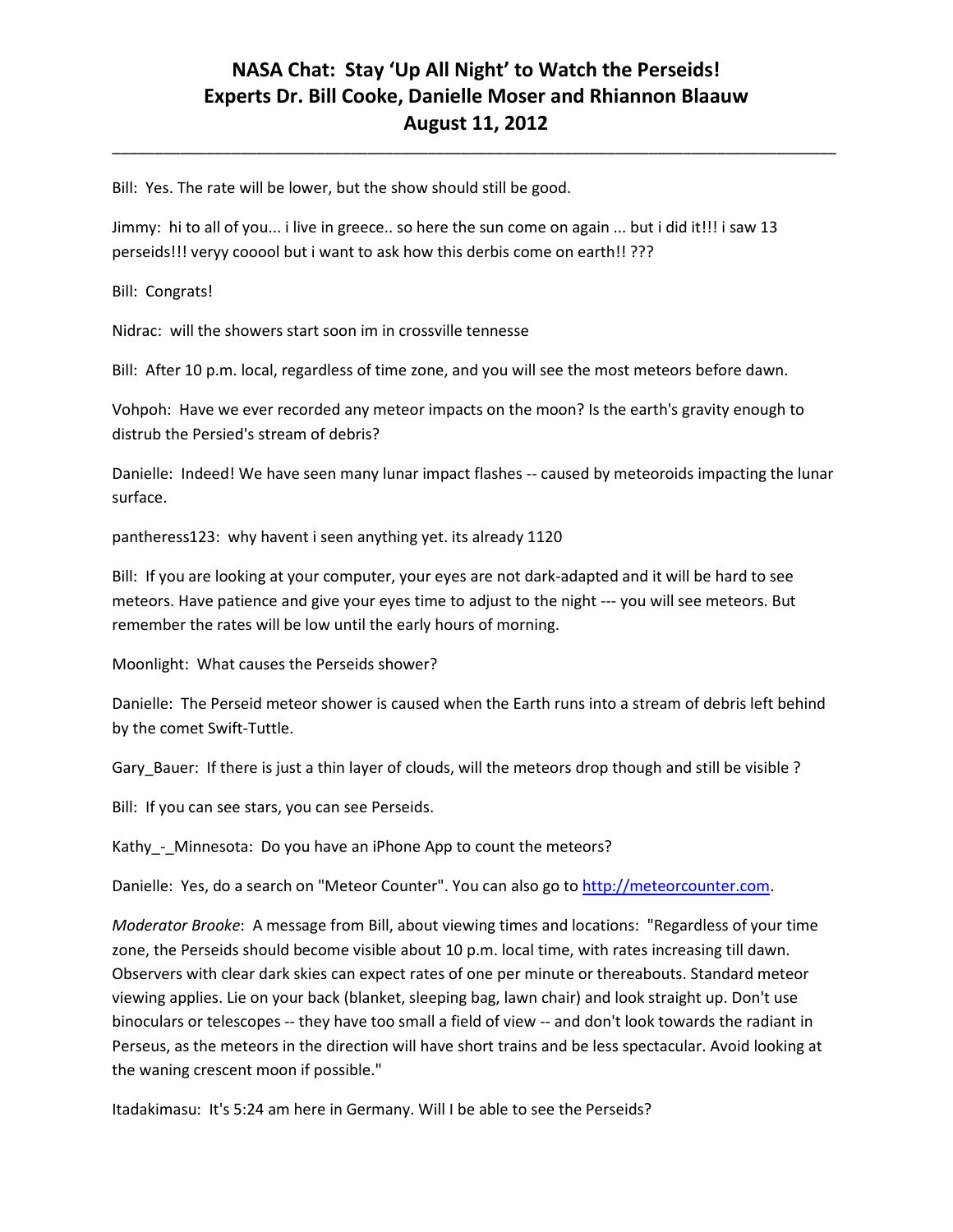Bill: Yes. The rate will be lower, but the show should still be good.

Jimmy: hi to all of you... i live in greece.. so here the sun come on again ... but i did it!!! i saw 13 perseids!!! veryy cooool but i want to ask how this derbis come on earth!! ???

Bill: Congrats!

Nidrac: will the showers start soon im in crossville tennesse

Bill: After 10 p.m. local, regardless of time zone, and you will see the most meteors before dawn.

Vohpoh: Have we ever recorded any meteor impacts on the moon? Is the earth's gravity enough to distrub the Persied's stream of debris?

Danielle: Indeed! We have seen many lunar impact flashes -- caused by meteoroids impacting the lunar surface.

pantheress123: why havent i seen anything yet. its already 1120

Bill: If you are looking at your computer, your eyes are not dark-adapted and it will be hard to see meteors. Have patience and give your eyes time to adjust to the night --- you will see meteors. But remember the rates will be low until the early hours of morning.

Moonlight: What causes the Perseids shower?

Danielle: The Perseid meteor shower is caused when the Earth runs into a stream of debris left behind by the comet Swift-Tuttle.

Gary_Bauer: If there is just a thin layer of clouds, will the meteors drop though and still be visible ?

Bill: If you can see stars, you can see Perseids.

Kathy_-_Minnesota: Do you have an iPhone App to count the meteors?

Danielle: Yes, do a search on "Meteor Counter". You can also go to [http://meteorcounter.com](http://meteorcounter.com).

*Moderator Brooke*: A message from Bill, about viewing times and locations: "Regardless of your time zone, the Perseids should become visible about 10 p.m. local time, with rates increasing till dawn. Observers with clear dark skies can expect rates of one per minute or thereabouts. Standard meteor viewing applies. Lie on your back (blanket, sleeping bag, lawn chair) and look straight up. Don't use binoculars or telescopes -- they have too small a field of view -- and don't look towards the radiant in Perseus, as the meteors in the direction will have short trains and be less spectacular. Avoid looking at the waning crescent moon if possible."

Itadakimasu: It's 5:24 am here in Germany. Will I be able to see the Perseids?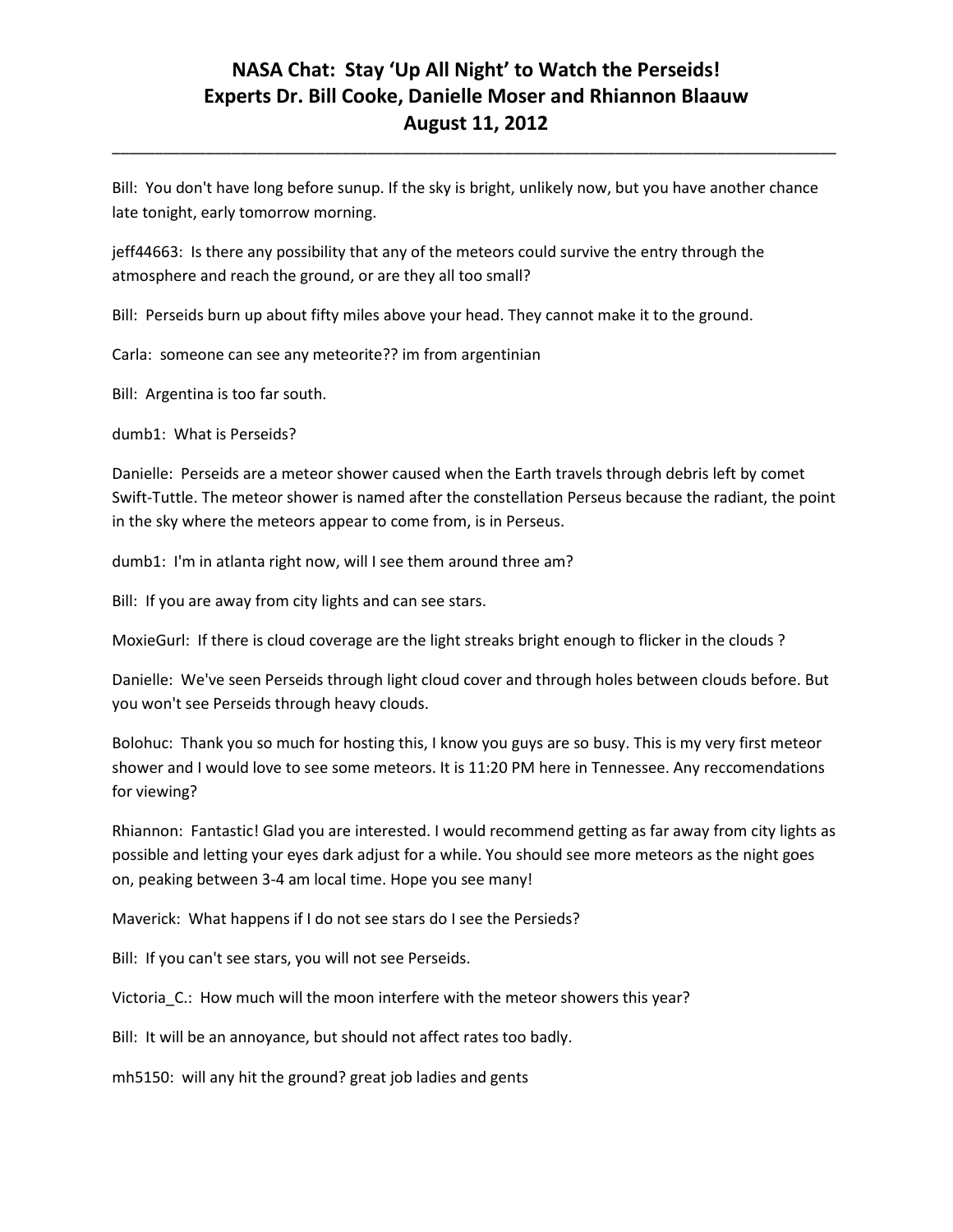Bill: You don't have long before sunup. If the sky is bright, unlikely now, but you have another chance late tonight, early tomorrow morning.

jeff44663: Is there any possibility that any of the meteors could survive the entry through the atmosphere and reach the ground, or are they all too small?

Bill: Perseids burn up about fifty miles above your head. They cannot make it to the ground.

Carla: someone can see any meteorite?? im from argentinian

Bill: Argentina is too far south.

dumb1: What is Perseids?

Danielle: Perseids are a meteor shower caused when the Earth travels through debris left by comet Swift-Tuttle. The meteor shower is named after the constellation Perseus because the radiant, the point in the sky where the meteors appear to come from, is in Perseus.

dumb1: I'm in atlanta right now, will I see them around three am?

Bill: If you are away from city lights and can see stars.

MoxieGurl: If there is cloud coverage are the light streaks bright enough to flicker in the clouds ?

Danielle: We've seen Perseids through light cloud cover and through holes between clouds before. But you won't see Perseids through heavy clouds.

Bolohuc: Thank you so much for hosting this, I know you guys are so busy. This is my very first meteor shower and I would love to see some meteors. It is 11:20 PM here in Tennessee. Any reccomendations for viewing?

Rhiannon: Fantastic! Glad you are interested. I would recommend getting as far away from city lights as possible and letting your eyes dark adjust for a while. You should see more meteors as the night goes on, peaking between 3-4 am local time. Hope you see many!

Maverick: What happens if I do not see stars do I see the Persieds?

Bill: If you can't see stars, you will not see Perseids.

Victoria_C.: How much will the moon interfere with the meteor showers this year?

Bill: It will be an annoyance, but should not affect rates too badly.

mh5150: will any hit the ground? great job ladies and gents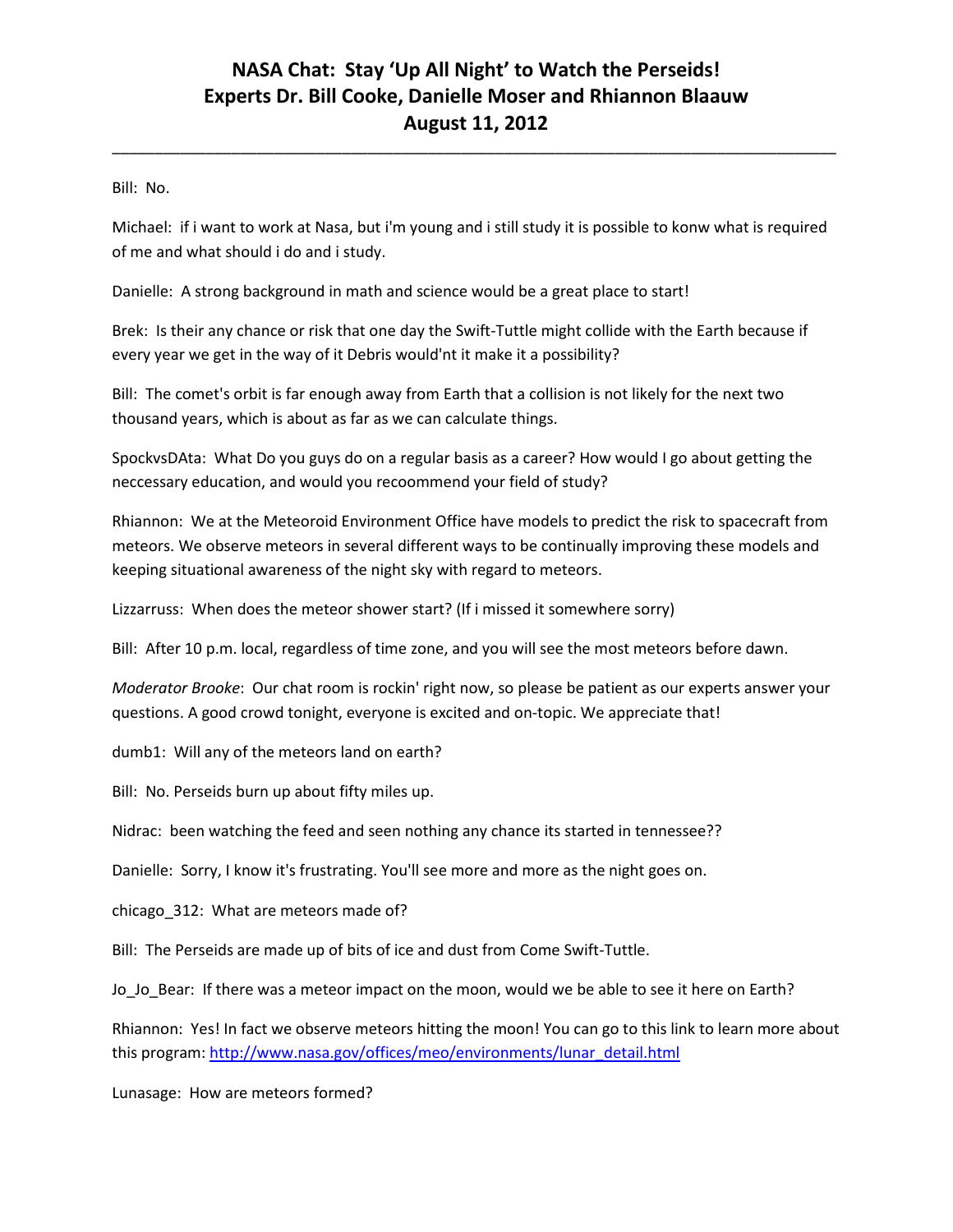Bill: No.

Michael: if i want to work at Nasa, but i'm young and i still study it is possible to konw what is required of me and what should i do and i study.

Danielle: A strong background in math and science would be a great place to start!

Brek: Is their any chance or risk that one day the Swift-Tuttle might collide with the Earth because if every year we get in the way of it Debris would'nt it make it a possibility?

Bill: The comet's orbit is far enough away from Earth that a collision is not likely for the next two thousand years, which is about as far as we can calculate things.

SpockvsDAta: What Do you guys do on a regular basis as a career? How would I go about getting the neccessary education, and would you recoommend your field of study?

Rhiannon: We at the Meteoroid Environment Office have models to predict the risk to spacecraft from meteors. We observe meteors in several different ways to be continually improving these models and keeping situational awareness of the night sky with regard to meteors.

Lizzarruss: When does the meteor shower start? (If i missed it somewhere sorry)

Bill: After 10 p.m. local, regardless of time zone, and you will see the most meteors before dawn.

*Moderator Brooke*: Our chat room is rockin' right now, so please be patient as our experts answer your questions. A good crowd tonight, everyone is excited and on-topic. We appreciate that!

dumb1: Will any of the meteors land on earth?

Bill: No. Perseids burn up about fifty miles up.

Nidrac: been watching the feed and seen nothing any chance its started in tennessee??

Danielle: Sorry, I know it's frustrating. You'll see more and more as the night goes on.

chicago_312: What are meteors made of?

Bill: The Perseids are made up of bits of ice and dust from Come Swift-Tuttle.

Jo_Jo_Bear: If there was a meteor impact on the moon, would we be able to see it here on Earth?

Rhiannon: Yes! In fact we observe meteors hitting the moon! You can go to this link to learn more about this program: [http://www.nasa.gov/offices/meo/environments/lunar_detail.html](http://www.nasa.gov/offices/meo/environments/lunar_detail.html)

Lunasage: How are meteors formed?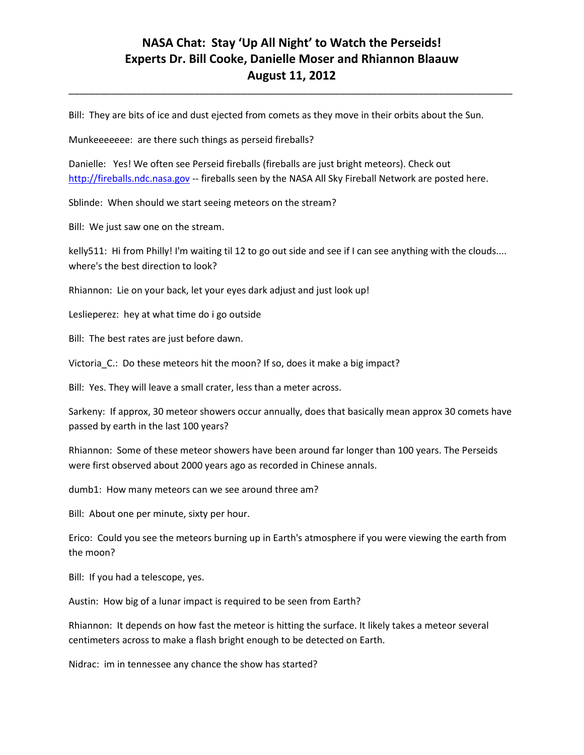Bill: They are bits of ice and dust ejected from comets as they move in their orbits about the Sun.

Munkeeeeeee: are there such things as perseid fireballs?

Danielle: Yes! We often see Perseid fireballs (fireballs are just bright meteors). Check out http://fireballs.ndc.nasa.gov -- fireballs seen by the NASA All Sky Fireball Network are posted here.

Sblinde: When should we start seeing meteors on the stream?

Bill: We just saw one on the stream.

kelly511: Hi from Philly! I'm waiting til 12 to go out side and see if I can see anything with the clouds.... where's the best direction to look?

Rhiannon: Lie on your back, let your eyes dark adjust and just look up!

Leslieperez: hey at what time do i go outside

Bill: The best rates are just before dawn.

Victoria_C.: Do these meteors hit the moon? If so, does it make a big impact?

Bill: Yes. They will leave a small crater, less than a meter across.

Sarkeny: If approx, 30 meteor showers occur annually, does that basically mean approx 30 comets have passed by earth in the last 100 years?

Rhiannon: Some of these meteor showers have been around far longer than 100 years. The Perseids were first observed about 2000 years ago as recorded in Chinese annals.

dumb1: How many meteors can we see around three am?

Bill: About one per minute, sixty per hour.

Erico: Could you see the meteors burning up in Earth's atmosphere if you were viewing the earth from the moon?

Bill: If you had a telescope, yes.

Austin: How big of a lunar impact is required to be seen from Earth?

Rhiannon: It depends on how fast the meteor is hitting the surface. It likely takes a meteor several centimeters across to make a flash bright enough to be detected on Earth.

Nidrac: im in tennessee any chance the show has started?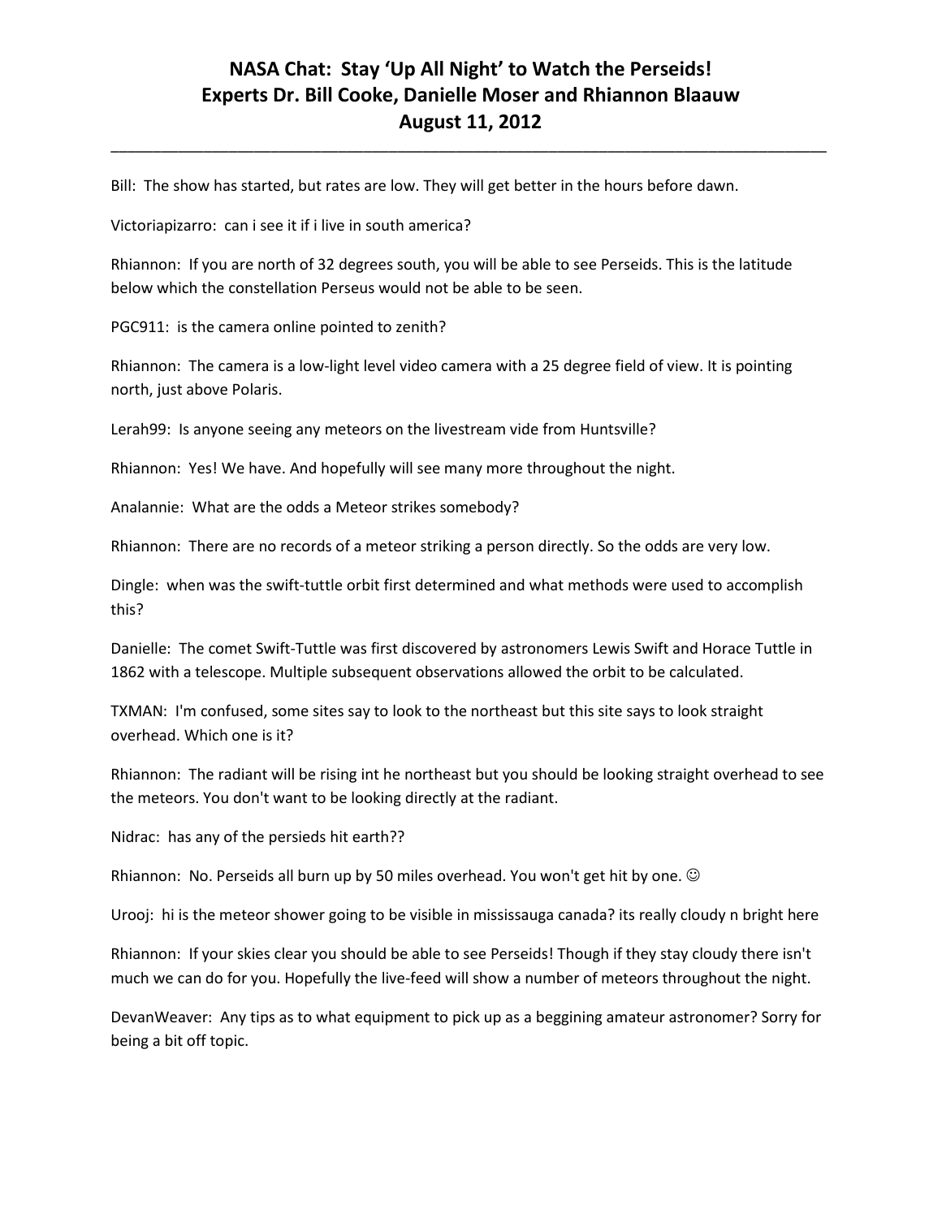Bill: The show has started, but rates are low. They will get better in the hours before dawn.

Victoriapizarro: can i see it if i live in south america?

Rhiannon: If you are north of 32 degrees south, you will be able to see Perseids. This is the latitude below which the constellation Perseus would not be able to be seen.

PGC911: is the camera online pointed to zenith?

Rhiannon: The camera is a low-light level video camera with a 25 degree field of view. It is pointing north, just above Polaris.

Lerah99: Is anyone seeing any meteors on the livestream vide from Huntsville?

Rhiannon: Yes! We have. And hopefully will see many more throughout the night.

Analannie: What are the odds a Meteor strikes somebody?

Rhiannon: There are no records of a meteor striking a person directly. So the odds are very low.

Dingle: when was the swift-tuttle orbit first determined and what methods were used to accomplish this?

Danielle: The comet Swift-Tuttle was first discovered by astronomers Lewis Swift and Horace Tuttle in 1862 with a telescope. Multiple subsequent observations allowed the orbit to be calculated.

TXMAN: I'm confused, some sites say to look to the northeast but this site says to look straight overhead. Which one is it?

Rhiannon: The radiant will be rising int he northeast but you should be looking straight overhead to see the meteors. You don't want to be looking directly at the radiant.

Nidrac: has any of the persieds hit earth??

Rhiannon: No. Perseids all burn up by 50 miles overhead. You won't get hit by one. ☺

Urooj: hi is the meteor shower going to be visible in mississauga canada? its really cloudy n bright here

Rhiannon: If your skies clear you should be able to see Perseids! Though if they stay cloudy there isn't much we can do for you. Hopefully the live-feed will show a number of meteors throughout the night.

DevanWeaver: Any tips as to what equipment to pick up as a beggining amateur astronomer? Sorry for being a bit off topic.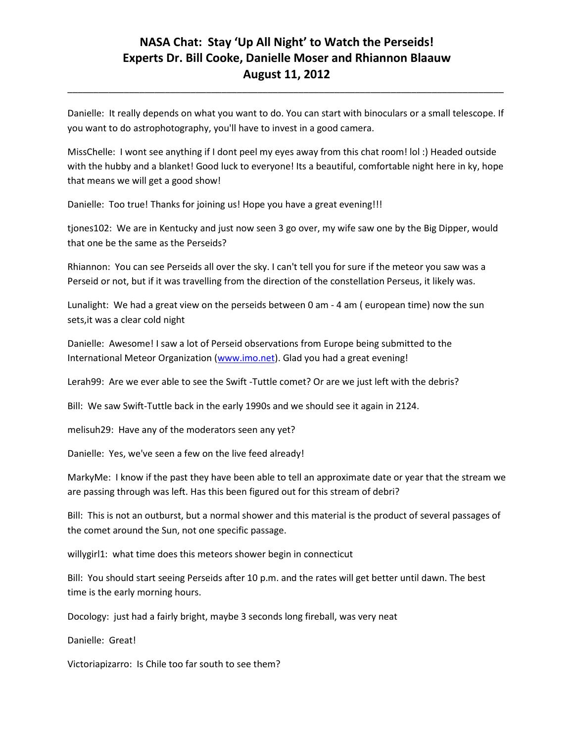# NASA Chat: Stay 'Up All Night' to Watch the Perseids!
# Experts Dr. Bill Cooke, Danielle Moser and Rhiannon Blaauw
# August 11, 2012

---

Danielle: It really depends on what you want to do. You can start with binoculars or a small telescope. If you want to do astrophotography, you'll have to invest in a good camera.

MissChelle: I wont see anything if I dont peel my eyes away from this chat room! lol :) Headed outside with the hubby and a blanket! Good luck to everyone! Its a beautiful, comfortable night here in ky, hope that means we will get a good show!

Danielle: Too true! Thanks for joining us! Hope you have a great evening!!!

tjones102: We are in Kentucky and just now seen 3 go over, my wife saw one by the Big Dipper, would that one be the same as the Perseids?

Rhiannon: You can see Perseids all over the sky. I can't tell you for sure if the meteor you saw was a Perseid or not, but if it was travelling from the direction of the constellation Perseus, it likely was.

Lunalight: We had a great view on the perseids between 0 am - 4 am ( european time) now the sun sets,it was a clear cold night

Danielle: Awesome! I saw a lot of Perseid observations from Europe being submitted to the International Meteor Organization (www.imo.net). Glad you had a great evening!

Lerah99: Are we ever able to see the Swift -Tuttle comet? Or are we just left with the debris?

Bill: We saw Swift-Tuttle back in the early 1990s and we should see it again in 2124.

melisuh29: Have any of the moderators seen any yet?

Danielle: Yes, we've seen a few on the live feed already!

MarkyMe: I know if the past they have been able to tell an approximate date or year that the stream we are passing through was left. Has this been figured out for this stream of debri?

Bill: This is not an outburst, but a normal shower and this material is the product of several passages of the comet around the Sun, not one specific passage.

willygirl1: what time does this meteors shower begin in connecticut

Bill: You should start seeing Perseids after 10 p.m. and the rates will get better until dawn. The best time is the early morning hours.

Docology: just had a fairly bright, maybe 3 seconds long fireball, was very neat

Danielle: Great!

Victoriapizarro: Is Chile too far south to see them?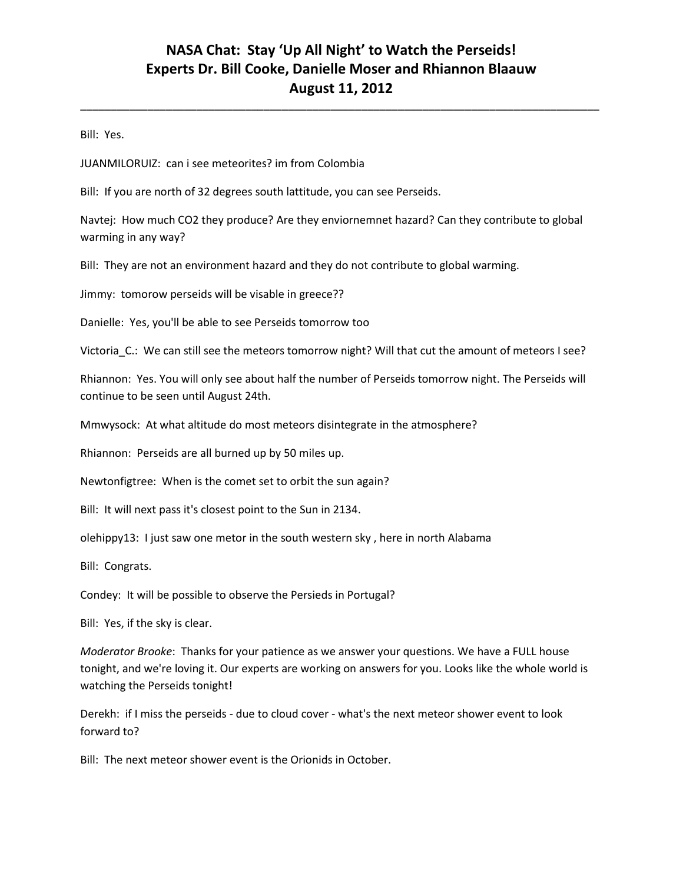Bill: Yes.

JUANMILORUIZ: can i see meteorites? im from Colombia

Bill: If you are north of 32 degrees south lattitude, you can see Perseids.

Navtej: How much $CO_2$ they produce? Are they enviornemnet hazard? Can they contribute to global warming in any way?

Bill: They are not an environment hazard and they do not contribute to global warming.

Jimmy: tomorow perseids will be visable in greece??

Danielle: Yes, you'll be able to see Perseids tomorrow too

Victoria_C.: We can still see the meteors tomorrow night? Will that cut the amount of meteors I see?

Rhiannon: Yes. You will only see about half the number of Perseids tomorrow night. The Perseids will continue to be seen until August 24th.

Mmwysock: At what altitude do most meteors disintegrate in the atmosphere?

Rhiannon: Perseids are all burned up by 50 miles up.

Newtonfigtree: When is the comet set to orbit the sun again?

Bill: It will next pass it's closest point to the Sun in 2134.

olehippy13: I just saw one metor in the south western sky , here in north Alabama

Bill: Congrats.

Condey: It will be possible to observe the Persieds in Portugal?

Bill: Yes, if the sky is clear.

*Moderator Brooke*: Thanks for your patience as we answer your questions. We have a FULL house tonight, and we're loving it. Our experts are working on answers for you. Looks like the whole world is watching the Perseids tonight!

Derekh: if I miss the perseids - due to cloud cover - what's the next meteor shower event to look forward to?

Bill: The next meteor shower event is the Orionids in October.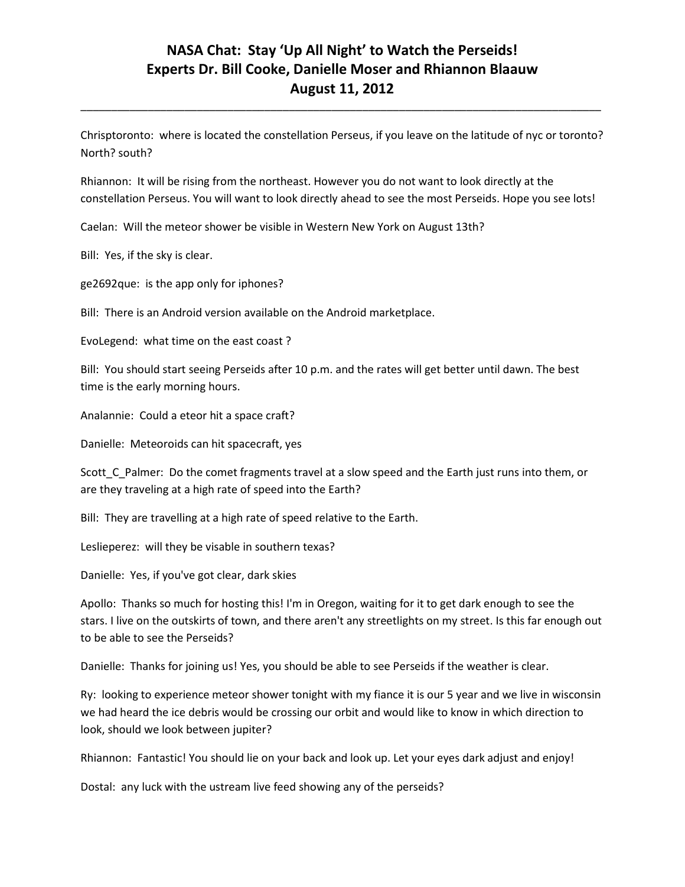# NASA Chat: Stay 'Up All Night' to Watch the Perseids!
# Experts Dr. Bill Cooke, Danielle Moser and Rhiannon Blaauw
# August 11, 2012

Chrisptoronto: where is located the constellation Perseus, if you leave on the latitude of nyc or toronto? North? south?

Rhiannon: It will be rising from the northeast. However you do not want to look directly at the constellation Perseus. You will want to look directly ahead to see the most Perseids. Hope you see lots!

Caelan: Will the meteor shower be visible in Western New York on August 13th?

Bill: Yes, if the sky is clear.

ge2692que: is the app only for iphones?

Bill: There is an Android version available on the Android marketplace.

EvoLegend: what time on the east coast ?

Bill: You should start seeing Perseids after 10 p.m. and the rates will get better until dawn. The best time is the early morning hours.

Analannie: Could a eteor hit a space craft?

Danielle: Meteoroids can hit spacecraft, yes

Scott_C_Palmer: Do the comet fragments travel at a slow speed and the Earth just runs into them, or are they traveling at a high rate of speed into the Earth?

Bill: They are travelling at a high rate of speed relative to the Earth.

Leslieperez: will they be visable in southern texas?

Danielle: Yes, if you've got clear, dark skies

Apollo: Thanks so much for hosting this! I'm in Oregon, waiting for it to get dark enough to see the stars. I live on the outskirts of town, and there aren't any streetlights on my street. Is this far enough out to be able to see the Perseids?

Danielle: Thanks for joining us! Yes, you should be able to see Perseids if the weather is clear.

Ry: looking to experience meteor shower tonight with my fiance it is our 5 year and we live in wisconsin we had heard the ice debris would be crossing our orbit and would like to know in which direction to look, should we look between jupiter?

Rhiannon: Fantastic! You should lie on your back and look up. Let your eyes dark adjust and enjoy!

Dostal: any luck with the ustream live feed showing any of the perseids?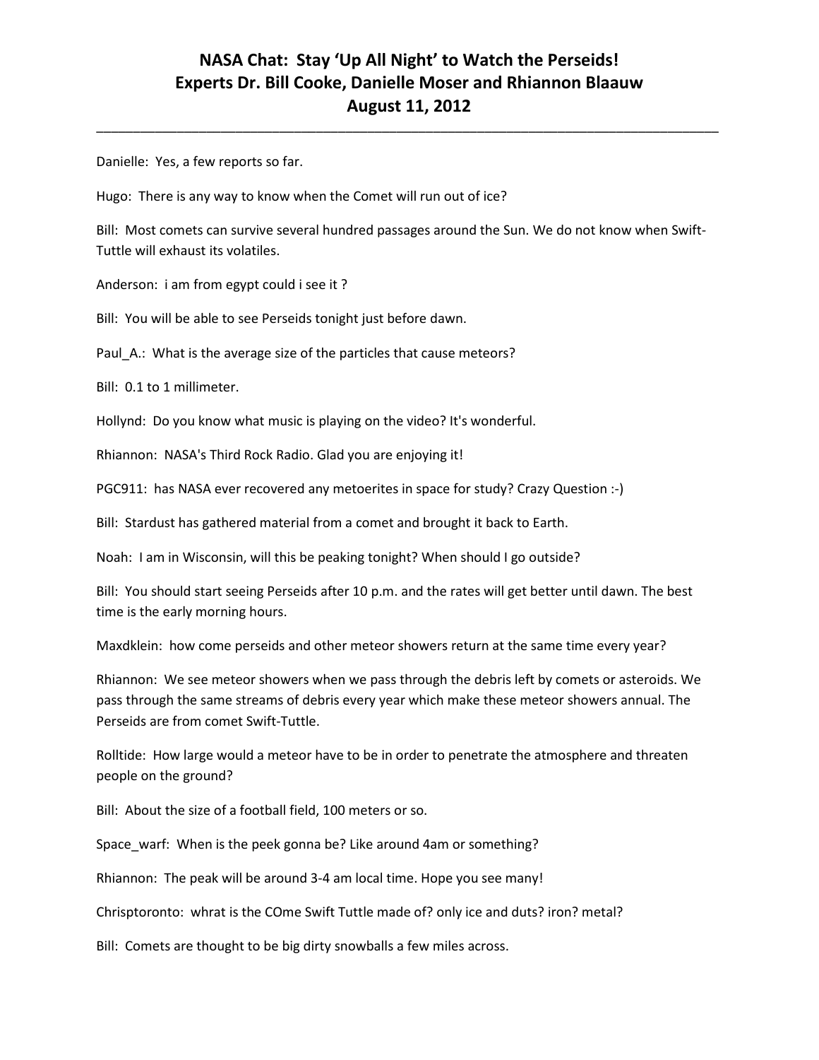Danielle: Yes, a few reports so far.

Hugo: There is any way to know when the Comet will run out of ice?

Bill: Most comets can survive several hundred passages around the Sun. We do not know when Swift-Tuttle will exhaust its volatiles.

Anderson: i am from egypt could i see it ?

Bill: You will be able to see Perseids tonight just before dawn.

Paul_A.: What is the average size of the particles that cause meteors?

Bill: 0.1 to 1 millimeter.

Hollynd: Do you know what music is playing on the video? It's wonderful.

Rhiannon: NASA's Third Rock Radio. Glad you are enjoying it!

PGC911: has NASA ever recovered any metoerites in space for study? Crazy Question :-)

Bill: Stardust has gathered material from a comet and brought it back to Earth.

Noah: I am in Wisconsin, will this be peaking tonight? When should I go outside?

Bill: You should start seeing Perseids after 10 p.m. and the rates will get better until dawn. The best time is the early morning hours.

Maxdklein: how come perseids and other meteor showers return at the same time every year?

Rhiannon: We see meteor showers when we pass through the debris left by comets or asteroids. We pass through the same streams of debris every year which make these meteor showers annual. The Perseids are from comet Swift-Tuttle.

Rolltide: How large would a meteor have to be in order to penetrate the atmosphere and threaten people on the ground?

Bill: About the size of a football field, 100 meters or so.

Space_warf: When is the peek gonna be? Like around 4am or something?

Rhiannon: The peak will be around 3-4 am local time. Hope you see many!

Chrisptoronto: whrat is the COme Swift Tuttle made of? only ice and duts? iron? metal?

Bill: Comets are thought to be big dirty snowballs a few miles across.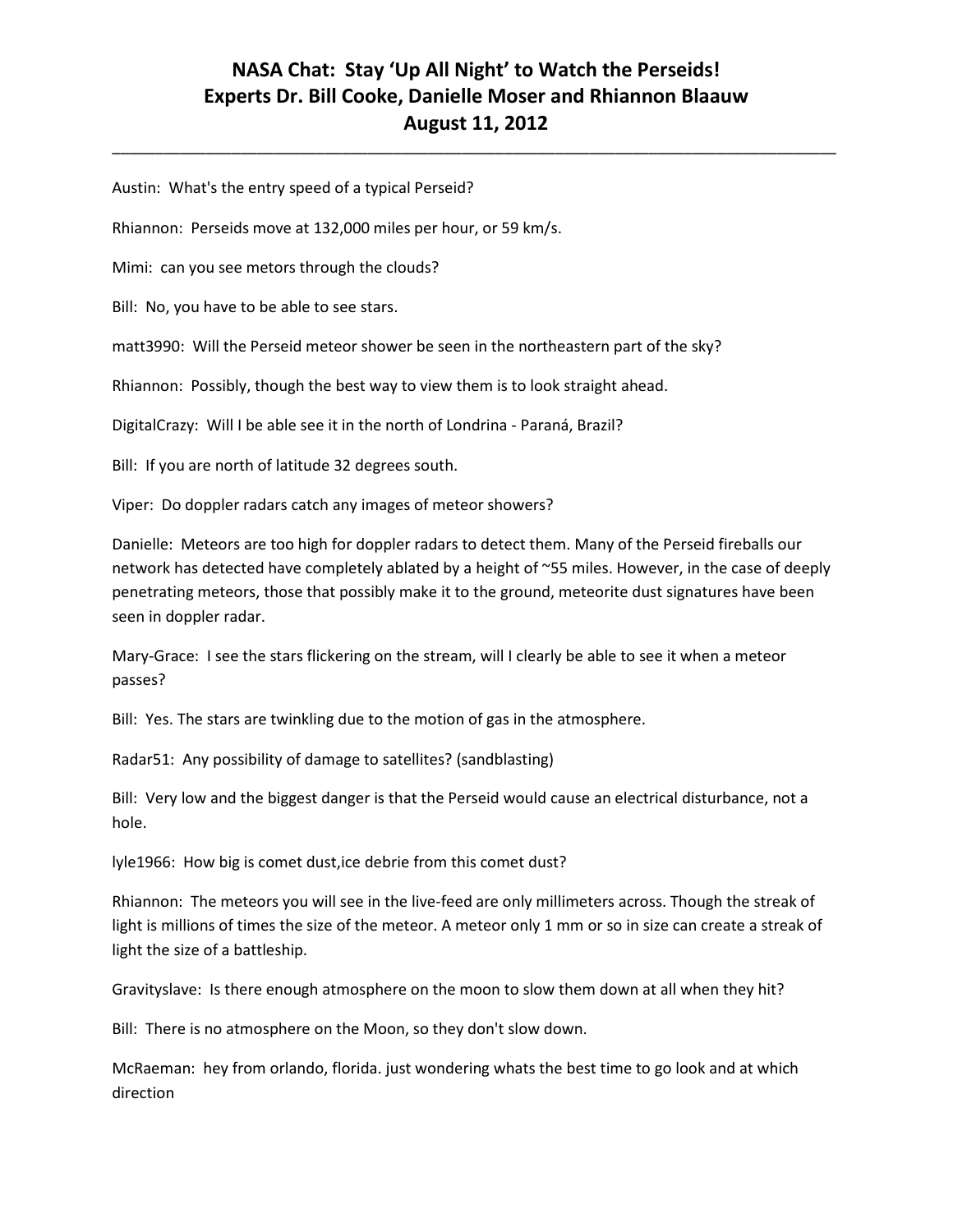# NASA Chat: Stay 'Up All Night' to Watch the Perseids!
# Experts Dr. Bill Cooke, Danielle Moser and Rhiannon Blaauw
# August 11, 2012

---

Austin: What's the entry speed of a typical Perseid?

Rhiannon: Perseids move at 132,000 miles per hour, or 59 km/s.

Mimi: can you see metors through the clouds?

Bill: No, you have to be able to see stars.

matt3990: Will the Perseid meteor shower be seen in the northeastern part of the sky?

Rhiannon: Possibly, though the best way to view them is to look straight ahead.

DigitalCrazy: Will I be able see it in the north of Londrina - Paraná, Brazil?

Bill: If you are north of latitude 32 degrees south.

Viper: Do doppler radars catch any images of meteor showers?

Danielle: Meteors are too high for doppler radars to detect them. Many of the Perseid fireballs our network has detected have completely ablated by a height of ~55 miles. However, in the case of deeply penetrating meteors, those that possibly make it to the ground, meteorite dust signatures have been seen in doppler radar.

Mary-Grace: I see the stars flickering on the stream, will I clearly be able to see it when a meteor passes?

Bill: Yes. The stars are twinkling due to the motion of gas in the atmosphere.

Radar51: Any possibility of damage to satellites? (sandblasting)

Bill: Very low and the biggest danger is that the Perseid would cause an electrical disturbance, not a hole.

lyle1966: How big is comet dust,ice debrie from this comet dust?

Rhiannon: The meteors you will see in the live-feed are only millimeters across. Though the streak of light is millions of times the size of the meteor. A meteor only 1 mm or so in size can create a streak of light the size of a battleship.

Gravityslave: Is there enough atmosphere on the moon to slow them down at all when they hit?

Bill: There is no atmosphere on the Moon, so they don't slow down.

McRaeman: hey from orlando, florida. just wondering whats the best time to go look and at which direction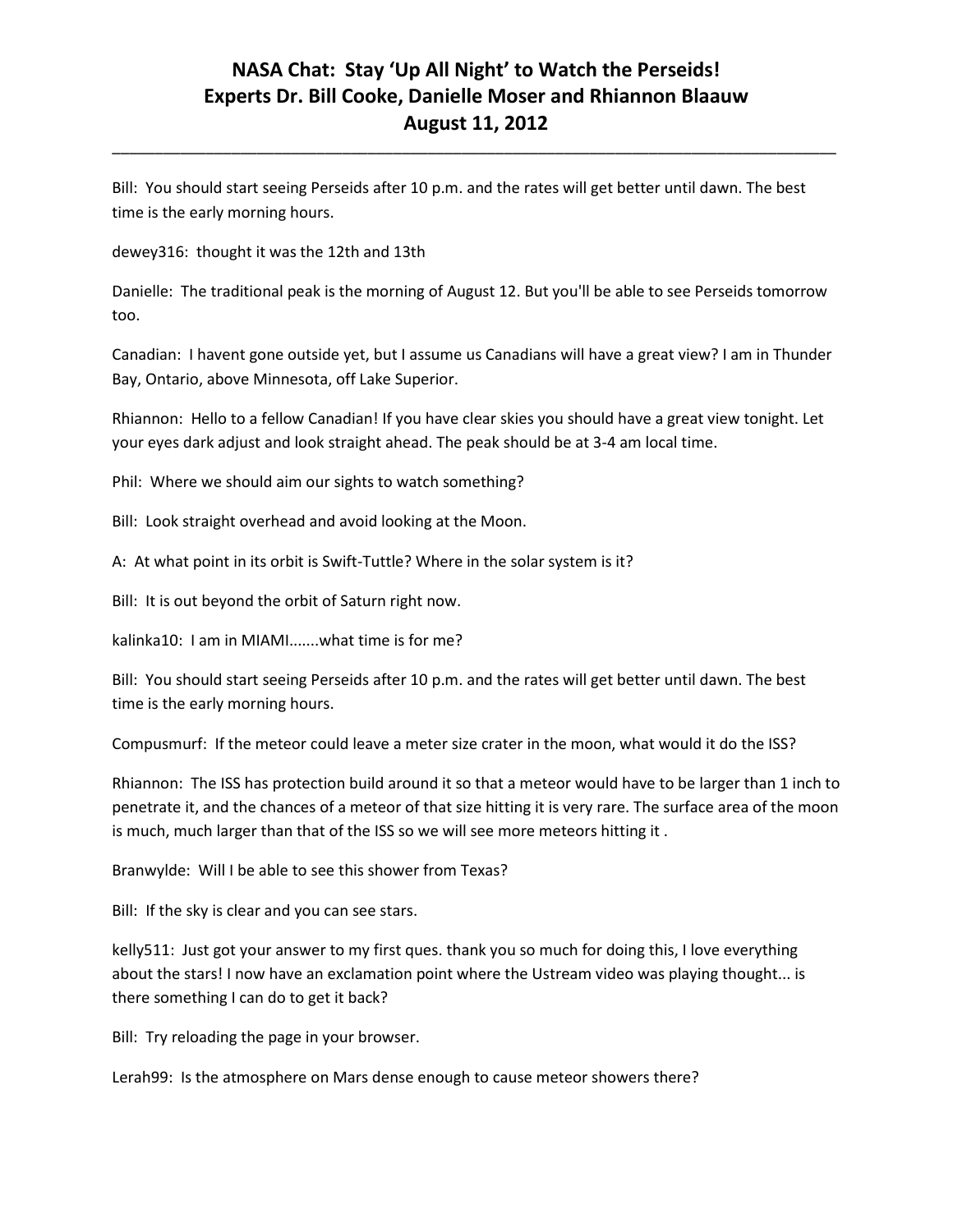Bill: You should start seeing Perseids after 10 p.m. and the rates will get better until dawn. The best time is the early morning hours.

dewey316: thought it was the 12th and 13th

Danielle: The traditional peak is the morning of August 12. But you'll be able to see Perseids tomorrow too.

Canadian: I havent gone outside yet, but I assume us Canadians will have a great view? I am in Thunder Bay, Ontario, above Minnesota, off Lake Superior.

Rhiannon: Hello to a fellow Canadian! If you have clear skies you should have a great view tonight. Let your eyes dark adjust and look straight ahead. The peak should be at 3-4 am local time.

Phil: Where we should aim our sights to watch something?

Bill: Look straight overhead and avoid looking at the Moon.

A: At what point in its orbit is Swift-Tuttle? Where in the solar system is it?

Bill: It is out beyond the orbit of Saturn right now.

kalinka10: I am in MIAMI.......what time is for me?

Bill: You should start seeing Perseids after 10 p.m. and the rates will get better until dawn. The best time is the early morning hours.

Compusmurf: If the meteor could leave a meter size crater in the moon, what would it do the ISS?

Rhiannon: The ISS has protection build around it so that a meteor would have to be larger than 1 inch to penetrate it, and the chances of a meteor of that size hitting it is very rare. The surface area of the moon is much, much larger than that of the ISS so we will see more meteors hitting it .

Branwylde: Will I be able to see this shower from Texas?

Bill: If the sky is clear and you can see stars.

kelly511: Just got your answer to my first ques. thank you so much for doing this, I love everything about the stars! I now have an exclamation point where the Ustream video was playing thought... is there something I can do to get it back?

Bill: Try reloading the page in your browser.

Lerah99: Is the atmosphere on Mars dense enough to cause meteor showers there?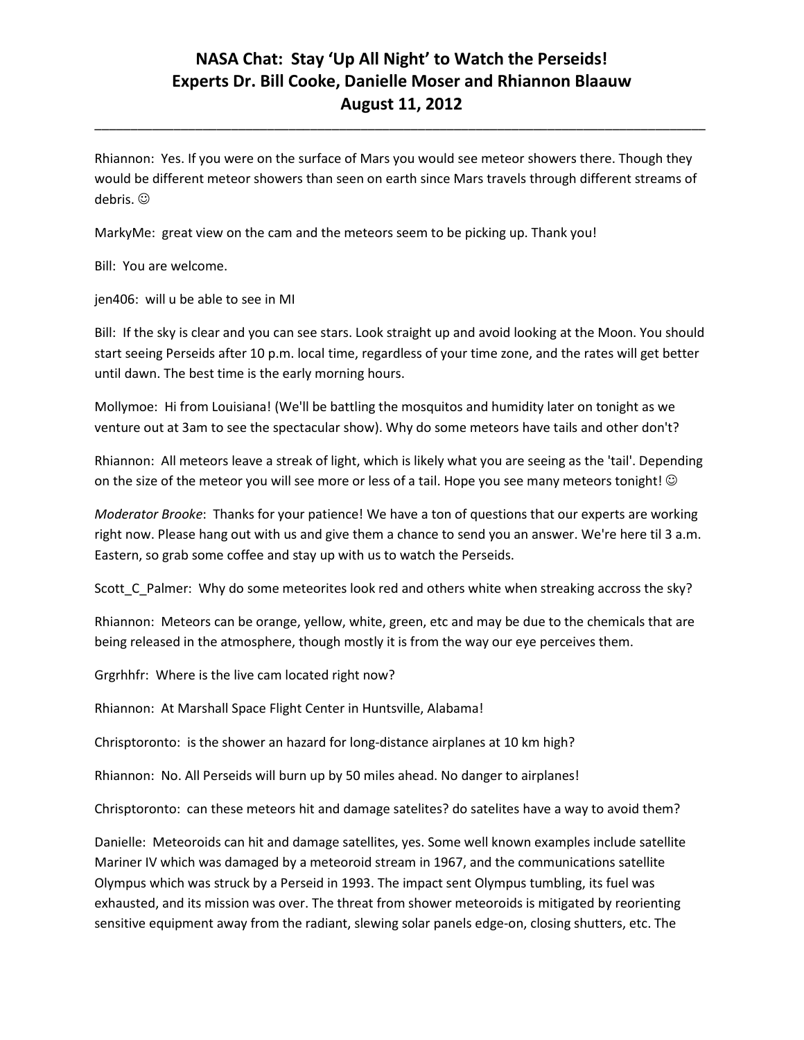Rhiannon: Yes. If you were on the surface of Mars you would see meteor showers there. Though they would be different meteor showers than seen on earth since Mars travels through different streams of debris. ☺

MarkyMe: great view on the cam and the meteors seem to be picking up. Thank you!

Bill: You are welcome.

jen406: will u be able to see in MI

Bill: If the sky is clear and you can see stars. Look straight up and avoid looking at the Moon. You should start seeing Perseids after 10 p.m. local time, regardless of your time zone, and the rates will get better until dawn. The best time is the early morning hours.

Mollymoe: Hi from Louisiana! (We'll be battling the mosquitos and humidity later on tonight as we venture out at 3am to see the spectacular show). Why do some meteors have tails and other don't?

Rhiannon: All meteors leave a streak of light, which is likely what you are seeing as the 'tail'. Depending on the size of the meteor you will see more or less of a tail. Hope you see many meteors tonight! ☺

*Moderator Brooke*: Thanks for your patience! We have a ton of questions that our experts are working right now. Please hang out with us and give them a chance to send you an answer. We're here til 3 a.m. Eastern, so grab some coffee and stay up with us to watch the Perseids.

Scott_C_Palmer: Why do some meteorites look red and others white when streaking accross the sky?

Rhiannon: Meteors can be orange, yellow, white, green, etc and may be due to the chemicals that are being released in the atmosphere, though mostly it is from the way our eye perceives them.

Grgrhhfr: Where is the live cam located right now?

Rhiannon: At Marshall Space Flight Center in Huntsville, Alabama!

Chrisptoronto: is the shower an hazard for long-distance airplanes at 10 km high?

Rhiannon: No. All Perseids will burn up by 50 miles ahead. No danger to airplanes!

Chrisptoronto: can these meteors hit and damage satelites? do satelites have a way to avoid them?

Danielle: Meteoroids can hit and damage satellites, yes. Some well known examples include satellite Mariner IV which was damaged by a meteoroid stream in 1967, and the communications satellite Olympus which was struck by a Perseid in 1993. The impact sent Olympus tumbling, its fuel was exhausted, and its mission was over. The threat from shower meteoroids is mitigated by reorienting sensitive equipment away from the radiant, slewing solar panels edge-on, closing shutters, etc. The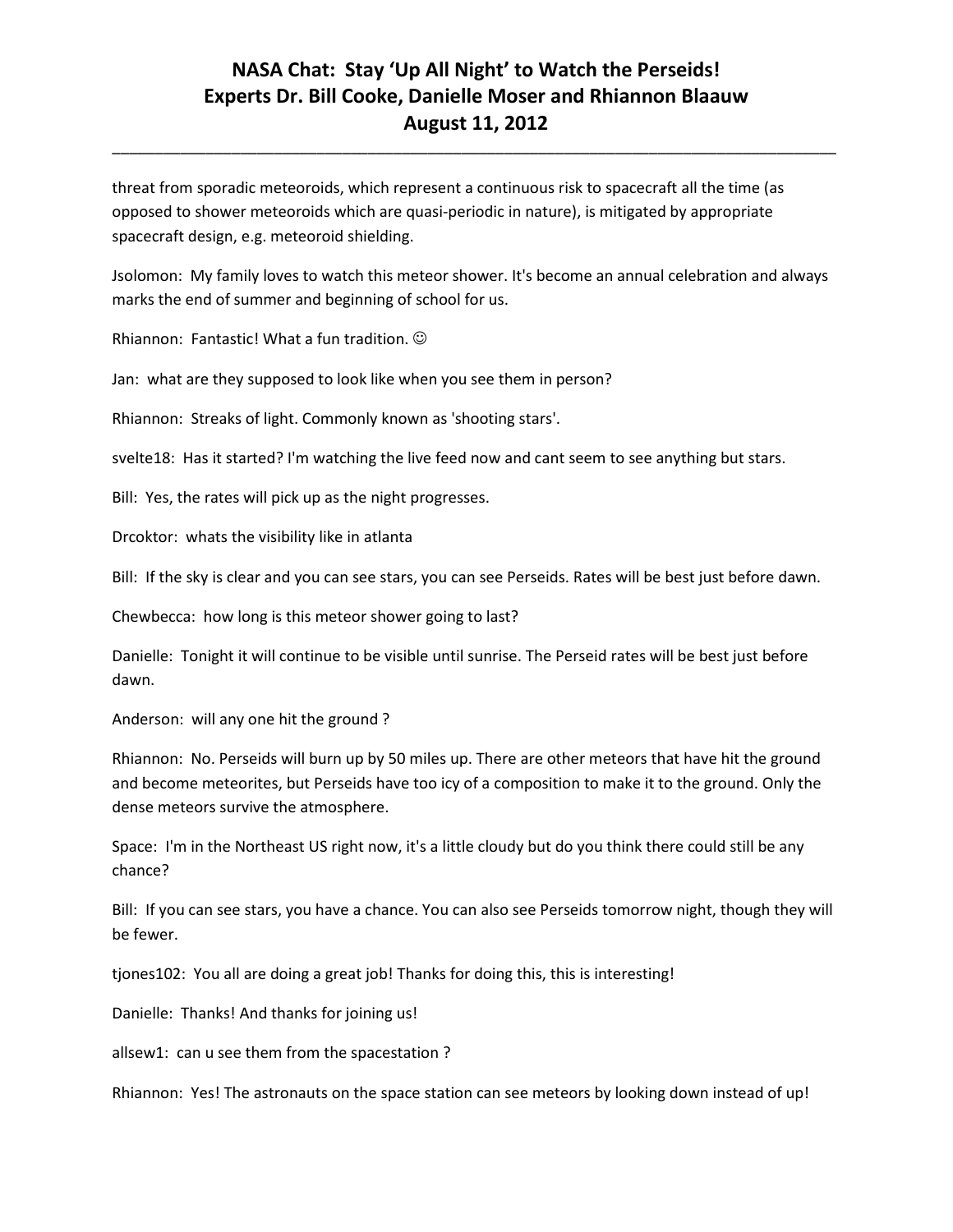threat from sporadic meteoroids, which represent a continuous risk to spacecraft all the time (as opposed to shower meteoroids which are quasi-periodic in nature), is mitigated by appropriate spacecraft design, e.g. meteoroid shielding.

Jsolomon: My family loves to watch this meteor shower. It's become an annual celebration and always marks the end of summer and beginning of school for us.

Rhiannon: Fantastic! What a fun tradition. ☺

Jan: what are they supposed to look like when you see them in person?

Rhiannon: Streaks of light. Commonly known as 'shooting stars'.

svelte18: Has it started? I'm watching the live feed now and cant seem to see anything but stars.

Bill: Yes, the rates will pick up as the night progresses.

Drcoktor: whats the visibility like in atlanta

Bill: If the sky is clear and you can see stars, you can see Perseids. Rates will be best just before dawn.

Chewbecca: how long is this meteor shower going to last?

Danielle: Tonight it will continue to be visible until sunrise. The Perseid rates will be best just before dawn.

Anderson: will any one hit the ground ?

Rhiannon: No. Perseids will burn up by 50 miles up. There are other meteors that have hit the ground and become meteorites, but Perseids have too icy of a composition to make it to the ground. Only the dense meteors survive the atmosphere.

Space: I'm in the Northeast US right now, it's a little cloudy but do you think there could still be any chance?

Bill: If you can see stars, you have a chance. You can also see Perseids tomorrow night, though they will be fewer.

tjones102: You all are doing a great job! Thanks for doing this, this is interesting!

Danielle: Thanks! And thanks for joining us!

allsew1: can u see them from the spacestation ?

Rhiannon: Yes! The astronauts on the space station can see meteors by looking down instead of up!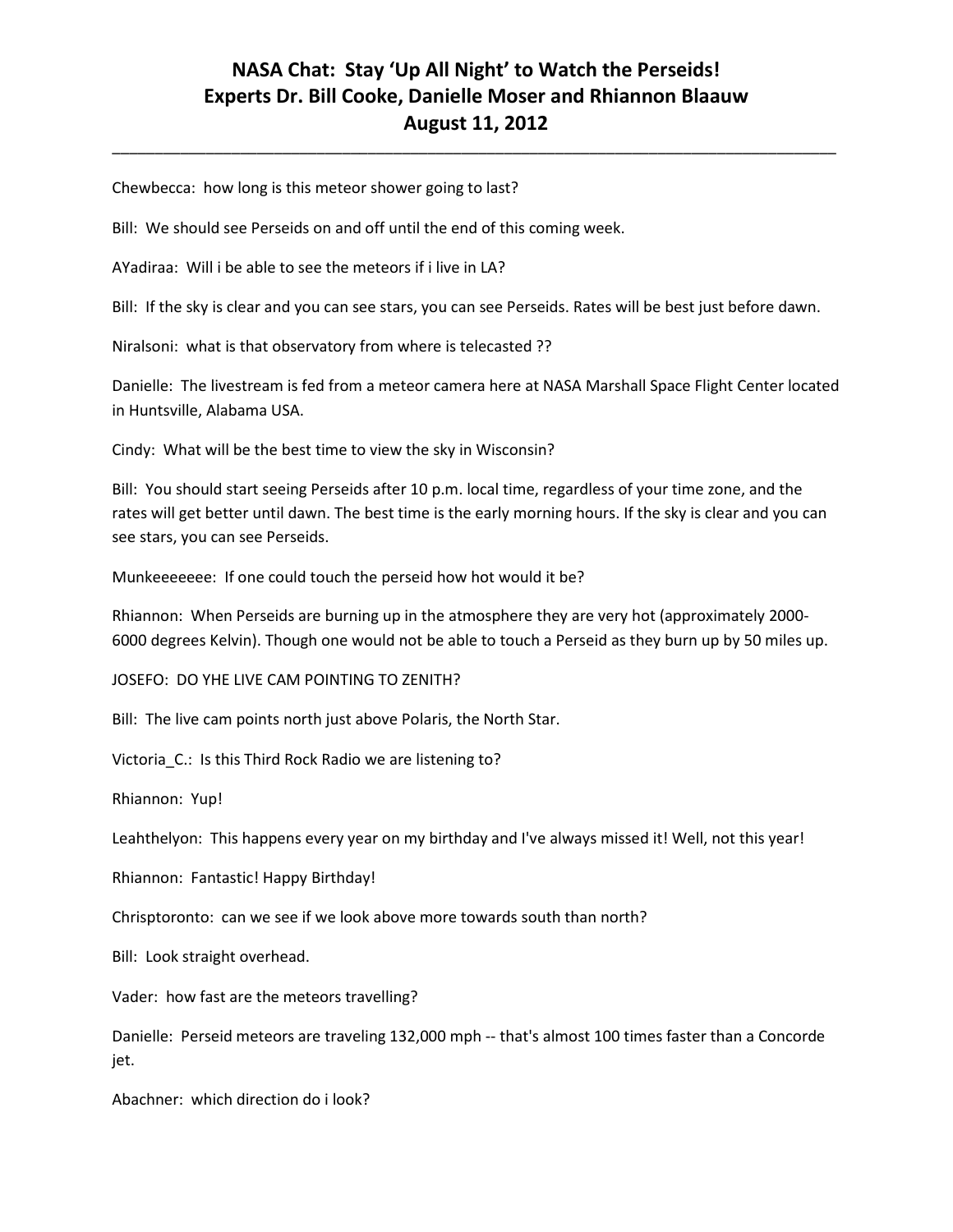# NASA Chat: Stay 'Up All Night' to Watch the Perseids!
# Experts Dr. Bill Cooke, Danielle Moser and Rhiannon Blaauw
# August 11, 2012

---

Chewbecca: how long is this meteor shower going to last?

Bill: We should see Perseids on and off until the end of this coming week.

AYadiraa: Will i be able to see the meteors if i live in LA?

Bill: If the sky is clear and you can see stars, you can see Perseids. Rates will be best just before dawn.

Niralsoni: what is that observatory from where is telecasted ??

Danielle: The livestream is fed from a meteor camera here at NASA Marshall Space Flight Center located in Huntsville, Alabama USA.

Cindy: What will be the best time to view the sky in Wisconsin?

Bill: You should start seeing Perseids after 10 p.m. local time, regardless of your time zone, and the rates will get better until dawn. The best time is the early morning hours. If the sky is clear and you can see stars, you can see Perseids.

Munkeeeeeee: If one could touch the perseid how hot would it be?

Rhiannon: When Perseids are burning up in the atmosphere they are very hot (approximately 2000-6000 degrees Kelvin). Though one would not be able to touch a Perseid as they burn up by 50 miles up.

JOSEFO: DO YHE LIVE CAM POINTING TO ZENITH?

Bill: The live cam points north just above Polaris, the North Star.

Victoria_C.: Is this Third Rock Radio we are listening to?

Rhiannon: Yup!

Leahthelyon: This happens every year on my birthday and I've always missed it! Well, not this year!

Rhiannon: Fantastic! Happy Birthday!

Chrisptoronto: can we see if we look above more towards south than north?

Bill: Look straight overhead.

Vader: how fast are the meteors travelling?

Danielle: Perseid meteors are traveling 132,000 mph -- that's almost 100 times faster than a Concorde jet.

Abachner: which direction do i look?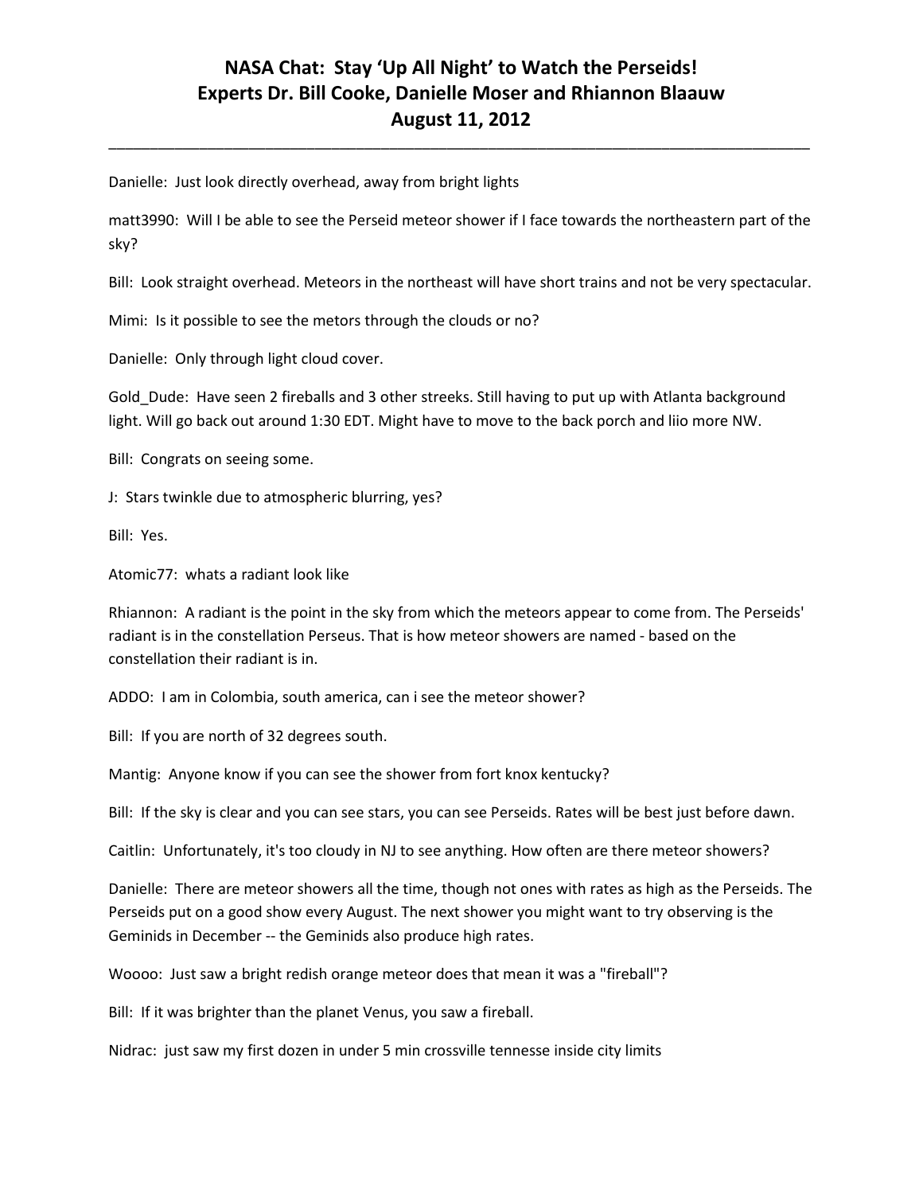Danielle: Just look directly overhead, away from bright lights

matt3990: Will I be able to see the Perseid meteor shower if I face towards the northeastern part of the sky?

Bill: Look straight overhead. Meteors in the northeast will have short trains and not be very spectacular.

Mimi: Is it possible to see the metors through the clouds or no?

Danielle: Only through light cloud cover.

Gold_Dude: Have seen 2 fireballs and 3 other streeks. Still having to put up with Atlanta background light. Will go back out around 1:30 EDT. Might have to move to the back porch and liio more NW.

Bill: Congrats on seeing some.

J: Stars twinkle due to atmospheric blurring, yes?

Bill: Yes.

Atomic77: whats a radiant look like

Rhiannon: A radiant is the point in the sky from which the meteors appear to come from. The Perseids' radiant is in the constellation Perseus. That is how meteor showers are named - based on the constellation their radiant is in.

ADDO: I am in Colombia, south america, can i see the meteor shower?

Bill: If you are north of 32 degrees south.

Mantig: Anyone know if you can see the shower from fort knox kentucky?

Bill: If the sky is clear and you can see stars, you can see Perseids. Rates will be best just before dawn.

Caitlin: Unfortunately, it's too cloudy in NJ to see anything. How often are there meteor showers?

Danielle: There are meteor showers all the time, though not ones with rates as high as the Perseids. The Perseids put on a good show every August. The next shower you might want to try observing is the Geminids in December -- the Geminids also produce high rates.

Woooo: Just saw a bright redish orange meteor does that mean it was a "fireball"?

Bill: If it was brighter than the planet Venus, you saw a fireball.

Nidrac: just saw my first dozen in under 5 min crossville tennesse inside city limits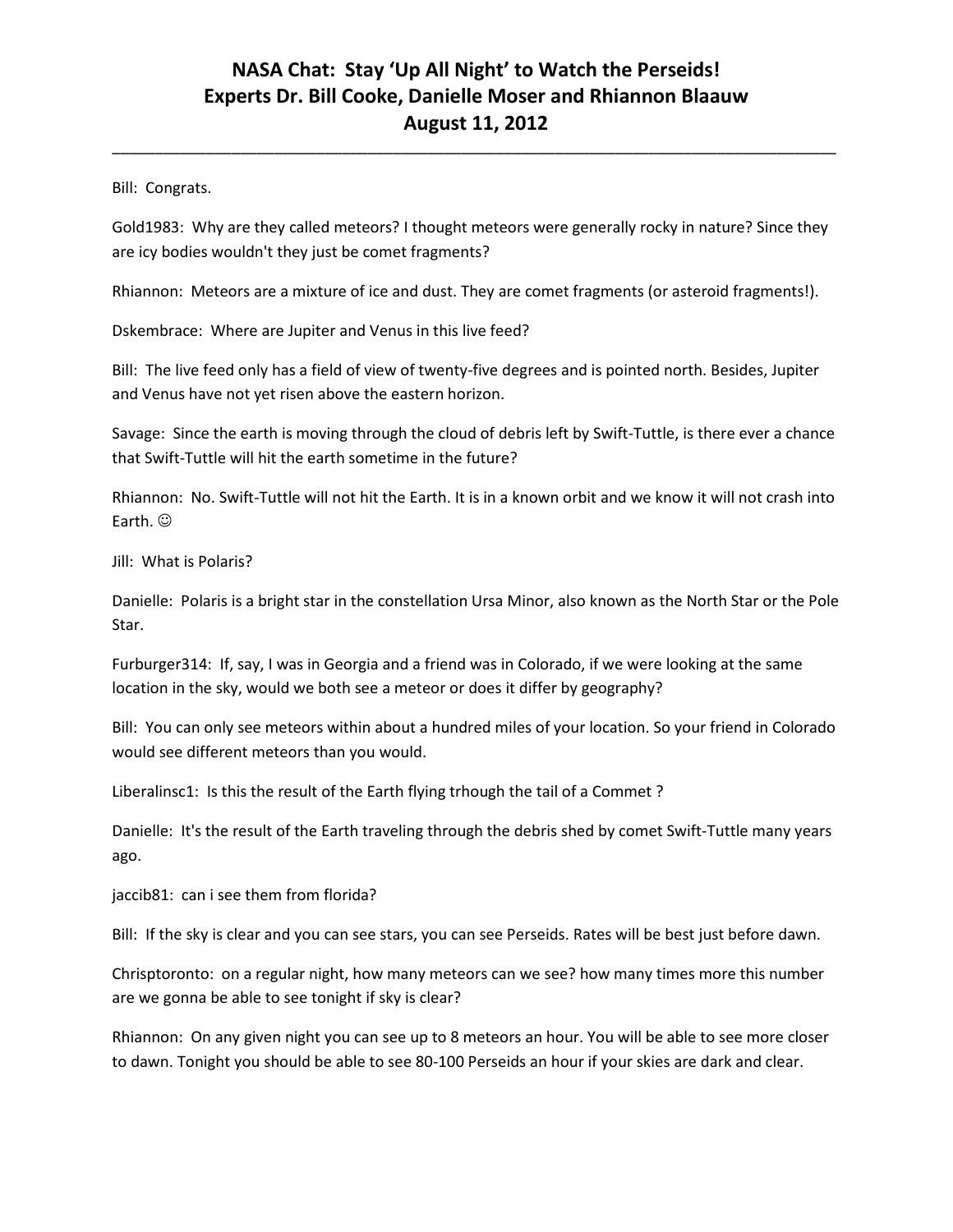Bill: Congrats.

Gold1983: Why are they called meteors? I thought meteors were generally rocky in nature? Since they are icy bodies wouldn't they just be comet fragments?

Rhiannon: Meteors are a mixture of ice and dust. They are comet fragments (or asteroid fragments!).

Dskembrace: Where are Jupiter and Venus in this live feed?

Bill: The live feed only has a field of view of twenty-five degrees and is pointed north. Besides, Jupiter and Venus have not yet risen above the eastern horizon.

Savage: Since the earth is moving through the cloud of debris left by Swift-Tuttle, is there ever a chance that Swift-Tuttle will hit the earth sometime in the future?

Rhiannon: No. Swift-Tuttle will not hit the Earth. It is in a known orbit and we know it will not crash into Earth. ☺

Jill: What is Polaris?

Danielle: Polaris is a bright star in the constellation Ursa Minor, also known as the North Star or the Pole Star.

Furburger314: If, say, I was in Georgia and a friend was in Colorado, if we were looking at the same location in the sky, would we both see a meteor or does it differ by geography?

Bill: You can only see meteors within about a hundred miles of your location. So your friend in Colorado would see different meteors than you would.

Liberalinsc1: Is this the result of the Earth flying trhough the tail of a Commet ?

Danielle: It's the result of the Earth traveling through the debris shed by comet Swift-Tuttle many years ago.

jaccib81: can i see them from florida?

Bill: If the sky is clear and you can see stars, you can see Perseids. Rates will be best just before dawn.

Chrisptoronto: on a regular night, how many meteors can we see? how many times more this number are we gonna be able to see tonight if sky is clear?

Rhiannon: On any given night you can see up to 8 meteors an hour. You will be able to see more closer to dawn. Tonight you should be able to see 80-100 Perseids an hour if your skies are dark and clear.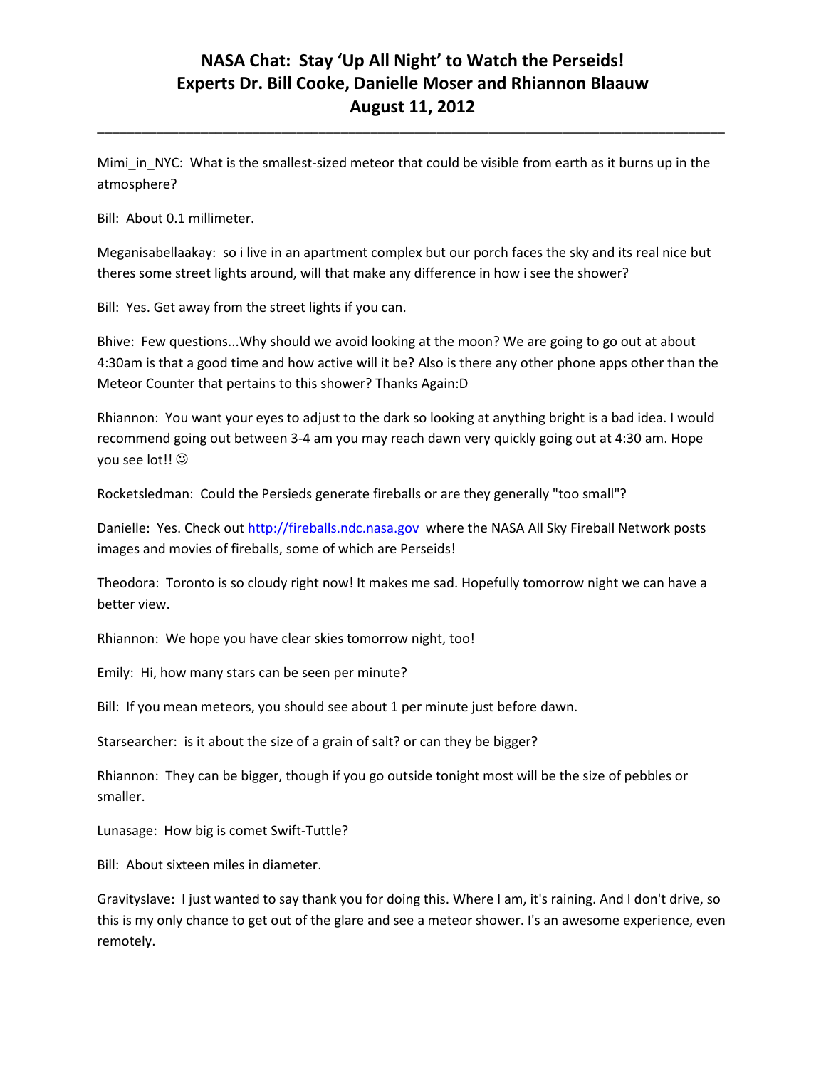# NASA Chat: Stay 'Up All Night' to Watch the Perseids!
## Experts Dr. Bill Cooke, Danielle Moser and Rhiannon Blaauw
## August 11, 2012

---

Mimi_in_NYC: What is the smallest-sized meteor that could be visible from earth as it burns up in the atmosphere?

Bill: About 0.1 millimeter.

Meganisabellaakay: so i live in an apartment complex but our porch faces the sky and its real nice but theres some street lights around, will that make any difference in how i see the shower?

Bill: Yes. Get away from the street lights if you can.

Bhive: Few questions...Why should we avoid looking at the moon? We are going to go out at about 4:30am is that a good time and how active will it be? Also is there any other phone apps other than the Meteor Counter that pertains to this shower? Thanks Again:D

Rhiannon: You want your eyes to adjust to the dark so looking at anything bright is a bad idea. I would recommend going out between 3-4 am you may reach dawn very quickly going out at 4:30 am. Hope you see lot!! ☺

Rocketsledman: Could the Persieds generate fireballs or are they generally "too small"?

Danielle: Yes. Check out [http://fireballs.ndc.nasa.gov](http://fireballs.ndc.nasa.gov) where the NASA All Sky Fireball Network posts images and movies of fireballs, some of which are Perseids!

Theodora: Toronto is so cloudy right now! It makes me sad. Hopefully tomorrow night we can have a better view.

Rhiannon: We hope you have clear skies tomorrow night, too!

Emily: Hi, how many stars can be seen per minute?

Bill: If you mean meteors, you should see about 1 per minute just before dawn.

Starsearcher: is it about the size of a grain of salt? or can they be bigger?

Rhiannon: They can be bigger, though if you go outside tonight most will be the size of pebbles or smaller.

Lunasage: How big is comet Swift-Tuttle?

Bill: About sixteen miles in diameter.

Gravityslave: I just wanted to say thank you for doing this. Where I am, it's raining. And I don't drive, so this is my only chance to get out of the glare and see a meteor shower. I's an awesome experience, even remotely.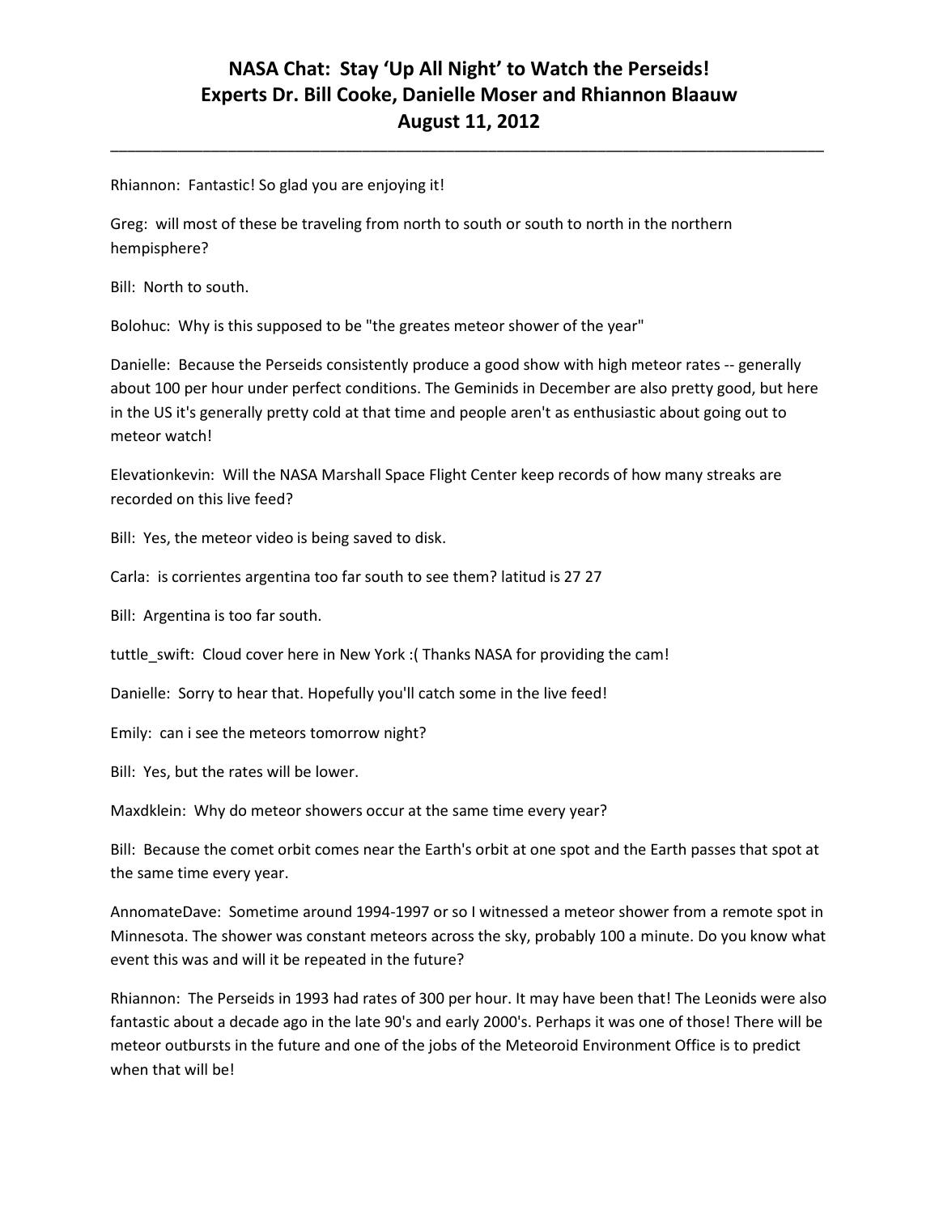Rhiannon: Fantastic! So glad you are enjoying it!

Greg: will most of these be traveling from north to south or south to north in the northern hempisphere?

Bill: North to south.

Bolohuc: Why is this supposed to be "the greates meteor shower of the year"

Danielle: Because the Perseids consistently produce a good show with high meteor rates -- generally about 100 per hour under perfect conditions. The Geminids in December are also pretty good, but here in the US it's generally pretty cold at that time and people aren't as enthusiastic about going out to meteor watch!

Elevationkevin: Will the NASA Marshall Space Flight Center keep records of how many streaks are recorded on this live feed?

Bill: Yes, the meteor video is being saved to disk.

Carla: is corrientes argentina too far south to see them? latitud is 27 27

Bill: Argentina is too far south.

tuttle_swift: Cloud cover here in New York :( Thanks NASA for providing the cam!

Danielle: Sorry to hear that. Hopefully you'll catch some in the live feed!

Emily: can i see the meteors tomorrow night?

Bill: Yes, but the rates will be lower.

Maxdklein: Why do meteor showers occur at the same time every year?

Bill: Because the comet orbit comes near the Earth's orbit at one spot and the Earth passes that spot at the same time every year.

AnnomateDave: Sometime around 1994-1997 or so I witnessed a meteor shower from a remote spot in Minnesota. The shower was constant meteors across the sky, probably 100 a minute. Do you know what event this was and will it be repeated in the future?

Rhiannon: The Perseids in 1993 had rates of 300 per hour. It may have been that! The Leonids were also fantastic about a decade ago in the late 90's and early 2000's. Perhaps it was one of those! There will be meteor outbursts in the future and one of the jobs of the Meteoroid Environment Office is to predict when that will be!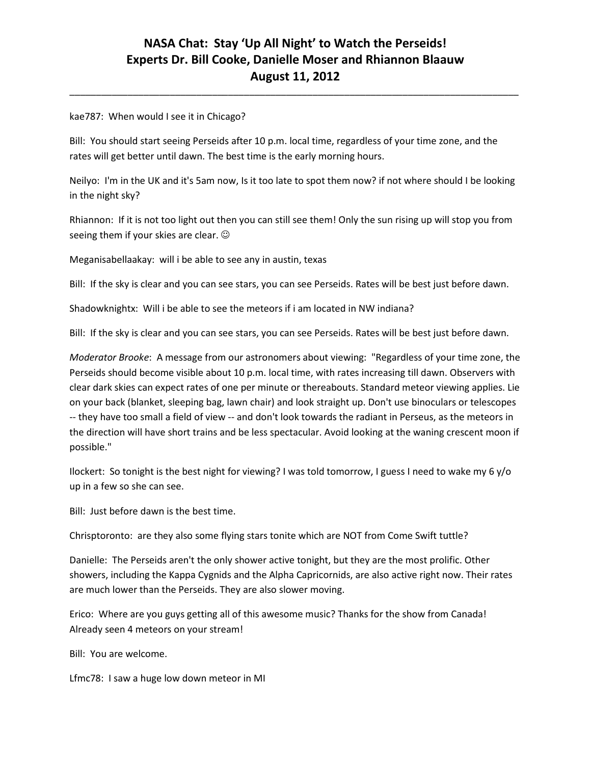kae787: When would I see it in Chicago?

Bill: You should start seeing Perseids after 10 p.m. local time, regardless of your time zone, and the rates will get better until dawn. The best time is the early morning hours.

Neilyo: I'm in the UK and it's 5am now, Is it too late to spot them now? if not where should I be looking in the night sky?

Rhiannon: If it is not too light out then you can still see them! Only the sun rising up will stop you from seeing them if your skies are clear. ☺

Meganisabellaakay: will i be able to see any in austin, texas

Bill: If the sky is clear and you can see stars, you can see Perseids. Rates will be best just before dawn.

Shadowknightx: Will i be able to see the meteors if i am located in NW indiana?

Bill: If the sky is clear and you can see stars, you can see Perseids. Rates will be best just before dawn.

*Moderator Brooke*: A message from our astronomers about viewing: "Regardless of your time zone, the Perseids should become visible about 10 p.m. local time, with rates increasing till dawn. Observers with clear dark skies can expect rates of one per minute or thereabouts. Standard meteor viewing applies. Lie on your back (blanket, sleeping bag, lawn chair) and look straight up. Don't use binoculars or telescopes -- they have too small a field of view -- and don't look towards the radiant in Perseus, as the meteors in the direction will have short trains and be less spectacular. Avoid looking at the waning crescent moon if possible."

Ilockert: So tonight is the best night for viewing? I was told tomorrow, I guess I need to wake my 6 y/o up in a few so she can see.

Bill: Just before dawn is the best time.

Chrisptoronto: are they also some flying stars tonite which are NOT from Come Swift tuttle?

Danielle: The Perseids aren't the only shower active tonight, but they are the most prolific. Other showers, including the Kappa Cygnids and the Alpha Capricornids, are also active right now. Their rates are much lower than the Perseids. They are also slower moving.

Erico: Where are you guys getting all of this awesome music? Thanks for the show from Canada! Already seen 4 meteors on your stream!

Bill: You are welcome.

Lfmc78: I saw a huge low down meteor in MI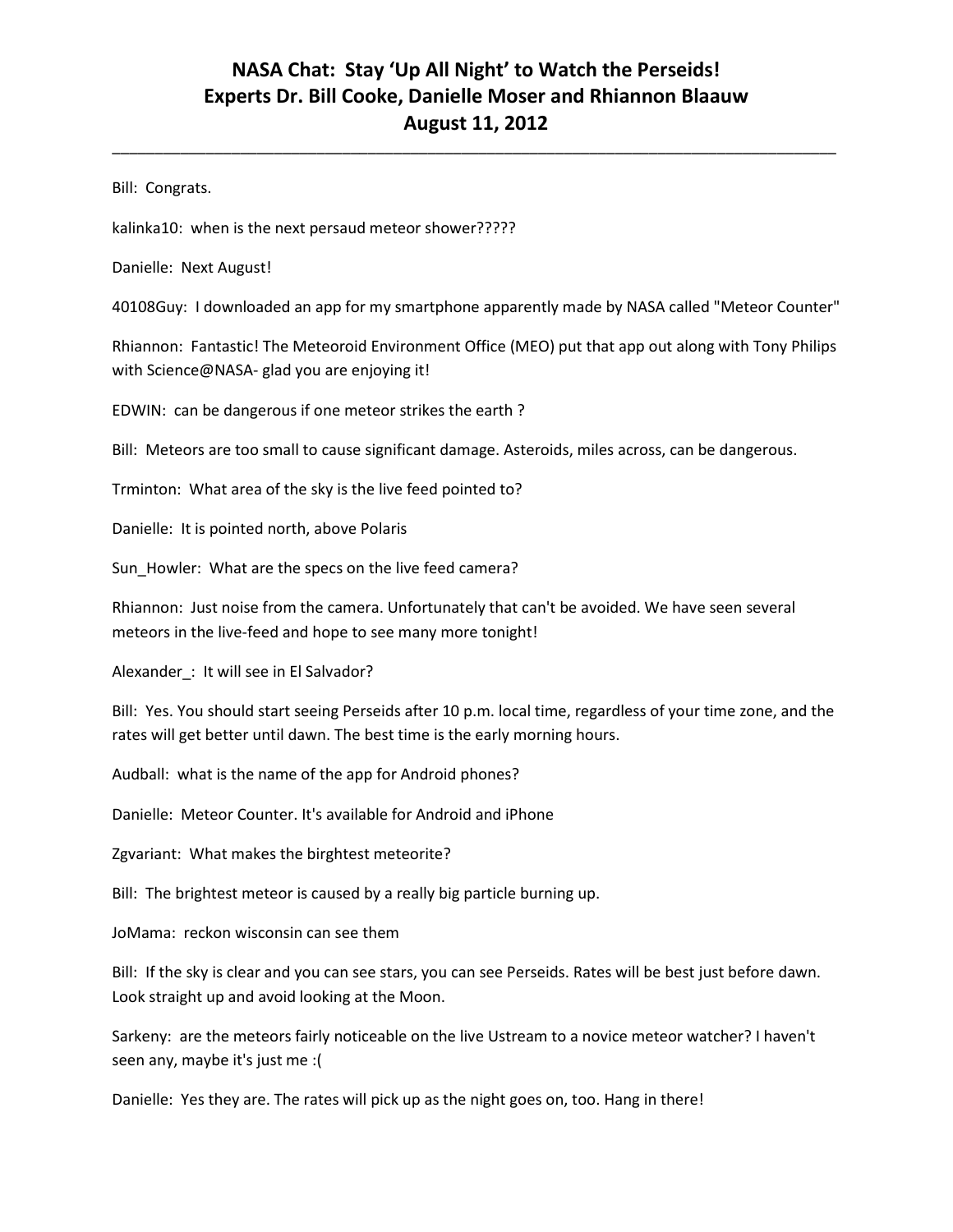Bill: Congrats.

kalinka10: when is the next persaud meteor shower?????

Danielle: Next August!

40108Guy: I downloaded an app for my smartphone apparently made by NASA called "Meteor Counter"

Rhiannon: Fantastic! The Meteoroid Environment Office (MEO) put that app out along with Tony Philips with Science@NASA- glad you are enjoying it!

EDWIN: can be dangerous if one meteor strikes the earth ?

Bill: Meteors are too small to cause significant damage. Asteroids, miles across, can be dangerous.

Trminton: What area of the sky is the live feed pointed to?

Danielle: It is pointed north, above Polaris

Sun_Howler: What are the specs on the live feed camera?

Rhiannon: Just noise from the camera. Unfortunately that can't be avoided. We have seen several meteors in the live-feed and hope to see many more tonight!

Alexander_: It will see in El Salvador?

Bill: Yes. You should start seeing Perseids after 10 p.m. local time, regardless of your time zone, and the rates will get better until dawn. The best time is the early morning hours.

Audball: what is the name of the app for Android phones?

Danielle: Meteor Counter. It's available for Android and iPhone

Zgvariant: What makes the birghtest meteorite?

Bill: The brightest meteor is caused by a really big particle burning up.

JoMama: reckon wisconsin can see them

Bill: If the sky is clear and you can see stars, you can see Perseids. Rates will be best just before dawn. Look straight up and avoid looking at the Moon.

Sarkeny: are the meteors fairly noticeable on the live Ustream to a novice meteor watcher? I haven't seen any, maybe it's just me :(

Danielle: Yes they are. The rates will pick up as the night goes on, too. Hang in there!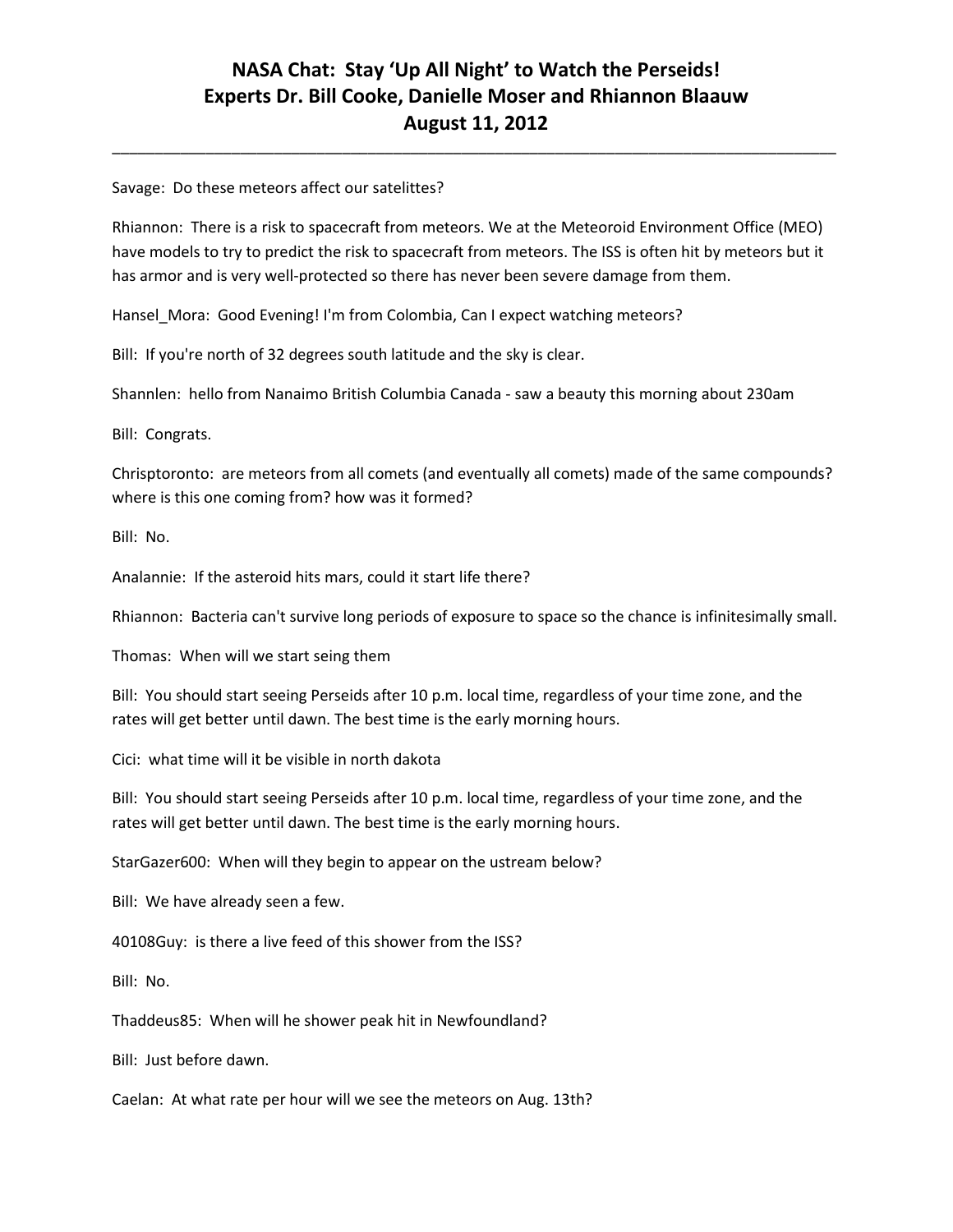# NASA Chat: Stay 'Up All Night' to Watch the Perseids!
# Experts Dr. Bill Cooke, Danielle Moser and Rhiannon Blaauw
# August 11, 2012

---

Savage: Do these meteors affect our satelittes?

Rhiannon: There is a risk to spacecraft from meteors. We at the Meteoroid Environment Office (MEO) have models to try to predict the risk to spacecraft from meteors. The ISS is often hit by meteors but it has armor and is very well-protected so there has never been severe damage from them.

Hansel_Mora: Good Evening! I'm from Colombia, Can I expect watching meteors?

Bill: If you're north of 32 degrees south latitude and the sky is clear.

Shannlen: hello from Nanaimo British Columbia Canada - saw a beauty this morning about 230am

Bill: Congrats.

Chrisptoronto: are meteors from all comets (and eventually all comets) made of the same compounds? where is this one coming from? how was it formed?

Bill: No.

Analannie: If the asteroid hits mars, could it start life there?

Rhiannon: Bacteria can't survive long periods of exposure to space so the chance is infinitesimally small.

Thomas: When will we start seing them

Bill: You should start seeing Perseids after 10 p.m. local time, regardless of your time zone, and the rates will get better until dawn. The best time is the early morning hours.

Cici: what time will it be visible in north dakota

Bill: You should start seeing Perseids after 10 p.m. local time, regardless of your time zone, and the rates will get better until dawn. The best time is the early morning hours.

StarGazer600: When will they begin to appear on the ustream below?

Bill: We have already seen a few.

40108Guy: is there a live feed of this shower from the ISS?

Bill: No.

Thaddeus85: When will he shower peak hit in Newfoundland?

Bill: Just before dawn.

Caelan: At what rate per hour will we see the meteors on Aug. 13th?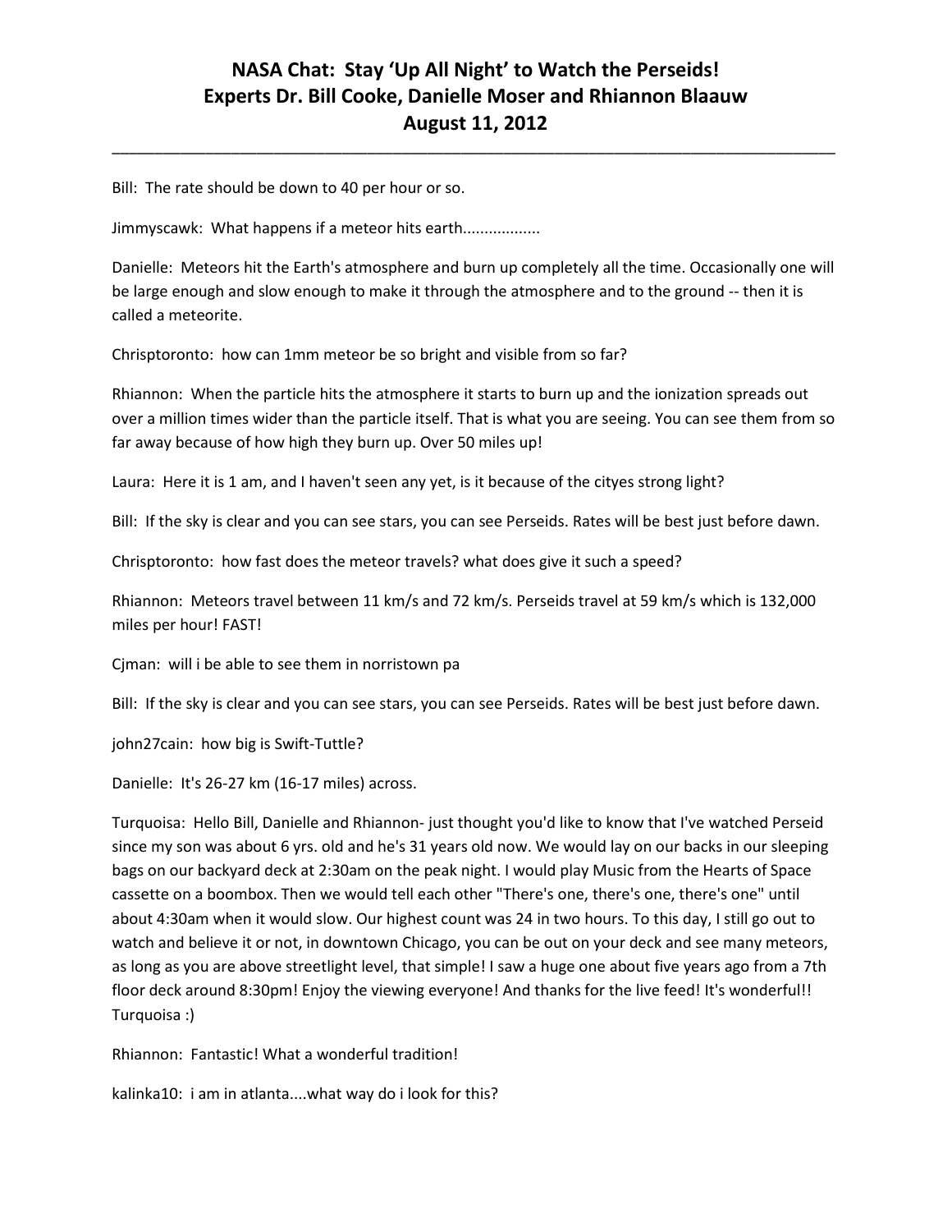Bill: The rate should be down to 40 per hour or so.

Jimmyscawk: What happens if a meteor hits earth..................

Danielle: Meteors hit the Earth's atmosphere and burn up completely all the time. Occasionally one will be large enough and slow enough to make it through the atmosphere and to the ground -- then it is called a meteorite.

Chrisptoronto: how can 1mm meteor be so bright and visible from so far?

Rhiannon: When the particle hits the atmosphere it starts to burn up and the ionization spreads out over a million times wider than the particle itself. That is what you are seeing. You can see them from so far away because of how high they burn up. Over 50 miles up!

Laura: Here it is 1 am, and I haven't seen any yet, is it because of the cityes strong light?

Bill: If the sky is clear and you can see stars, you can see Perseids. Rates will be best just before dawn.

Chrisptoronto: how fast does the meteor travels? what does give it such a speed?

Rhiannon: Meteors travel between 11 km/s and 72 km/s. Perseids travel at 59 km/s which is 132,000 miles per hour! FAST!

Cjman: will i be able to see them in norristown pa

Bill: If the sky is clear and you can see stars, you can see Perseids. Rates will be best just before dawn.

john27cain: how big is Swift-Tuttle?

Danielle: It's 26-27 km (16-17 miles) across.

Turquoisa: Hello Bill, Danielle and Rhiannon- just thought you'd like to know that I've watched Perseid since my son was about 6 yrs. old and he's 31 years old now. We would lay on our backs in our sleeping bags on our backyard deck at 2:30am on the peak night. I would play Music from the Hearts of Space cassette on a boombox. Then we would tell each other "There's one, there's one, there's one" until about 4:30am when it would slow. Our highest count was 24 in two hours. To this day, I still go out to watch and believe it or not, in downtown Chicago, you can be out on your deck and see many meteors, as long as you are above streetlight level, that simple! I saw a huge one about five years ago from a 7th floor deck around 8:30pm! Enjoy the viewing everyone! And thanks for the live feed! It's wonderful!! Turquoisa :)

Rhiannon: Fantastic! What a wonderful tradition!

kalinka10: i am in atlanta....what way do i look for this?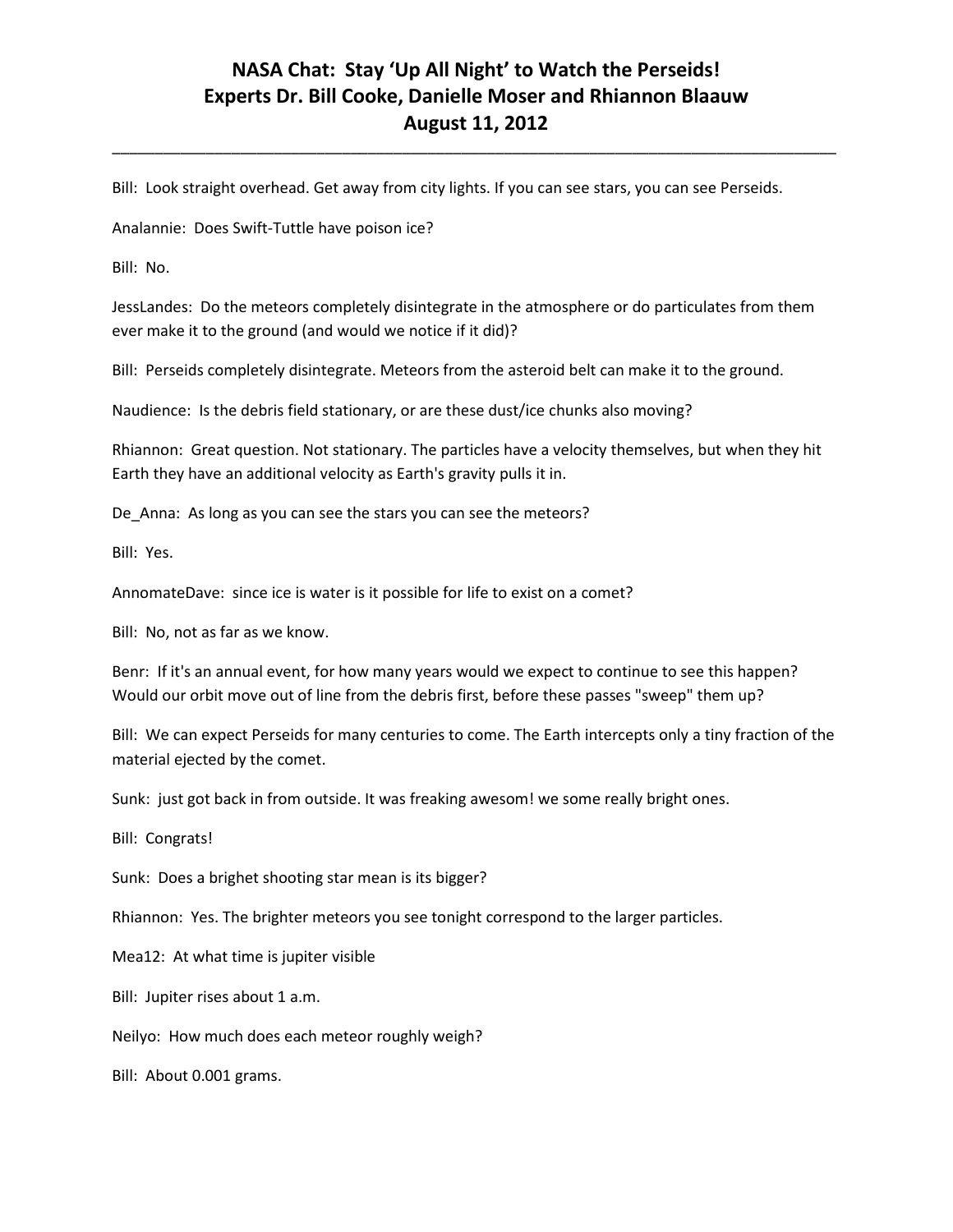Bill: Look straight overhead. Get away from city lights. If you can see stars, you can see Perseids.

Analannie: Does Swift-Tuttle have poison ice?

Bill: No.

JessLandes: Do the meteors completely disintegrate in the atmosphere or do particulates from them ever make it to the ground (and would we notice if it did)?

Bill: Perseids completely disintegrate. Meteors from the asteroid belt can make it to the ground.

Naudience: Is the debris field stationary, or are these dust/ice chunks also moving?

Rhiannon: Great question. Not stationary. The particles have a velocity themselves, but when they hit Earth they have an additional velocity as Earth's gravity pulls it in.

De_Anna: As long as you can see the stars you can see the meteors?

Bill: Yes.

AnnomateDave: since ice is water is it possible for life to exist on a comet?

Bill: No, not as far as we know.

Benr: If it's an annual event, for how many years would we expect to continue to see this happen? Would our orbit move out of line from the debris first, before these passes "sweep" them up?

Bill: We can expect Perseids for many centuries to come. The Earth intercepts only a tiny fraction of the material ejected by the comet.

Sunk: just got back in from outside. It was freaking awesom! we some really bright ones.

Bill: Congrats!

Sunk: Does a brighet shooting star mean is its bigger?

Rhiannon: Yes. The brighter meteors you see tonight correspond to the larger particles.

Mea12: At what time is jupiter visible

Bill: Jupiter rises about 1 a.m.

Neilyo: How much does each meteor roughly weigh?

Bill: About 0.001 grams.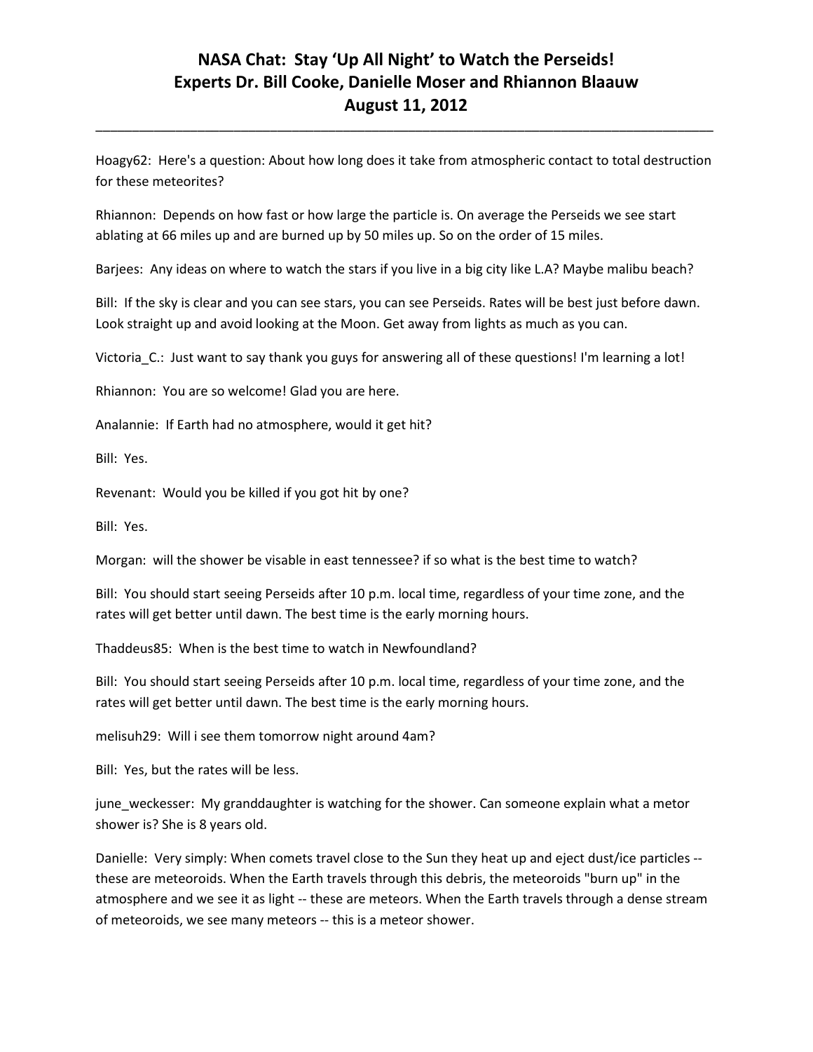Hoagy62: Here's a question: About how long does it take from atmospheric contact to total destruction for these meteorites?

Rhiannon: Depends on how fast or how large the particle is. On average the Perseids we see start ablating at 66 miles up and are burned up by 50 miles up. So on the order of 15 miles.

Barjees: Any ideas on where to watch the stars if you live in a big city like L.A? Maybe malibu beach?

Bill: If the sky is clear and you can see stars, you can see Perseids. Rates will be best just before dawn. Look straight up and avoid looking at the Moon. Get away from lights as much as you can.

Victoria_C.: Just want to say thank you guys for answering all of these questions! I'm learning a lot!

Rhiannon: You are so welcome! Glad you are here.

Analannie: If Earth had no atmosphere, would it get hit?

Bill: Yes.

Revenant: Would you be killed if you got hit by one?

Bill: Yes.

Morgan: will the shower be visable in east tennessee? if so what is the best time to watch?

Bill: You should start seeing Perseids after 10 p.m. local time, regardless of your time zone, and the rates will get better until dawn. The best time is the early morning hours.

Thaddeus85: When is the best time to watch in Newfoundland?

Bill: You should start seeing Perseids after 10 p.m. local time, regardless of your time zone, and the rates will get better until dawn. The best time is the early morning hours.

melisuh29: Will i see them tomorrow night around 4am?

Bill: Yes, but the rates will be less.

june_weckesser: My granddaughter is watching for the shower. Can someone explain what a metor shower is? She is 8 years old.

Danielle: Very simply: When comets travel close to the Sun they heat up and eject dust/ice particles -- these are meteoroids. When the Earth travels through this debris, the meteoroids "burn up" in the atmosphere and we see it as light -- these are meteors. When the Earth travels through a dense stream of meteoroids, we see many meteors -- this is a meteor shower.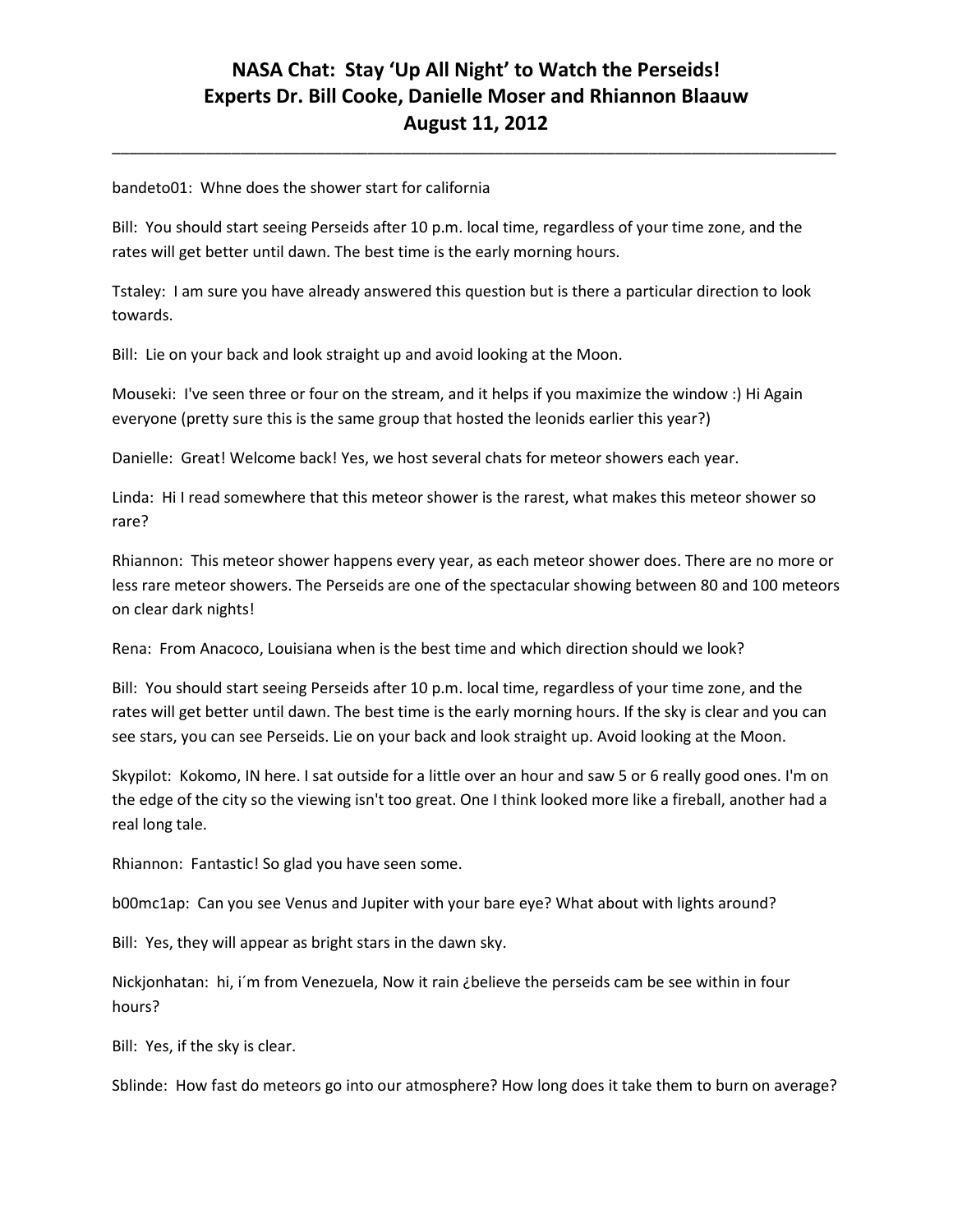# NASA Chat: Stay 'Up All Night' to Watch the Perseids!
# Experts Dr. Bill Cooke, Danielle Moser and Rhiannon Blaauw
# August 11, 2012

---

bandeto01: Whne does the shower start for california

Bill: You should start seeing Perseids after 10 p.m. local time, regardless of your time zone, and the rates will get better until dawn. The best time is the early morning hours.

Tstaley: I am sure you have already answered this question but is there a particular direction to look towards.

Bill: Lie on your back and look straight up and avoid looking at the Moon.

Mouseki: I've seen three or four on the stream, and it helps if you maximize the window :) Hi Again everyone (pretty sure this is the same group that hosted the leonids earlier this year?)

Danielle: Great! Welcome back! Yes, we host several chats for meteor showers each year.

Linda: Hi I read somewhere that this meteor shower is the rarest, what makes this meteor shower so rare?

Rhiannon: This meteor shower happens every year, as each meteor shower does. There are no more or less rare meteor showers. The Perseids are one of the spectacular showing between 80 and 100 meteors on clear dark nights!

Rena: From Anacoco, Louisiana when is the best time and which direction should we look?

Bill: You should start seeing Perseids after 10 p.m. local time, regardless of your time zone, and the rates will get better until dawn. The best time is the early morning hours. If the sky is clear and you can see stars, you can see Perseids. Lie on your back and look straight up. Avoid looking at the Moon.

Skypilot: Kokomo, IN here. I sat outside for a little over an hour and saw 5 or 6 really good ones. I'm on the edge of the city so the viewing isn't too great. One I think looked more like a fireball, another had a real long tale.

Rhiannon: Fantastic! So glad you have seen some.

b00mc1ap: Can you see Venus and Jupiter with your bare eye? What about with lights around?

Bill: Yes, they will appear as bright stars in the dawn sky.

Nickjonhatan: hi, i´m from Venezuela, Now it rain ¿believe the perseids cam be see within in four hours?

Bill: Yes, if the sky is clear.

Sblinde: How fast do meteors go into our atmosphere? How long does it take them to burn on average?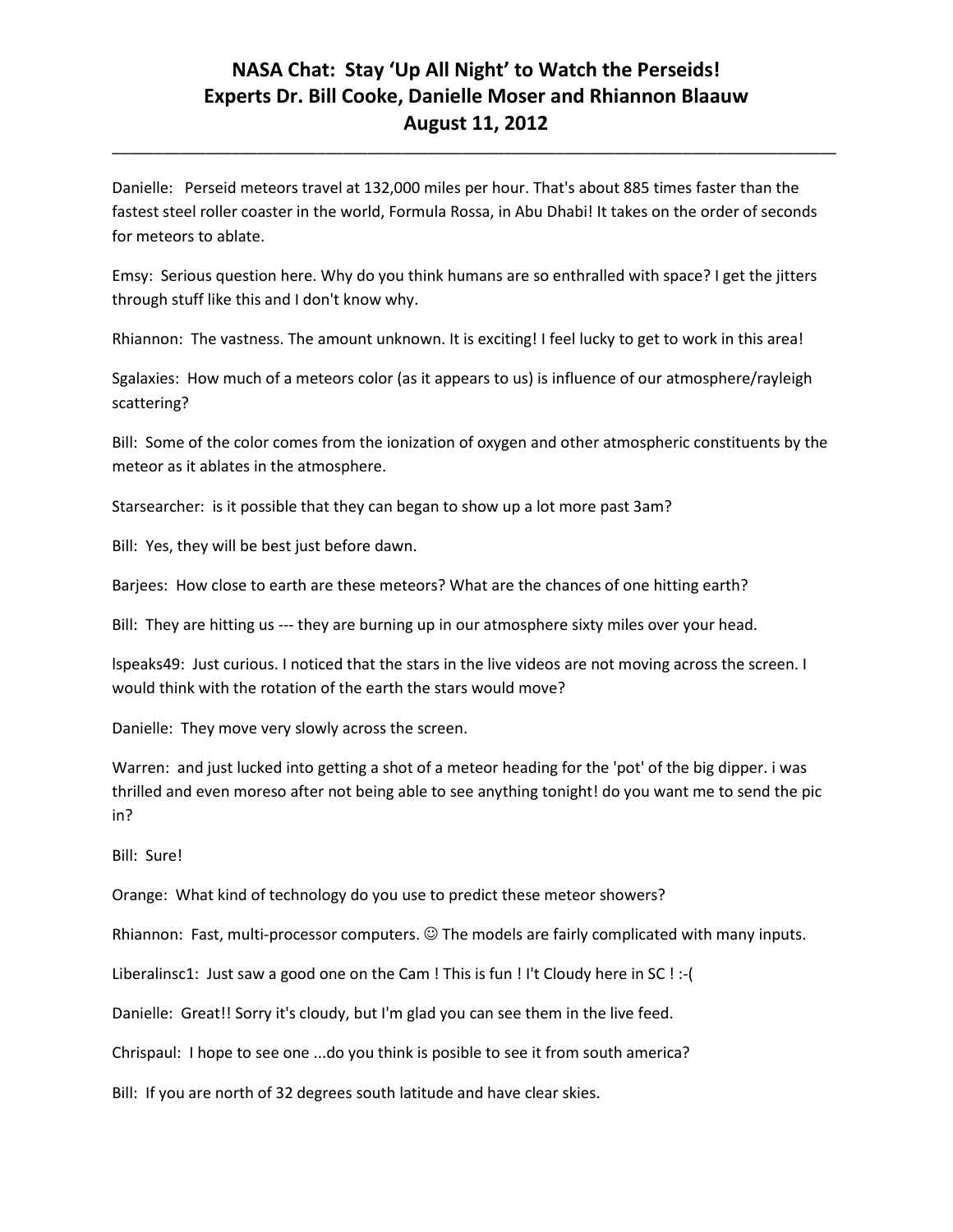# NASA Chat: Stay 'Up All Night' to Watch the Perseids!
# Experts Dr. Bill Cooke, Danielle Moser and Rhiannon Blaauw
# August 11, 2012

Danielle: Perseid meteors travel at 132,000 miles per hour. That's about 885 times faster than the fastest steel roller coaster in the world, Formula Rossa, in Abu Dhabi! It takes on the order of seconds for meteors to ablate.

Emsy: Serious question here. Why do you think humans are so enthralled with space? I get the jitters through stuff like this and I don't know why.

Rhiannon: The vastness. The amount unknown. It is exciting! I feel lucky to get to work in this area!

Sgalaxies: How much of a meteors color (as it appears to us) is influence of our atmosphere/rayleigh scattering?

Bill: Some of the color comes from the ionization of oxygen and other atmospheric constituents by the meteor as it ablates in the atmosphere.

Starsearcher: is it possible that they can began to show up a lot more past 3am?

Bill: Yes, they will be best just before dawn.

Barjees: How close to earth are these meteors? What are the chances of one hitting earth?

Bill: They are hitting us --- they are burning up in our atmosphere sixty miles over your head.

lspeaks49: Just curious. I noticed that the stars in the live videos are not moving across the screen. I would think with the rotation of the earth the stars would move?

Danielle: They move very slowly across the screen.

Warren: and just lucked into getting a shot of a meteor heading for the 'pot' of the big dipper. i was thrilled and even moreso after not being able to see anything tonight! do you want me to send the pic in?

Bill: Sure!

Orange: What kind of technology do you use to predict these meteor showers?

Rhiannon: Fast, multi-processor computers. ☺ The models are fairly complicated with many inputs.

Liberalinsc1: Just saw a good one on the Cam ! This is fun ! I't Cloudy here in SC ! :-(

Danielle: Great!! Sorry it's cloudy, but I'm glad you can see them in the live feed.

Chrispaul: I hope to see one ...do you think is posible to see it from south america?

Bill: If you are north of 32 degrees south latitude and have clear skies.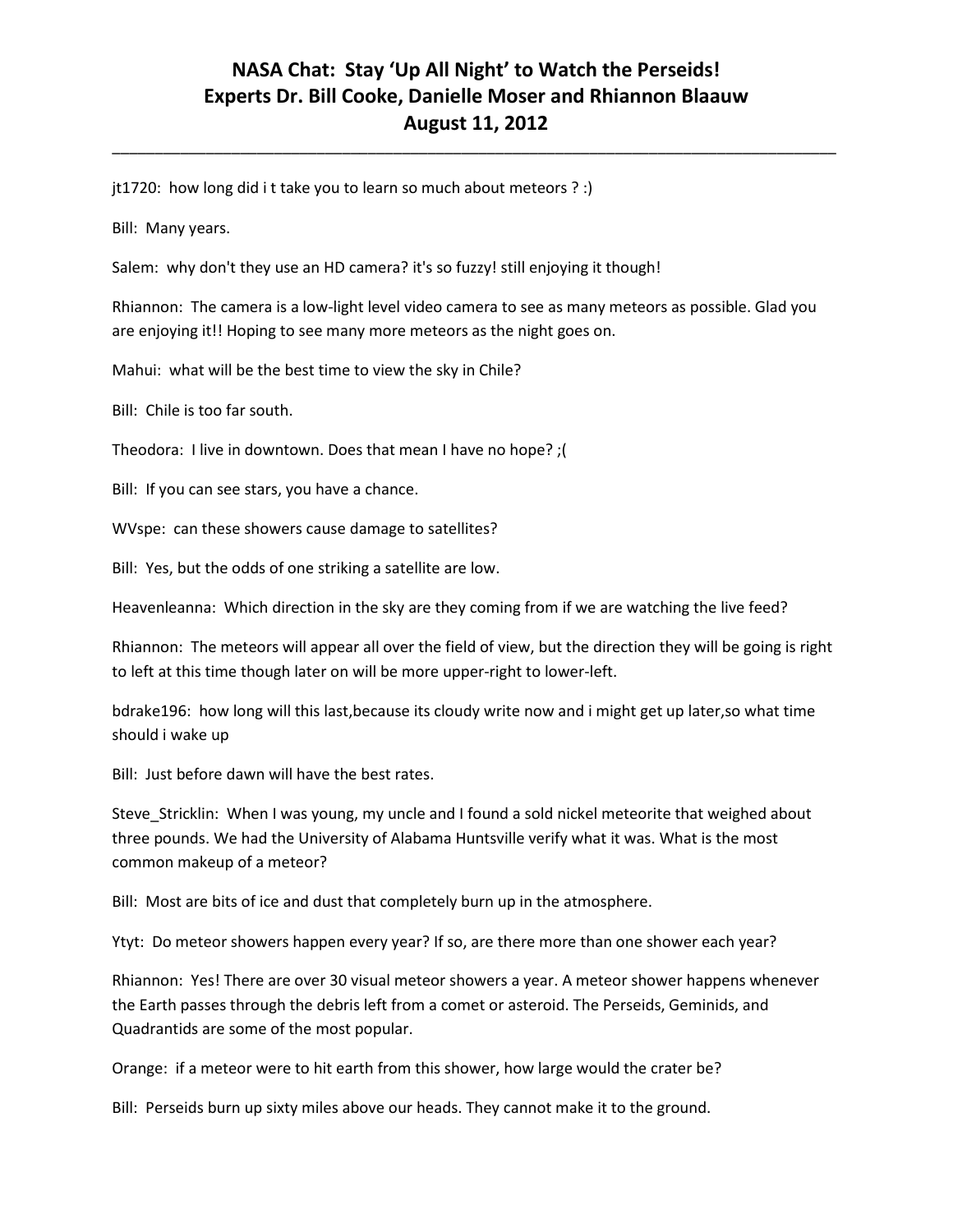jt1720: how long did i t take you to learn so much about meteors ? :)

Bill: Many years.

Salem: why don't they use an HD camera? it's so fuzzy! still enjoying it though!

Rhiannon: The camera is a low-light level video camera to see as many meteors as possible. Glad you are enjoying it!! Hoping to see many more meteors as the night goes on.

Mahui: what will be the best time to view the sky in Chile?

Bill: Chile is too far south.

Theodora: I live in downtown. Does that mean I have no hope? ;(

Bill: If you can see stars, you have a chance.

WVspe: can these showers cause damage to satellites?

Bill: Yes, but the odds of one striking a satellite are low.

Heavenleanna: Which direction in the sky are they coming from if we are watching the live feed?

Rhiannon: The meteors will appear all over the field of view, but the direction they will be going is right to left at this time though later on will be more upper-right to lower-left.

bdrake196: how long will this last,because its cloudy write now and i might get up later,so what time should i wake up

Bill: Just before dawn will have the best rates.

Steve_Stricklin: When I was young, my uncle and I found a sold nickel meteorite that weighed about three pounds. We had the University of Alabama Huntsville verify what it was. What is the most common makeup of a meteor?

Bill: Most are bits of ice and dust that completely burn up in the atmosphere.

Ytyt: Do meteor showers happen every year? If so, are there more than one shower each year?

Rhiannon: Yes! There are over 30 visual meteor showers a year. A meteor shower happens whenever the Earth passes through the debris left from a comet or asteroid. The Perseids, Geminids, and Quadrantids are some of the most popular.

Orange: if a meteor were to hit earth from this shower, how large would the crater be?

Bill: Perseids burn up sixty miles above our heads. They cannot make it to the ground.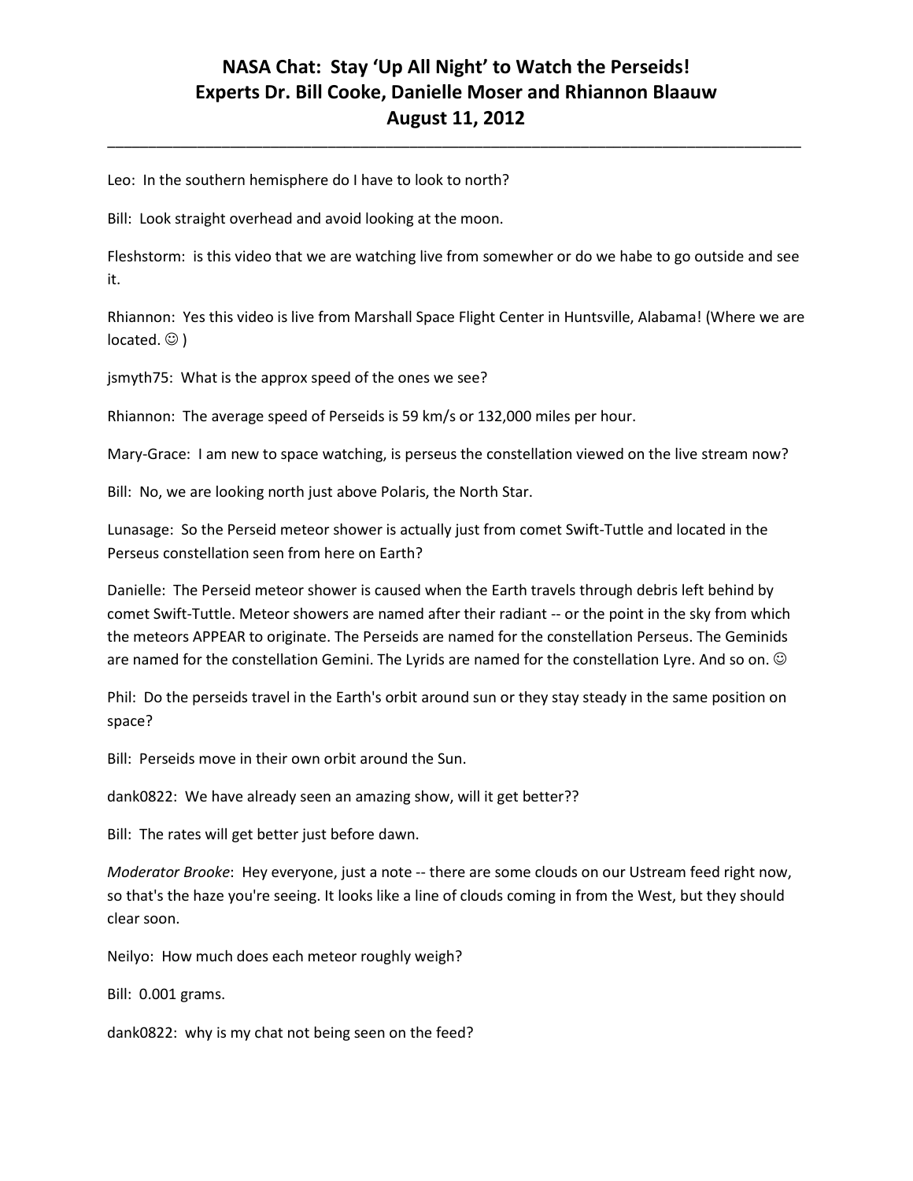Leo: In the southern hemisphere do I have to look to north?

Bill: Look straight overhead and avoid looking at the moon.

Fleshstorm: is this video that we are watching live from somewher or do we habe to go outside and see it.

Rhiannon: Yes this video is live from Marshall Space Flight Center in Huntsville, Alabama! (Where we are located. ☺ )

jsmyth75: What is the approx speed of the ones we see?

Rhiannon: The average speed of Perseids is 59 km/s or 132,000 miles per hour.

Mary-Grace: I am new to space watching, is perseus the constellation viewed on the live stream now?

Bill: No, we are looking north just above Polaris, the North Star.

Lunasage: So the Perseid meteor shower is actually just from comet Swift-Tuttle and located in the Perseus constellation seen from here on Earth?

Danielle: The Perseid meteor shower is caused when the Earth travels through debris left behind by comet Swift-Tuttle. Meteor showers are named after their radiant -- or the point in the sky from which the meteors APPEAR to originate. The Perseids are named for the constellation Perseus. The Geminids are named for the constellation Gemini. The Lyrids are named for the constellation Lyre. And so on. ☺

Phil: Do the perseids travel in the Earth's orbit around sun or they stay steady in the same position on space?

Bill: Perseids move in their own orbit around the Sun.

dank0822: We have already seen an amazing show, will it get better??

Bill: The rates will get better just before dawn.

*Moderator Brooke*: Hey everyone, just a note -- there are some clouds on our Ustream feed right now, so that's the haze you're seeing. It looks like a line of clouds coming in from the West, but they should clear soon.

Neilyo: How much does each meteor roughly weigh?

Bill: 0.001 grams.

dank0822: why is my chat not being seen on the feed?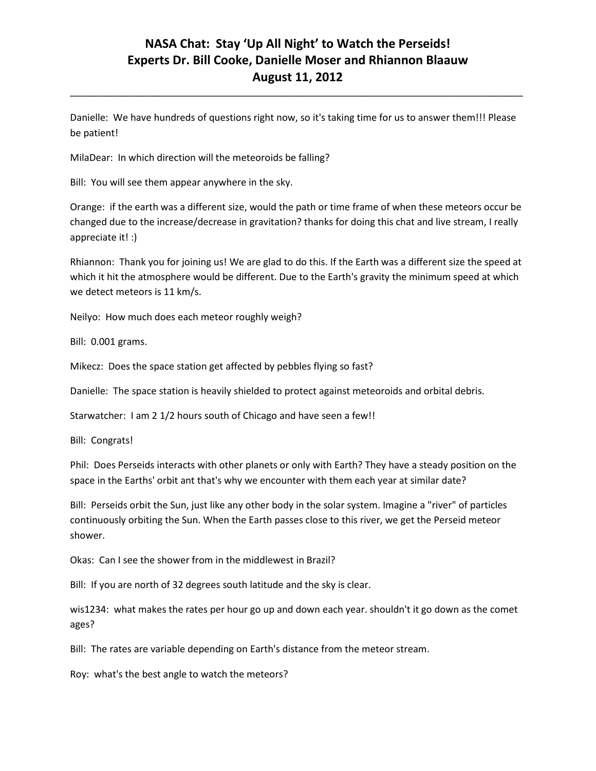Danielle: We have hundreds of questions right now, so it's taking time for us to answer them!!! Please be patient!

MilaDear: In which direction will the meteoroids be falling?

Bill: You will see them appear anywhere in the sky.

Orange: if the earth was a different size, would the path or time frame of when these meteors occur be changed due to the increase/decrease in gravitation? thanks for doing this chat and live stream, I really appreciate it! :)

Rhiannon: Thank you for joining us! We are glad to do this. If the Earth was a different size the speed at which it hit the atmosphere would be different. Due to the Earth's gravity the minimum speed at which we detect meteors is 11 km/s.

Neilyo: How much does each meteor roughly weigh?

Bill: 0.001 grams.

Mikecz: Does the space station get affected by pebbles flying so fast?

Danielle: The space station is heavily shielded to protect against meteoroids and orbital debris.

Starwatcher: I am 2 1/2 hours south of Chicago and have seen a few!!

Bill: Congrats!

Phil: Does Perseids interacts with other planets or only with Earth? They have a steady position on the space in the Earths' orbit ant that's why we encounter with them each year at similar date?

Bill: Perseids orbit the Sun, just like any other body in the solar system. Imagine a "river" of particles continuously orbiting the Sun. When the Earth passes close to this river, we get the Perseid meteor shower.

Okas: Can I see the shower from in the middlewest in Brazil?

Bill: If you are north of 32 degrees south latitude and the sky is clear.

wis1234: what makes the rates per hour go up and down each year. shouldn't it go down as the comet ages?

Bill: The rates are variable depending on Earth's distance from the meteor stream.

Roy: what's the best angle to watch the meteors?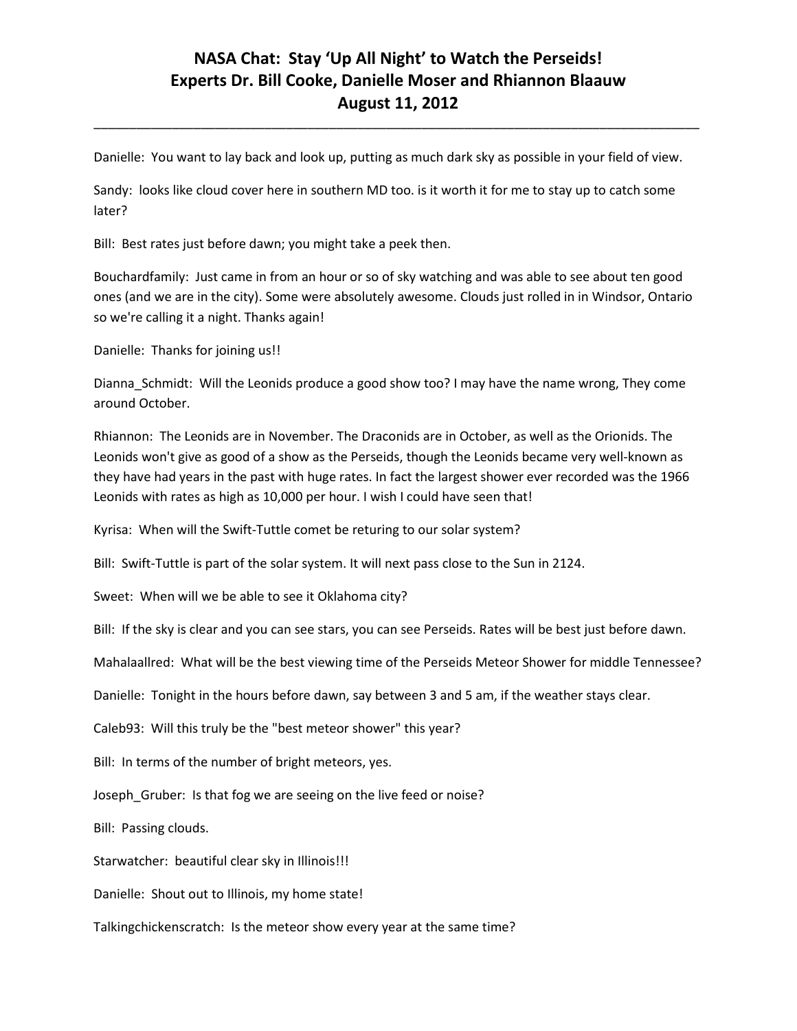Danielle: You want to lay back and look up, putting as much dark sky as possible in your field of view.

Sandy: looks like cloud cover here in southern MD too. is it worth it for me to stay up to catch some later?

Bill: Best rates just before dawn; you might take a peek then.

Bouchardfamily: Just came in from an hour or so of sky watching and was able to see about ten good ones (and we are in the city). Some were absolutely awesome. Clouds just rolled in in Windsor, Ontario so we're calling it a night. Thanks again!

Danielle: Thanks for joining us!!

Dianna_Schmidt: Will the Leonids produce a good show too? I may have the name wrong, They come around October.

Rhiannon: The Leonids are in November. The Draconids are in October, as well as the Orionids. The Leonids won't give as good of a show as the Perseids, though the Leonids became very well-known as they have had years in the past with huge rates. In fact the largest shower ever recorded was the 1966 Leonids with rates as high as 10,000 per hour. I wish I could have seen that!

Kyrisa: When will the Swift-Tuttle comet be returing to our solar system?

Bill: Swift-Tuttle is part of the solar system. It will next pass close to the Sun in 2124.

Sweet: When will we be able to see it Oklahoma city?

Bill: If the sky is clear and you can see stars, you can see Perseids. Rates will be best just before dawn.

Mahalaallred: What will be the best viewing time of the Perseids Meteor Shower for middle Tennessee?

Danielle: Tonight in the hours before dawn, say between 3 and 5 am, if the weather stays clear.

Caleb93: Will this truly be the "best meteor shower" this year?

Bill: In terms of the number of bright meteors, yes.

Joseph_Gruber: Is that fog we are seeing on the live feed or noise?

Bill: Passing clouds.

Starwatcher: beautiful clear sky in Illinois!!!

Danielle: Shout out to Illinois, my home state!

Talkingchickenscratch: Is the meteor show every year at the same time?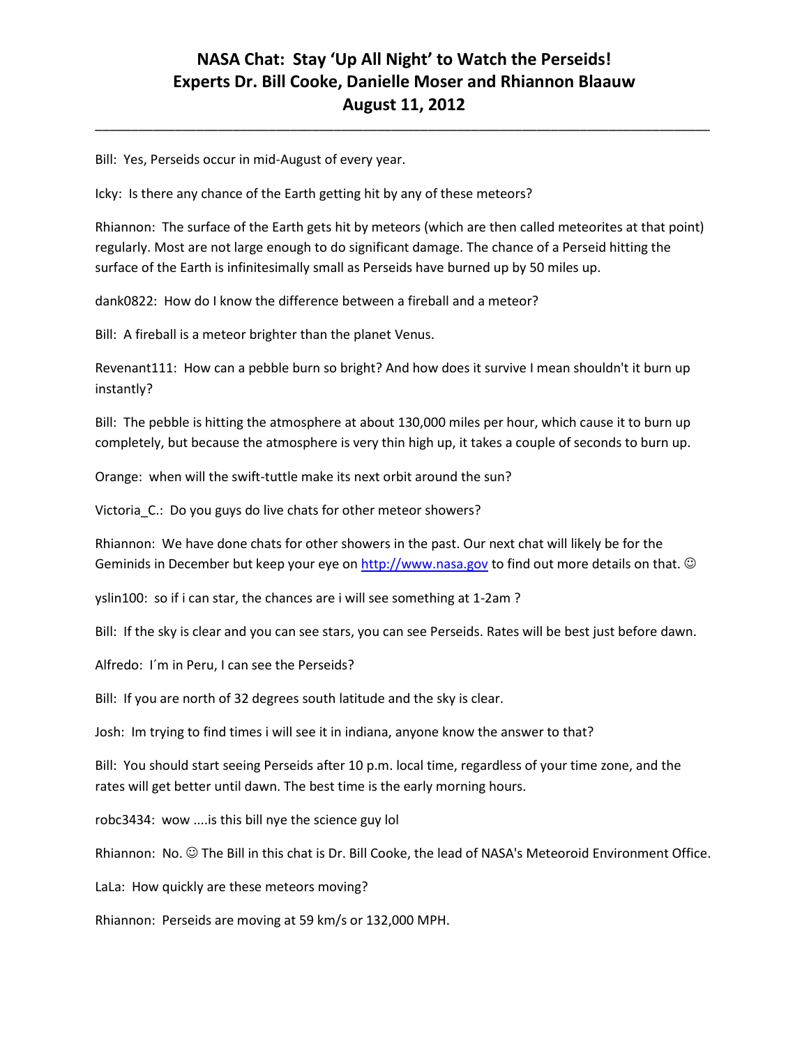# NASA Chat: Stay 'Up All Night' to Watch the Perseids!
# Experts Dr. Bill Cooke, Danielle Moser and Rhiannon Blaauw
# August 11, 2012

Bill: Yes, Perseids occur in mid-August of every year.

Icky: Is there any chance of the Earth getting hit by any of these meteors?

Rhiannon: The surface of the Earth gets hit by meteors (which are then called meteorites at that point) regularly. Most are not large enough to do significant damage. The chance of a Perseid hitting the surface of the Earth is infinitesimally small as Perseids have burned up by 50 miles up.

dank0822: How do I know the difference between a fireball and a meteor?

Bill: A fireball is a meteor brighter than the planet Venus.

Revenant111: How can a pebble burn so bright? And how does it survive I mean shouldn't it burn up instantly?

Bill: The pebble is hitting the atmosphere at about 130,000 miles per hour, which cause it to burn up completely, but because the atmosphere is very thin high up, it takes a couple of seconds to burn up.

Orange: when will the swift-tuttle make its next orbit around the sun?

Victoria_C.: Do you guys do live chats for other meteor showers?

Rhiannon: We have done chats for other showers in the past. Our next chat will likely be for the Geminids in December but keep your eye on http://www.nasa.gov to find out more details on that. ☺

yslin100: so if i can star, the chances are i will see something at 1-2am ?

Bill: If the sky is clear and you can see stars, you can see Perseids. Rates will be best just before dawn.

Alfredo: I´m in Peru, I can see the Perseids?

Bill: If you are north of 32 degrees south latitude and the sky is clear.

Josh: Im trying to find times i will see it in indiana, anyone know the answer to that?

Bill: You should start seeing Perseids after 10 p.m. local time, regardless of your time zone, and the rates will get better until dawn. The best time is the early morning hours.

robc3434: wow ....is this bill nye the science guy lol

Rhiannon: No. ☺ The Bill in this chat is Dr. Bill Cooke, the lead of NASA's Meteoroid Environment Office.

LaLa: How quickly are these meteors moving?

Rhiannon: Perseids are moving at 59 km/s or 132,000 MPH.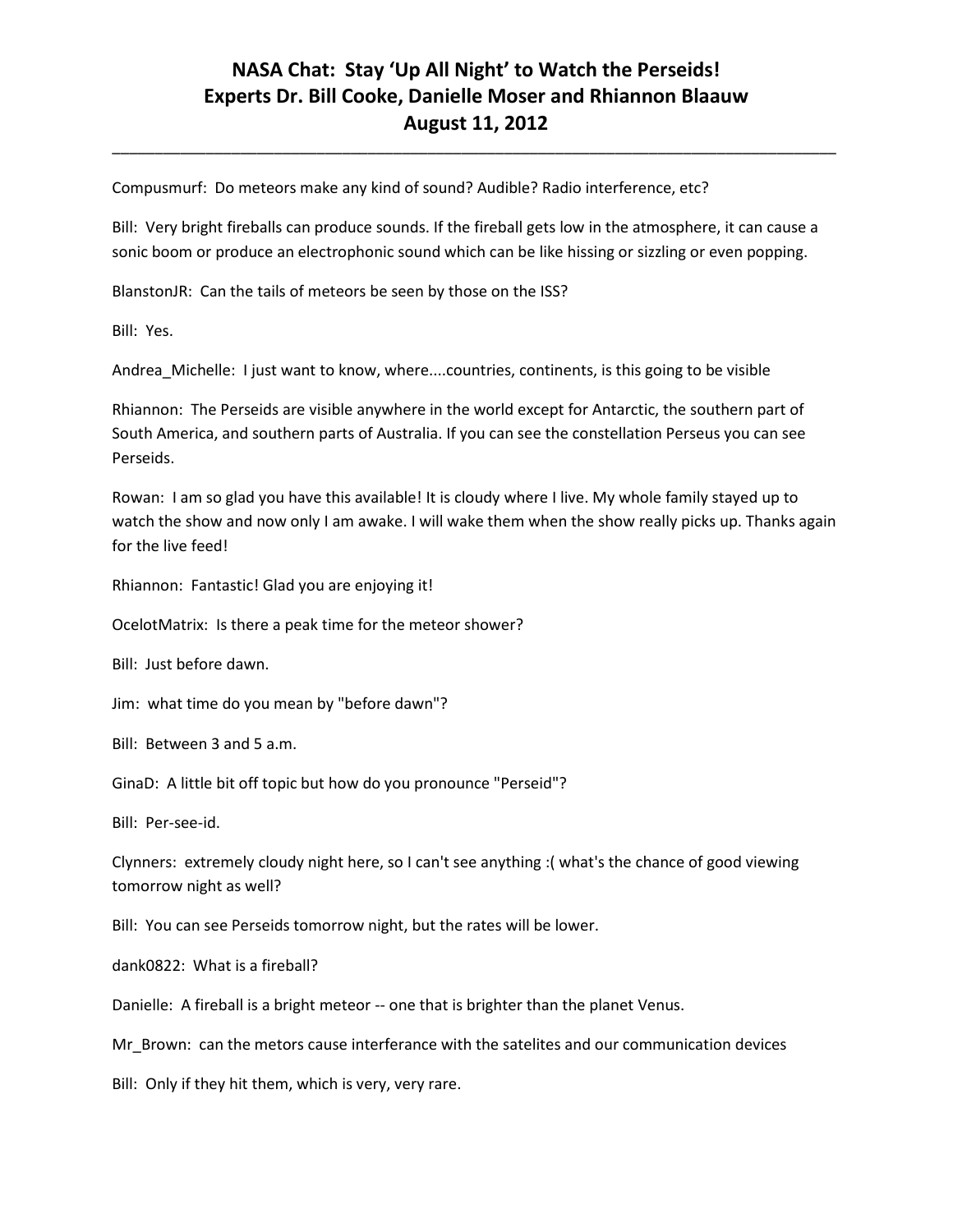Compusmurf: Do meteors make any kind of sound? Audible? Radio interference, etc?

Bill: Very bright fireballs can produce sounds. If the fireball gets low in the atmosphere, it can cause a sonic boom or produce an electrophonic sound which can be like hissing or sizzling or even popping.

BlanstonJR: Can the tails of meteors be seen by those on the ISS?

Bill: Yes.

Andrea_Michelle: I just want to know, where....countries, continents, is this going to be visible

Rhiannon: The Perseids are visible anywhere in the world except for Antarctic, the southern part of South America, and southern parts of Australia. If you can see the constellation Perseus you can see Perseids.

Rowan: I am so glad you have this available! It is cloudy where I live. My whole family stayed up to watch the show and now only I am awake. I will wake them when the show really picks up. Thanks again for the live feed!

Rhiannon: Fantastic! Glad you are enjoying it!

OcelotMatrix: Is there a peak time for the meteor shower?

Bill: Just before dawn.

Jim: what time do you mean by "before dawn"?

Bill: Between 3 and 5 a.m.

GinaD: A little bit off topic but how do you pronounce "Perseid"?

Bill: Per-see-id.

Clynners: extremely cloudy night here, so I can't see anything :( what's the chance of good viewing tomorrow night as well?

Bill: You can see Perseids tomorrow night, but the rates will be lower.

dank0822: What is a fireball?

Danielle: A fireball is a bright meteor -- one that is brighter than the planet Venus.

Mr_Brown: can the metors cause interferance with the satelites and our communication devices

Bill: Only if they hit them, which is very, very rare.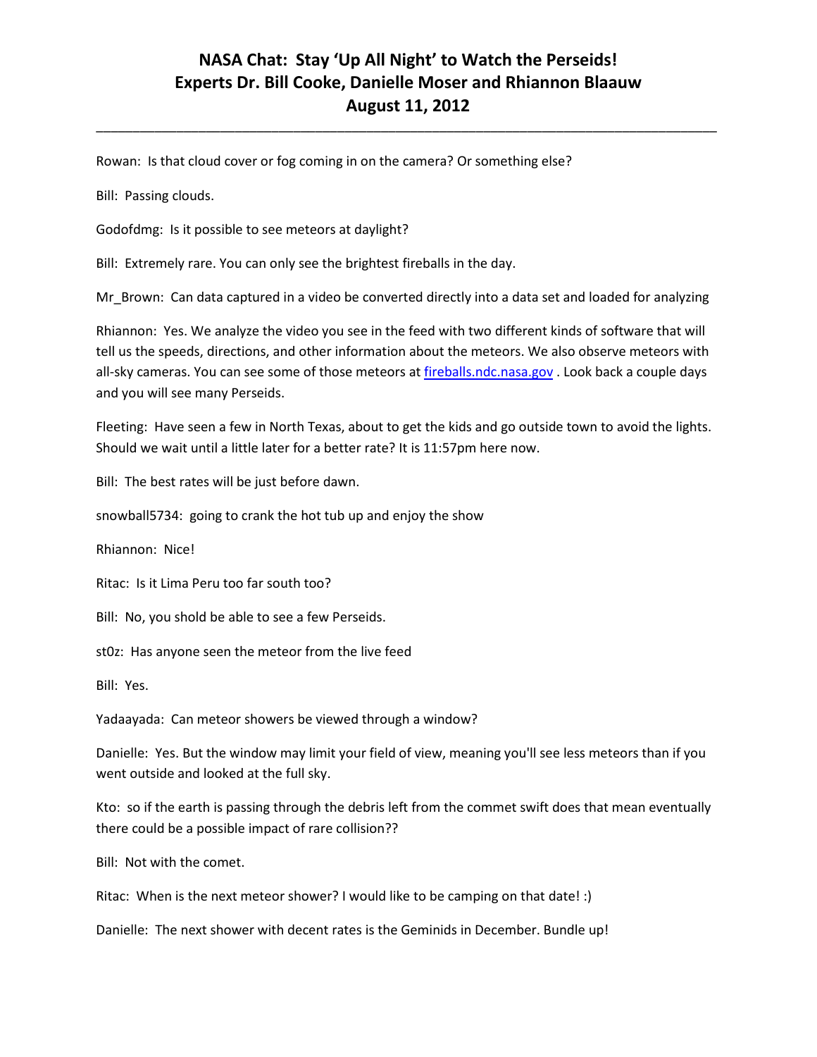Rowan: Is that cloud cover or fog coming in on the camera? Or something else?

Bill: Passing clouds.

Godofdmg: Is it possible to see meteors at daylight?

Bill: Extremely rare. You can only see the brightest fireballs in the day.

Mr_Brown: Can data captured in a video be converted directly into a data set and loaded for analyzing

Rhiannon: Yes. We analyze the video you see in the feed with two different kinds of software that will tell us the speeds, directions, and other information about the meteors. We also observe meteors with all-sky cameras. You can see some of those meteors at [fireballs.ndc.nasa.gov](fireballs.ndc.nasa.gov) . Look back a couple days and you will see many Perseids.

Fleeting: Have seen a few in North Texas, about to get the kids and go outside town to avoid the lights. Should we wait until a little later for a better rate? It is 11:57pm here now.

Bill: The best rates will be just before dawn.

snowball5734: going to crank the hot tub up and enjoy the show

Rhiannon: Nice!

Ritac: Is it Lima Peru too far south too?

Bill: No, you shold be able to see a few Perseids.

st0z: Has anyone seen the meteor from the live feed

Bill: Yes.

Yadaayada: Can meteor showers be viewed through a window?

Danielle: Yes. But the window may limit your field of view, meaning you'll see less meteors than if you went outside and looked at the full sky.

Kto: so if the earth is passing through the debris left from the commet swift does that mean eventually there could be a possible impact of rare collision??

Bill: Not with the comet.

Ritac: When is the next meteor shower? I would like to be camping on that date! :)

Danielle: The next shower with decent rates is the Geminids in December. Bundle up!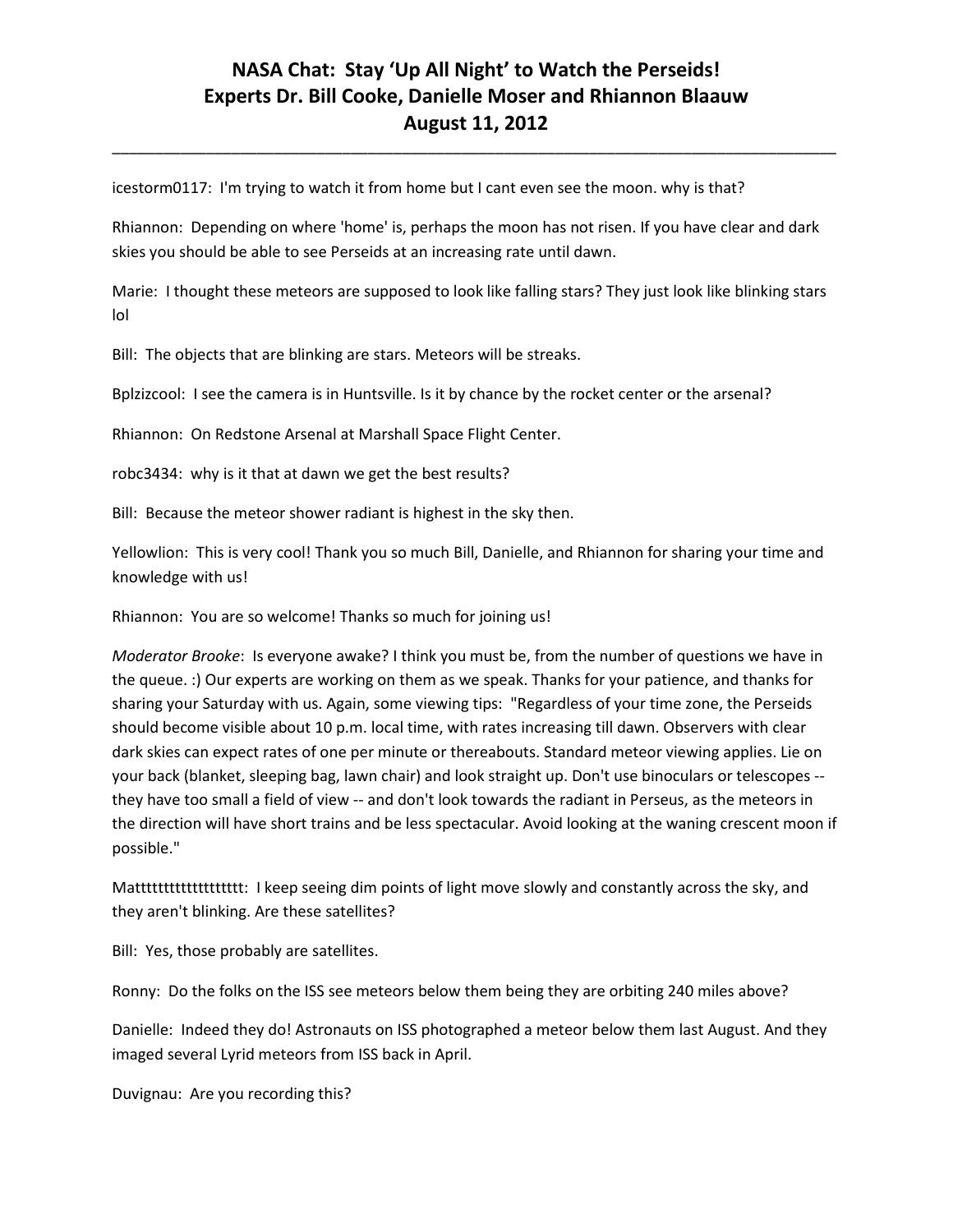icestorm0117: I'm trying to watch it from home but I cant even see the moon. why is that?

Rhiannon: Depending on where 'home' is, perhaps the moon has not risen. If you have clear and dark skies you should be able to see Perseids at an increasing rate until dawn.

Marie: I thought these meteors are supposed to look like falling stars? They just look like blinking stars lol

Bill: The objects that are blinking are stars. Meteors will be streaks.

Bplzizcool: I see the camera is in Huntsville. Is it by chance by the rocket center or the arsenal?

Rhiannon: On Redstone Arsenal at Marshall Space Flight Center.

robc3434: why is it that at dawn we get the best results?

Bill: Because the meteor shower radiant is highest in the sky then.

Yellowlion: This is very cool! Thank you so much Bill, Danielle, and Rhiannon for sharing your time and knowledge with us!

Rhiannon: You are so welcome! Thanks so much for joining us!

*Moderator Brooke*: Is everyone awake? I think you must be, from the number of questions we have in the queue. :) Our experts are working on them as we speak. Thanks for your patience, and thanks for sharing your Saturday with us. Again, some viewing tips: "Regardless of your time zone, the Perseids should become visible about 10 p.m. local time, with rates increasing till dawn. Observers with clear dark skies can expect rates of one per minute or thereabouts. Standard meteor viewing applies. Lie on your back (blanket, sleeping bag, lawn chair) and look straight up. Don't use binoculars or telescopes -- they have too small a field of view -- and don't look towards the radiant in Perseus, as the meteors in the direction will have short trains and be less spectacular. Avoid looking at the waning crescent moon if possible."

Mattttttttttttttttttt: I keep seeing dim points of light move slowly and constantly across the sky, and they aren't blinking. Are these satellites?

Bill: Yes, those probably are satellites.

Ronny: Do the folks on the ISS see meteors below them being they are orbiting 240 miles above?

Danielle: Indeed they do! Astronauts on ISS photographed a meteor below them last August. And they imaged several Lyrid meteors from ISS back in April.

Duvignau: Are you recording this?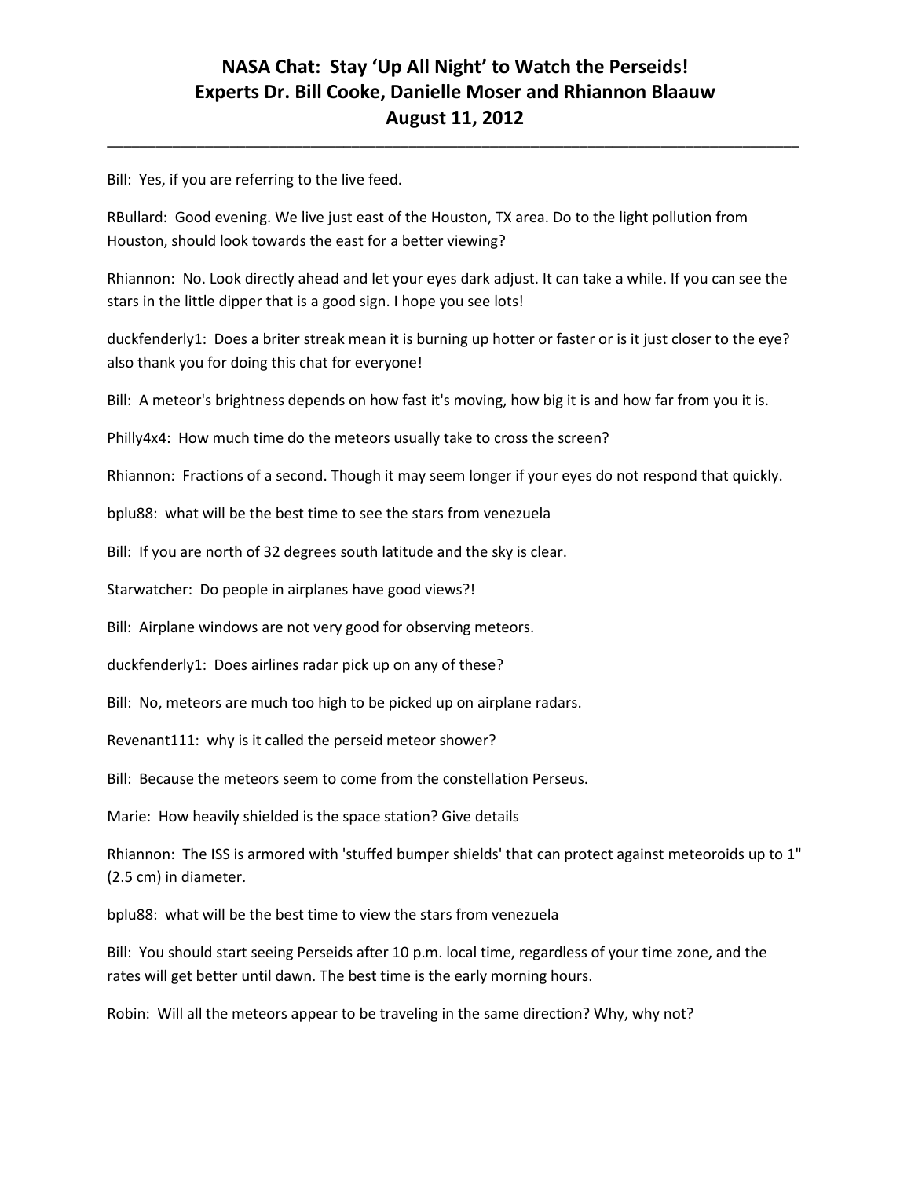Bill: Yes, if you are referring to the live feed.

RBullard: Good evening. We live just east of the Houston, TX area. Do to the light pollution from Houston, should look towards the east for a better viewing?

Rhiannon: No. Look directly ahead and let your eyes dark adjust. It can take a while. If you can see the stars in the little dipper that is a good sign. I hope you see lots!

duckfenderly1: Does a briter streak mean it is burning up hotter or faster or is it just closer to the eye? also thank you for doing this chat for everyone!

Bill: A meteor's brightness depends on how fast it's moving, how big it is and how far from you it is.

Philly4x4: How much time do the meteors usually take to cross the screen?

Rhiannon: Fractions of a second. Though it may seem longer if your eyes do not respond that quickly.

bplu88: what will be the best time to see the stars from venezuela

Bill: If you are north of 32 degrees south latitude and the sky is clear.

Starwatcher: Do people in airplanes have good views?!

Bill: Airplane windows are not very good for observing meteors.

duckfenderly1: Does airlines radar pick up on any of these?

Bill: No, meteors are much too high to be picked up on airplane radars.

Revenant111: why is it called the perseid meteor shower?

Bill: Because the meteors seem to come from the constellation Perseus.

Marie: How heavily shielded is the space station? Give details

Rhiannon: The ISS is armored with 'stuffed bumper shields' that can protect against meteoroids up to 1" (2.5 cm) in diameter.

bplu88: what will be the best time to view the stars from venezuela

Bill: You should start seeing Perseids after 10 p.m. local time, regardless of your time zone, and the rates will get better until dawn. The best time is the early morning hours.

Robin: Will all the meteors appear to be traveling in the same direction? Why, why not?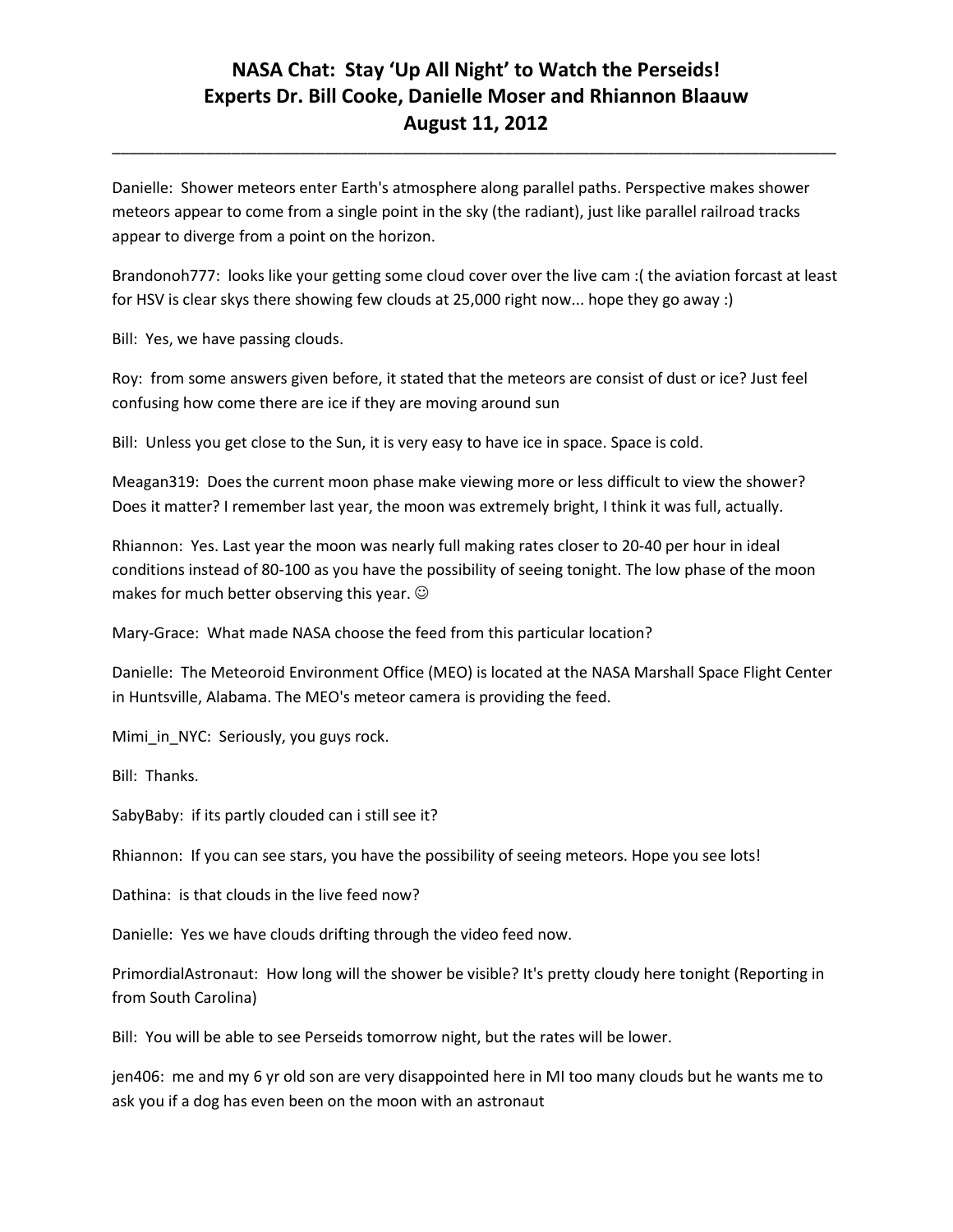# NASA Chat: Stay 'Up All Night' to Watch the Perseids!
# Experts Dr. Bill Cooke, Danielle Moser and Rhiannon Blaauw
# August 11, 2012

---

Danielle: Shower meteors enter Earth's atmosphere along parallel paths. Perspective makes shower meteors appear to come from a single point in the sky (the radiant), just like parallel railroad tracks appear to diverge from a point on the horizon.

Brandonoh777: looks like your getting some cloud cover over the live cam :( the aviation forcast at least for HSV is clear skys there showing few clouds at 25,000 right now... hope they go away :)

Bill: Yes, we have passing clouds.

Roy: from some answers given before, it stated that the meteors are consist of dust or ice? Just feel confusing how come there are ice if they are moving around sun

Bill: Unless you get close to the Sun, it is very easy to have ice in space. Space is cold.

Meagan319: Does the current moon phase make viewing more or less difficult to view the shower? Does it matter? I remember last year, the moon was extremely bright, I think it was full, actually.

Rhiannon: Yes. Last year the moon was nearly full making rates closer to 20-40 per hour in ideal conditions instead of 80-100 as you have the possibility of seeing tonight. The low phase of the moon makes for much better observing this year. ☺

Mary-Grace: What made NASA choose the feed from this particular location?

Danielle: The Meteoroid Environment Office (MEO) is located at the NASA Marshall Space Flight Center in Huntsville, Alabama. The MEO's meteor camera is providing the feed.

Mimi_in_NYC: Seriously, you guys rock.

Bill: Thanks.

SabyBaby: if its partly clouded can i still see it?

Rhiannon: If you can see stars, you have the possibility of seeing meteors. Hope you see lots!

Dathina: is that clouds in the live feed now?

Danielle: Yes we have clouds drifting through the video feed now.

PrimordialAstronaut: How long will the shower be visible? It's pretty cloudy here tonight (Reporting in from South Carolina)

Bill: You will be able to see Perseids tomorrow night, but the rates will be lower.

jen406: me and my 6 yr old son are very disappointed here in MI too many clouds but he wants me to ask you if a dog has even been on the moon with an astronaut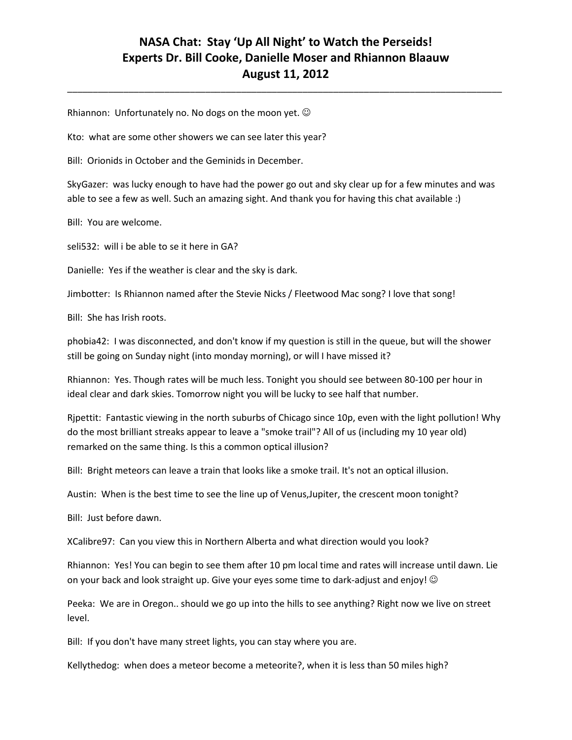Rhiannon: Unfortunately no. No dogs on the moon yet. ☺

Kto: what are some other showers we can see later this year?

Bill: Orionids in October and the Geminids in December.

SkyGazer: was lucky enough to have had the power go out and sky clear up for a few minutes and was able to see a few as well. Such an amazing sight. And thank you for having this chat available :)

Bill: You are welcome.

seli532: will i be able to se it here in GA?

Danielle: Yes if the weather is clear and the sky is dark.

Jimbotter: Is Rhiannon named after the Stevie Nicks / Fleetwood Mac song? I love that song!

Bill: She has Irish roots.

phobia42: I was disconnected, and don't know if my question is still in the queue, but will the shower still be going on Sunday night (into monday morning), or will I have missed it?

Rhiannon: Yes. Though rates will be much less. Tonight you should see between 80-100 per hour in ideal clear and dark skies. Tomorrow night you will be lucky to see half that number.

Rjpettit: Fantastic viewing in the north suburbs of Chicago since 10p, even with the light pollution! Why do the most brilliant streaks appear to leave a "smoke trail"? All of us (including my 10 year old) remarked on the same thing. Is this a common optical illusion?

Bill: Bright meteors can leave a train that looks like a smoke trail. It's not an optical illusion.

Austin: When is the best time to see the line up of Venus,Jupiter, the crescent moon tonight?

Bill: Just before dawn.

XCalibre97: Can you view this in Northern Alberta and what direction would you look?

Rhiannon: Yes! You can begin to see them after 10 pm local time and rates will increase until dawn. Lie on your back and look straight up. Give your eyes some time to dark-adjust and enjoy! ☺

Peeka: We are in Oregon.. should we go up into the hills to see anything? Right now we live on street level.

Bill: If you don't have many street lights, you can stay where you are.

Kellythedog: when does a meteor become a meteorite?, when it is less than 50 miles high?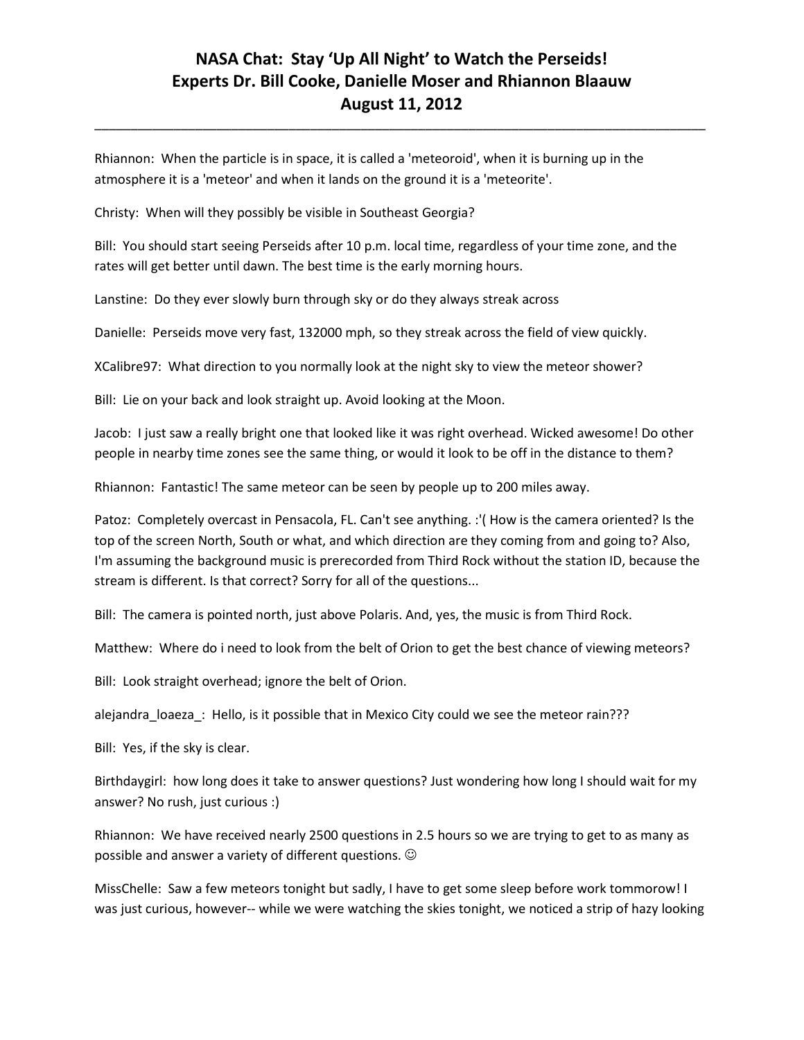Rhiannon: When the particle is in space, it is called a 'meteoroid', when it is burning up in the atmosphere it is a 'meteor' and when it lands on the ground it is a 'meteorite'.

Christy: When will they possibly be visible in Southeast Georgia?

Bill: You should start seeing Perseids after 10 p.m. local time, regardless of your time zone, and the rates will get better until dawn. The best time is the early morning hours.

Lanstine: Do they ever slowly burn through sky or do they always streak across

Danielle: Perseids move very fast, 132000 mph, so they streak across the field of view quickly.

XCalibre97: What direction to you normally look at the night sky to view the meteor shower?

Bill: Lie on your back and look straight up. Avoid looking at the Moon.

Jacob: I just saw a really bright one that looked like it was right overhead. Wicked awesome! Do other people in nearby time zones see the same thing, or would it look to be off in the distance to them?

Rhiannon: Fantastic! The same meteor can be seen by people up to 200 miles away.

Patoz: Completely overcast in Pensacola, FL. Can't see anything. :'( How is the camera oriented? Is the top of the screen North, South or what, and which direction are they coming from and going to? Also, I'm assuming the background music is prerecorded from Third Rock without the station ID, because the stream is different. Is that correct? Sorry for all of the questions...

Bill: The camera is pointed north, just above Polaris. And, yes, the music is from Third Rock.

Matthew: Where do i need to look from the belt of Orion to get the best chance of viewing meteors?

Bill: Look straight overhead; ignore the belt of Orion.

alejandra_loaeza_: Hello, is it possible that in Mexico City could we see the meteor rain???

Bill: Yes, if the sky is clear.

Birthdaygirl: how long does it take to answer questions? Just wondering how long I should wait for my answer? No rush, just curious :)

Rhiannon: We have received nearly 2500 questions in 2.5 hours so we are trying to get to as many as possible and answer a variety of different questions. ☺

MissChelle: Saw a few meteors tonight but sadly, I have to get some sleep before work tommorow! I was just curious, however-- while we were watching the skies tonight, we noticed a strip of hazy looking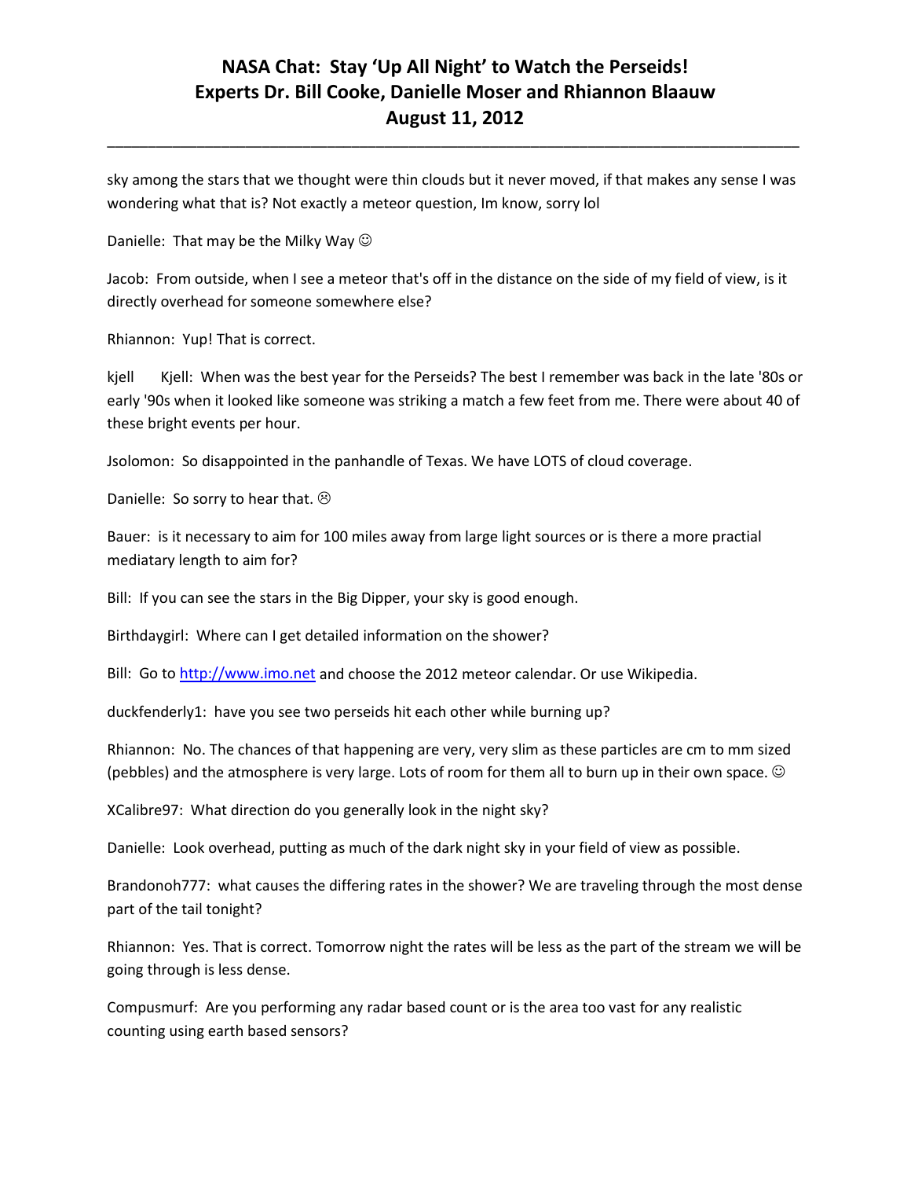sky among the stars that we thought were thin clouds but it never moved, if that makes any sense I was wondering what that is? Not exactly a meteor question, Im know, sorry lol

Danielle: That may be the Milky Way ☺

Jacob: From outside, when I see a meteor that's off in the distance on the side of my field of view, is it directly overhead for someone somewhere else?

Rhiannon: Yup! That is correct.

kjell Kjell: When was the best year for the Perseids? The best I remember was back in the late '80s or early '90s when it looked like someone was striking a match a few feet from me. There were about 40 of these bright events per hour.

Jsolomon: So disappointed in the panhandle of Texas. We have LOTS of cloud coverage.

Danielle: So sorry to hear that. ☹

Bauer: is it necessary to aim for 100 miles away from large light sources or is there a more practial mediatary length to aim for?

Bill: If you can see the stars in the Big Dipper, your sky is good enough.

Birthdaygirl: Where can I get detailed information on the shower?

Bill: Go to http://www.imo.net and choose the 2012 meteor calendar. Or use Wikipedia.

duckfenderly1: have you see two perseids hit each other while burning up?

Rhiannon: No. The chances of that happening are very, very slim as these particles are cm to mm sized (pebbles) and the atmosphere is very large. Lots of room for them all to burn up in their own space. ☺

XCalibre97: What direction do you generally look in the night sky?

Danielle: Look overhead, putting as much of the dark night sky in your field of view as possible.

Brandonoh777: what causes the differing rates in the shower? We are traveling through the most dense part of the tail tonight?

Rhiannon: Yes. That is correct. Tomorrow night the rates will be less as the part of the stream we will be going through is less dense.

Compusmurf: Are you performing any radar based count or is the area too vast for any realistic counting using earth based sensors?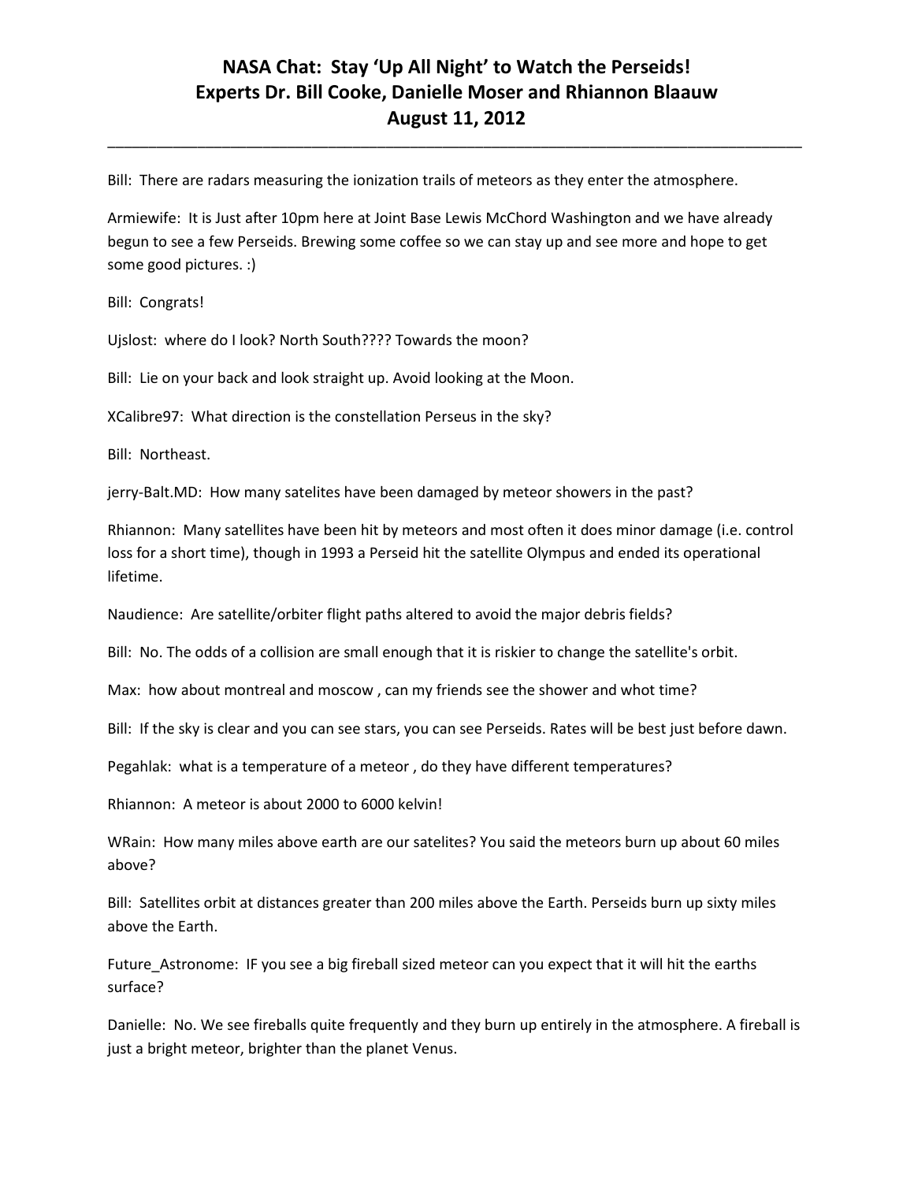Bill: There are radars measuring the ionization trails of meteors as they enter the atmosphere.

Armiewife: It is Just after 10pm here at Joint Base Lewis McChord Washington and we have already begun to see a few Perseids. Brewing some coffee so we can stay up and see more and hope to get some good pictures. :)

Bill: Congrats!

Ujslost: where do I look? North South???? Towards the moon?

Bill: Lie on your back and look straight up. Avoid looking at the Moon.

XCalibre97: What direction is the constellation Perseus in the sky?

Bill: Northeast.

jerry-Balt.MD: How many satelites have been damaged by meteor showers in the past?

Rhiannon: Many satellites have been hit by meteors and most often it does minor damage (i.e. control loss for a short time), though in 1993 a Perseid hit the satellite Olympus and ended its operational lifetime.

Naudience: Are satellite/orbiter flight paths altered to avoid the major debris fields?

Bill: No. The odds of a collision are small enough that it is riskier to change the satellite's orbit.

Max: how about montreal and moscow , can my friends see the shower and whot time?

Bill: If the sky is clear and you can see stars, you can see Perseids. Rates will be best just before dawn.

Pegahlak: what is a temperature of a meteor , do they have different temperatures?

Rhiannon: A meteor is about 2000 to 6000 kelvin!

WRain: How many miles above earth are our satelites? You said the meteors burn up about 60 miles above?

Bill: Satellites orbit at distances greater than 200 miles above the Earth. Perseids burn up sixty miles above the Earth.

Future_Astronome: IF you see a big fireball sized meteor can you expect that it will hit the earths surface?

Danielle: No. We see fireballs quite frequently and they burn up entirely in the atmosphere. A fireball is just a bright meteor, brighter than the planet Venus.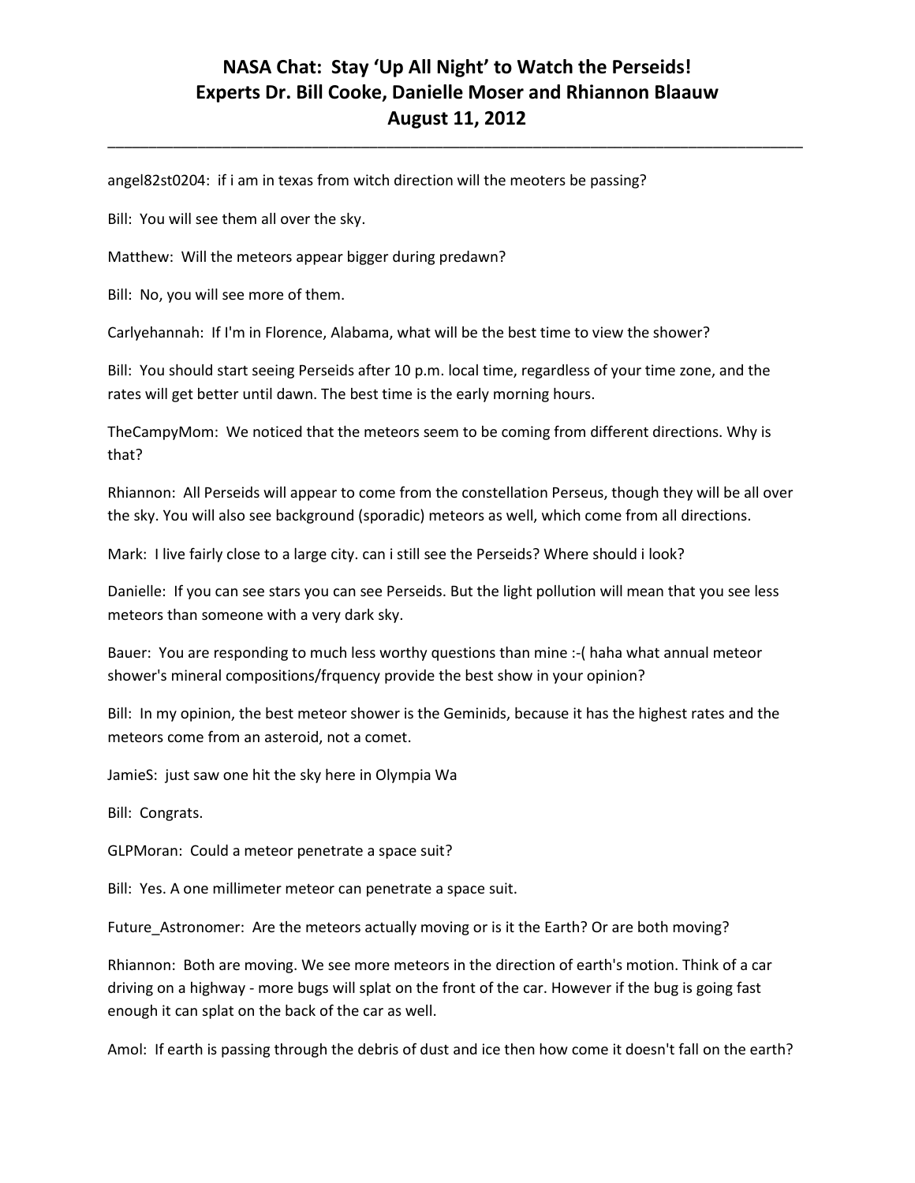angel82st0204: if i am in texas from witch direction will the meoters be passing?

Bill: You will see them all over the sky.

Matthew: Will the meteors appear bigger during predawn?

Bill: No, you will see more of them.

Carlyehannah: If I'm in Florence, Alabama, what will be the best time to view the shower?

Bill: You should start seeing Perseids after 10 p.m. local time, regardless of your time zone, and the rates will get better until dawn. The best time is the early morning hours.

TheCampyMom: We noticed that the meteors seem to be coming from different directions. Why is that?

Rhiannon: All Perseids will appear to come from the constellation Perseus, though they will be all over the sky. You will also see background (sporadic) meteors as well, which come from all directions.

Mark: I live fairly close to a large city. can i still see the Perseids? Where should i look?

Danielle: If you can see stars you can see Perseids. But the light pollution will mean that you see less meteors than someone with a very dark sky.

Bauer: You are responding to much less worthy questions than mine :-( haha what annual meteor shower's mineral compositions/frquency provide the best show in your opinion?

Bill: In my opinion, the best meteor shower is the Geminids, because it has the highest rates and the meteors come from an asteroid, not a comet.

JamieS: just saw one hit the sky here in Olympia Wa

Bill: Congrats.

GLPMoran: Could a meteor penetrate a space suit?

Bill: Yes. A one millimeter meteor can penetrate a space suit.

Future_Astronomer: Are the meteors actually moving or is it the Earth? Or are both moving?

Rhiannon: Both are moving. We see more meteors in the direction of earth's motion. Think of a car driving on a highway - more bugs will splat on the front of the car. However if the bug is going fast enough it can splat on the back of the car as well.

Amol: If earth is passing through the debris of dust and ice then how come it doesn't fall on the earth?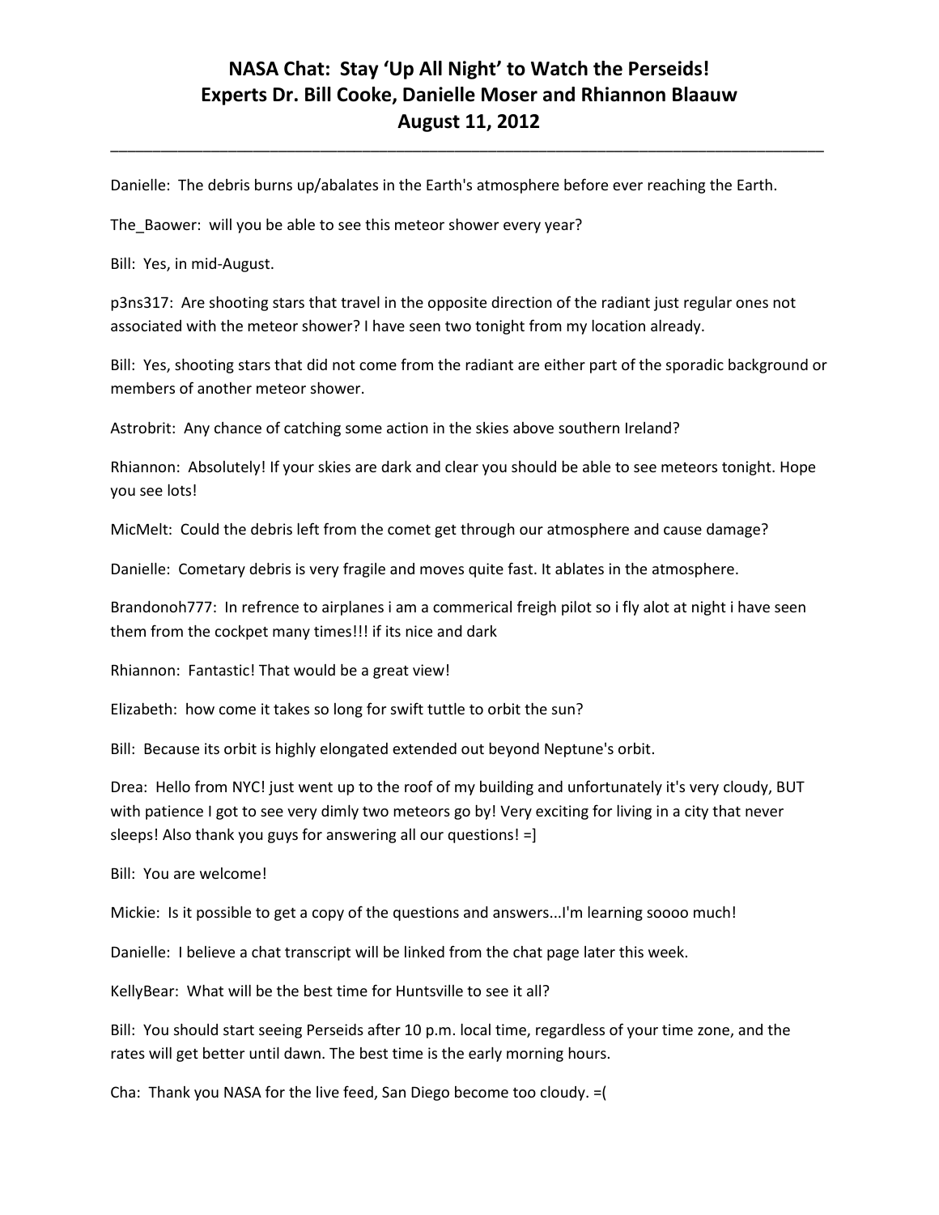Danielle: The debris burns up/abalates in the Earth's atmosphere before ever reaching the Earth.

The_Baower: will you be able to see this meteor shower every year?

Bill: Yes, in mid-August.

p3ns317: Are shooting stars that travel in the opposite direction of the radiant just regular ones not associated with the meteor shower? I have seen two tonight from my location already.

Bill: Yes, shooting stars that did not come from the radiant are either part of the sporadic background or members of another meteor shower.

Astrobrit: Any chance of catching some action in the skies above southern Ireland?

Rhiannon: Absolutely! If your skies are dark and clear you should be able to see meteors tonight. Hope you see lots!

MicMelt: Could the debris left from the comet get through our atmosphere and cause damage?

Danielle: Cometary debris is very fragile and moves quite fast. It ablates in the atmosphere.

Brandonoh777: In refrence to airplanes i am a commerical freigh pilot so i fly alot at night i have seen them from the cockpet many times!!! if its nice and dark

Rhiannon: Fantastic! That would be a great view!

Elizabeth: how come it takes so long for swift tuttle to orbit the sun?

Bill: Because its orbit is highly elongated extended out beyond Neptune's orbit.

Drea: Hello from NYC! just went up to the roof of my building and unfortunately it's very cloudy, BUT with patience I got to see very dimly two meteors go by! Very exciting for living in a city that never sleeps! Also thank you guys for answering all our questions! =]

Bill: You are welcome!

Mickie: Is it possible to get a copy of the questions and answers...I'm learning soooo much!

Danielle: I believe a chat transcript will be linked from the chat page later this week.

KellyBear: What will be the best time for Huntsville to see it all?

Bill: You should start seeing Perseids after 10 p.m. local time, regardless of your time zone, and the rates will get better until dawn. The best time is the early morning hours.

Cha: Thank you NASA for the live feed, San Diego become too cloudy. =(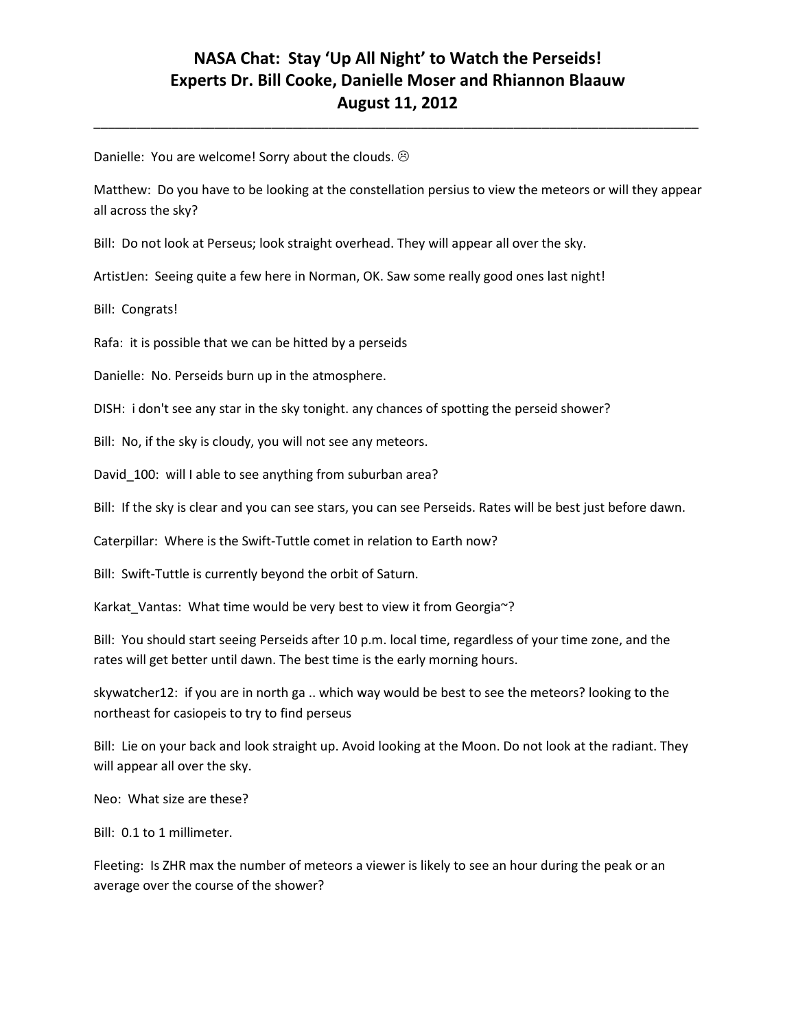# NASA Chat: Stay 'Up All Night' to Watch the Perseids!
# Experts Dr. Bill Cooke, Danielle Moser and Rhiannon Blaauw
# August 11, 2012

Danielle: You are welcome! Sorry about the clouds. ☹

Matthew: Do you have to be looking at the constellation persius to view the meteors or will they appear all across the sky?

Bill: Do not look at Perseus; look straight overhead. They will appear all over the sky.

ArtistJen: Seeing quite a few here in Norman, OK. Saw some really good ones last night!

Bill: Congrats!

Rafa: it is possible that we can be hitted by a perseids

Danielle: No. Perseids burn up in the atmosphere.

DISH: i don't see any star in the sky tonight. any chances of spotting the perseid shower?

Bill: No, if the sky is cloudy, you will not see any meteors.

David_100: will I able to see anything from suburban area?

Bill: If the sky is clear and you can see stars, you can see Perseids. Rates will be best just before dawn.

Caterpillar: Where is the Swift-Tuttle comet in relation to Earth now?

Bill: Swift-Tuttle is currently beyond the orbit of Saturn.

Karkat_Vantas: What time would be very best to view it from Georgia~?

Bill: You should start seeing Perseids after 10 p.m. local time, regardless of your time zone, and the rates will get better until dawn. The best time is the early morning hours.

skywatcher12: if you are in north ga .. which way would be best to see the meteors? looking to the northeast for casiopeis to try to find perseus

Bill: Lie on your back and look straight up. Avoid looking at the Moon. Do not look at the radiant. They will appear all over the sky.

Neo: What size are these?

Bill: 0.1 to 1 millimeter.

Fleeting: Is ZHR max the number of meteors a viewer is likely to see an hour during the peak or an average over the course of the shower?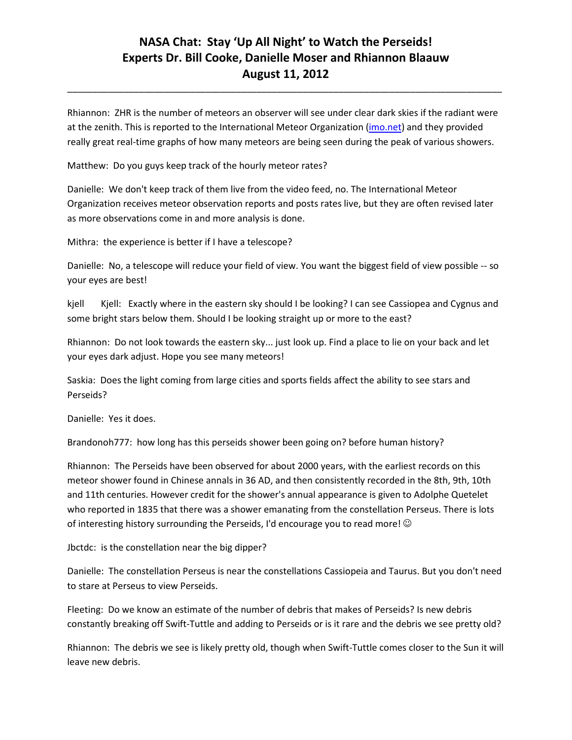# NASA Chat: Stay 'Up All Night' to Watch the Perseids!
# Experts Dr. Bill Cooke, Danielle Moser and Rhiannon Blaauw
# August 11, 2012

---

Rhiannon: ZHR is the number of meteors an observer will see under clear dark skies if the radiant were at the zenith. This is reported to the International Meteor Organization (imo.net) and they provided really great real-time graphs of how many meteors are being seen during the peak of various showers.

Matthew: Do you guys keep track of the hourly meteor rates?

Danielle: We don't keep track of them live from the video feed, no. The International Meteor Organization receives meteor observation reports and posts rates live, but they are often revised later as more observations come in and more analysis is done.

Mithra: the experience is better if I have a telescope?

Danielle: No, a telescope will reduce your field of view. You want the biggest field of view possible -- so your eyes are best!

kjell Kjell: Exactly where in the eastern sky should I be looking? I can see Cassiopea and Cygnus and some bright stars below them. Should I be looking straight up or more to the east?

Rhiannon: Do not look towards the eastern sky... just look up. Find a place to lie on your back and let your eyes dark adjust. Hope you see many meteors!

Saskia: Does the light coming from large cities and sports fields affect the ability to see stars and Perseids?

Danielle: Yes it does.

Brandonoh777: how long has this perseids shower been going on? before human history?

Rhiannon: The Perseids have been observed for about 2000 years, with the earliest records on this meteor shower found in Chinese annals in 36 AD, and then consistently recorded in the 8th, 9th, 10th and 11th centuries. However credit for the shower's annual appearance is given to Adolphe Quetelet who reported in 1835 that there was a shower emanating from the constellation Perseus. There is lots of interesting history surrounding the Perseids, I'd encourage you to read more! ☺

Jbctdc: is the constellation near the big dipper?

Danielle: The constellation Perseus is near the constellations Cassiopeia and Taurus. But you don't need to stare at Perseus to view Perseids.

Fleeting: Do we know an estimate of the number of debris that makes of Perseids? Is new debris constantly breaking off Swift-Tuttle and adding to Perseids or is it rare and the debris we see pretty old?

Rhiannon: The debris we see is likely pretty old, though when Swift-Tuttle comes closer to the Sun it will leave new debris.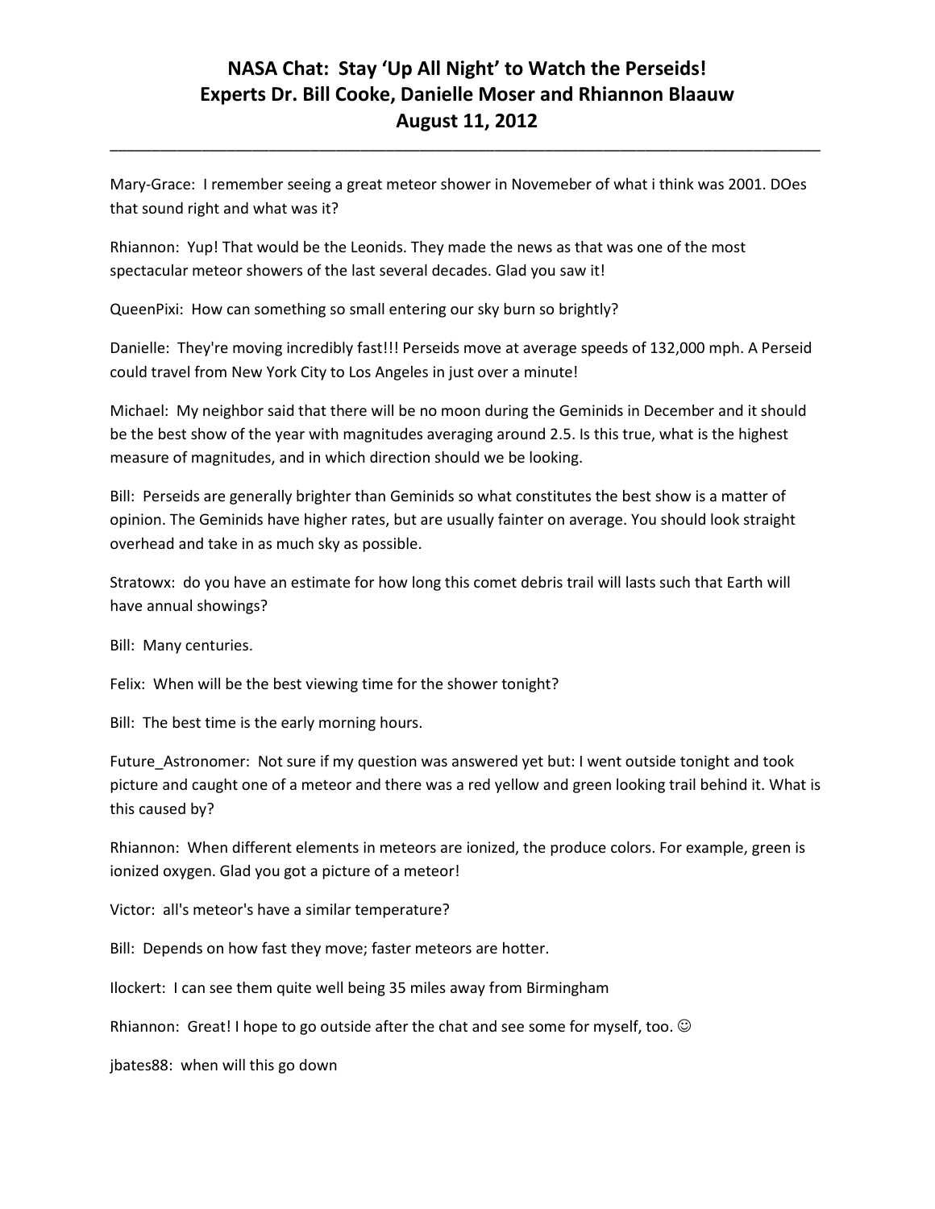# NASA Chat: Stay 'Up All Night' to Watch the Perseids!
# Experts Dr. Bill Cooke, Danielle Moser and Rhiannon Blaauw
# August 11, 2012

---

Mary-Grace: I remember seeing a great meteor shower in Novemeber of what i think was 2001. DOes that sound right and what was it?

Rhiannon: Yup! That would be the Leonids. They made the news as that was one of the most spectacular meteor showers of the last several decades. Glad you saw it!

QueenPixi: How can something so small entering our sky burn so brightly?

Danielle: They're moving incredibly fast!!! Perseids move at average speeds of 132,000 mph. A Perseid could travel from New York City to Los Angeles in just over a minute!

Michael: My neighbor said that there will be no moon during the Geminids in December and it should be the best show of the year with magnitudes averaging around 2.5. Is this true, what is the highest measure of magnitudes, and in which direction should we be looking.

Bill: Perseids are generally brighter than Geminids so what constitutes the best show is a matter of opinion. The Geminids have higher rates, but are usually fainter on average. You should look straight overhead and take in as much sky as possible.

Stratowx: do you have an estimate for how long this comet debris trail will lasts such that Earth will have annual showings?

Bill: Many centuries.

Felix: When will be the best viewing time for the shower tonight?

Bill: The best time is the early morning hours.

Future_Astronomer: Not sure if my question was answered yet but: I went outside tonight and took picture and caught one of a meteor and there was a red yellow and green looking trail behind it. What is this caused by?

Rhiannon: When different elements in meteors are ionized, the produce colors. For example, green is ionized oxygen. Glad you got a picture of a meteor!

Victor: all's meteor's have a similar temperature?

Bill: Depends on how fast they move; faster meteors are hotter.

Ilockert: I can see them quite well being 35 miles away from Birmingham

Rhiannon: Great! I hope to go outside after the chat and see some for myself, too. ☺

jbates88: when will this go down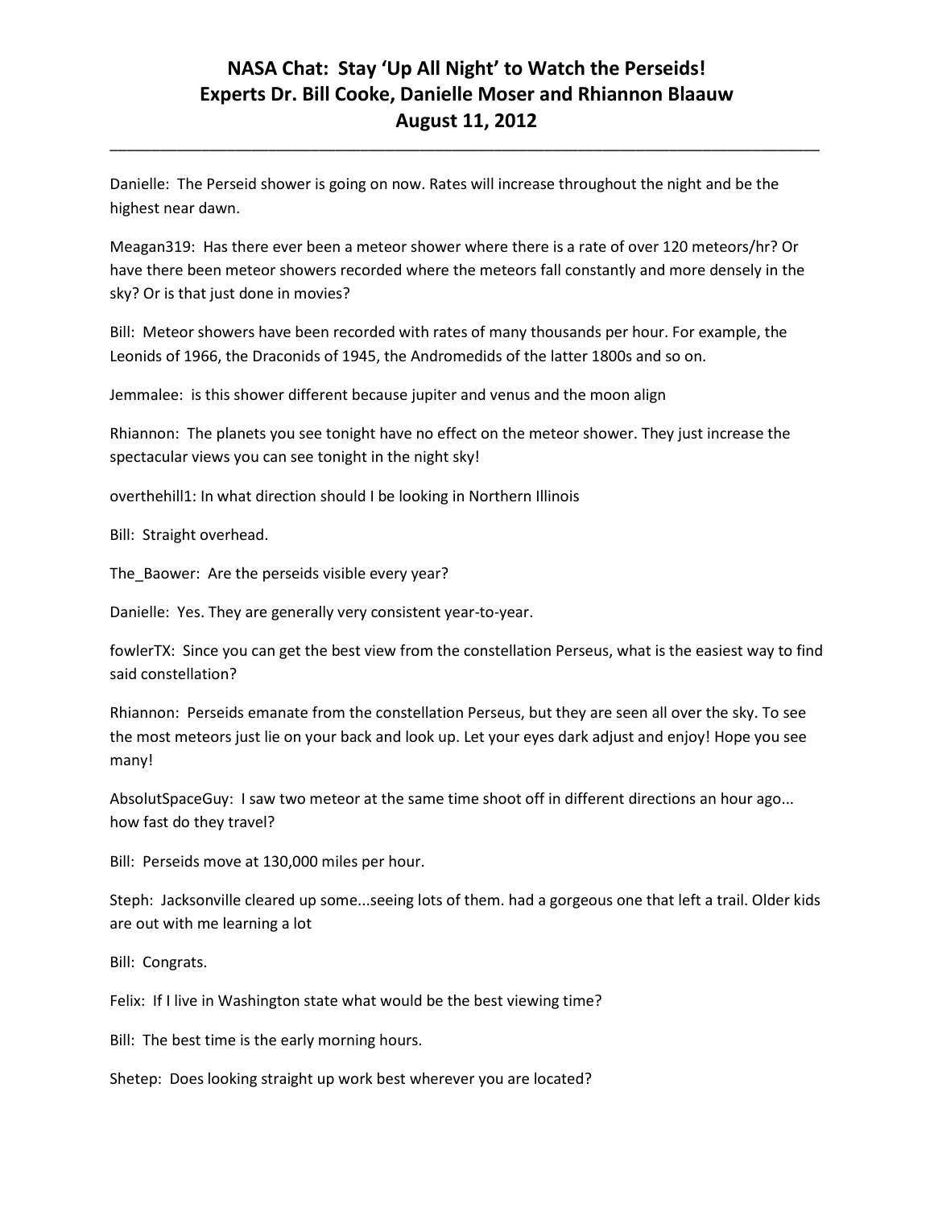# NASA Chat: Stay 'Up All Night' to Watch the Perseids!
# Experts Dr. Bill Cooke, Danielle Moser and Rhiannon Blaauw
# August 11, 2012

---

Danielle: The Perseid shower is going on now. Rates will increase throughout the night and be the highest near dawn.

Meagan319: Has there ever been a meteor shower where there is a rate of over 120 meteors/hr? Or have there been meteor showers recorded where the meteors fall constantly and more densely in the sky? Or is that just done in movies?

Bill: Meteor showers have been recorded with rates of many thousands per hour. For example, the Leonids of 1966, the Draconids of 1945, the Andromedids of the latter 1800s and so on.

Jemmalee: is this shower different because jupiter and venus and the moon align

Rhiannon: The planets you see tonight have no effect on the meteor shower. They just increase the spectacular views you can see tonight in the night sky!

overthehill1: In what direction should I be looking in Northern Illinois

Bill: Straight overhead.

The_Baower: Are the perseids visible every year?

Danielle: Yes. They are generally very consistent year-to-year.

fowlerTX: Since you can get the best view from the constellation Perseus, what is the easiest way to find said constellation?

Rhiannon: Perseids emanate from the constellation Perseus, but they are seen all over the sky. To see the most meteors just lie on your back and look up. Let your eyes dark adjust and enjoy! Hope you see many!

AbsolutSpaceGuy: I saw two meteor at the same time shoot off in different directions an hour ago... how fast do they travel?

Bill: Perseids move at 130,000 miles per hour.

Steph: Jacksonville cleared up some...seeing lots of them. had a gorgeous one that left a trail. Older kids are out with me learning a lot

Bill: Congrats.

Felix: If I live in Washington state what would be the best viewing time?

Bill: The best time is the early morning hours.

Shetep: Does looking straight up work best wherever you are located?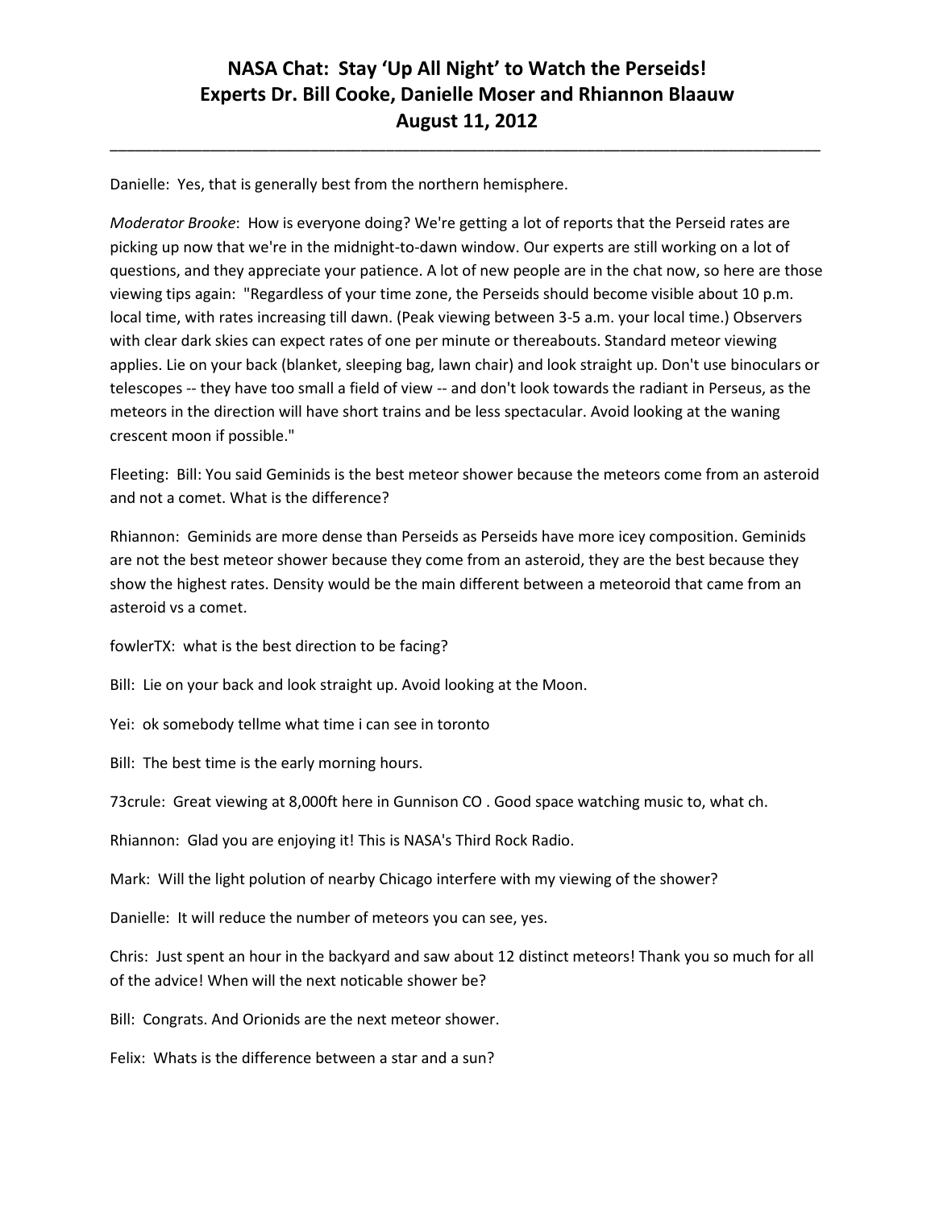Danielle: Yes, that is generally best from the northern hemisphere.

*Moderator Brooke*: How is everyone doing? We're getting a lot of reports that the Perseid rates are picking up now that we're in the midnight-to-dawn window. Our experts are still working on a lot of questions, and they appreciate your patience. A lot of new people are in the chat now, so here are those viewing tips again: "Regardless of your time zone, the Perseids should become visible about 10 p.m. local time, with rates increasing till dawn. (Peak viewing between 3-5 a.m. your local time.) Observers with clear dark skies can expect rates of one per minute or thereabouts. Standard meteor viewing applies. Lie on your back (blanket, sleeping bag, lawn chair) and look straight up. Don't use binoculars or telescopes -- they have too small a field of view -- and don't look towards the radiant in Perseus, as the meteors in the direction will have short trains and be less spectacular. Avoid looking at the waning crescent moon if possible."

Fleeting: Bill: You said Geminids is the best meteor shower because the meteors come from an asteroid and not a comet. What is the difference?

Rhiannon: Geminids are more dense than Perseids as Perseids have more icey composition. Geminids are not the best meteor shower because they come from an asteroid, they are the best because they show the highest rates. Density would be the main different between a meteoroid that came from an asteroid vs a comet.

fowlerTX: what is the best direction to be facing?

Bill: Lie on your back and look straight up. Avoid looking at the Moon.

Yei: ok somebody tellme what time i can see in toronto

Bill: The best time is the early morning hours.

73crule: Great viewing at 8,000ft here in Gunnison CO . Good space watching music to, what ch.

Rhiannon: Glad you are enjoying it! This is NASA's Third Rock Radio.

Mark: Will the light polution of nearby Chicago interfere with my viewing of the shower?

Danielle: It will reduce the number of meteors you can see, yes.

Chris: Just spent an hour in the backyard and saw about 12 distinct meteors! Thank you so much for all of the advice! When will the next noticable shower be?

Bill: Congrats. And Orionids are the next meteor shower.

Felix: Whats is the difference between a star and a sun?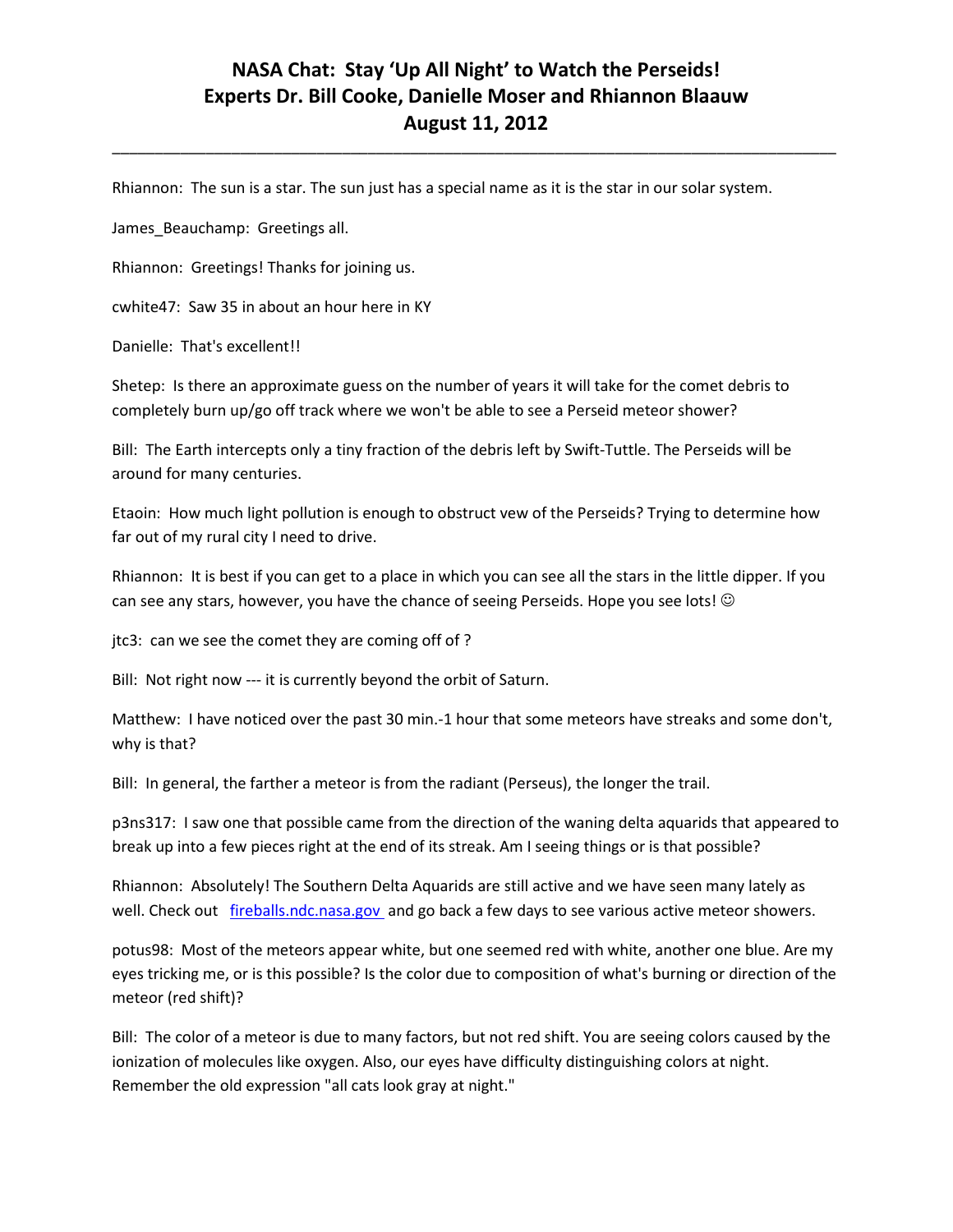# NASA Chat: Stay 'Up All Night' to Watch the Perseids!
# Experts Dr. Bill Cooke, Danielle Moser and Rhiannon Blaauw
# August 11, 2012

Rhiannon: The sun is a star. The sun just has a special name as it is the star in our solar system.

James_Beauchamp: Greetings all.

Rhiannon: Greetings! Thanks for joining us.

cwhite47: Saw 35 in about an hour here in KY

Danielle: That's excellent!!

Shetep: Is there an approximate guess on the number of years it will take for the comet debris to completely burn up/go off track where we won't be able to see a Perseid meteor shower?

Bill: The Earth intercepts only a tiny fraction of the debris left by Swift-Tuttle. The Perseids will be around for many centuries.

Etaoin: How much light pollution is enough to obstruct vew of the Perseids? Trying to determine how far out of my rural city I need to drive.

Rhiannon: It is best if you can get to a place in which you can see all the stars in the little dipper. If you can see any stars, however, you have the chance of seeing Perseids. Hope you see lots! ☺

jtc3: can we see the comet they are coming off of ?

Bill: Not right now --- it is currently beyond the orbit of Saturn.

Matthew: I have noticed over the past 30 min.-1 hour that some meteors have streaks and some don't, why is that?

Bill: In general, the farther a meteor is from the radiant (Perseus), the longer the trail.

p3ns317: I saw one that possible came from the direction of the waning delta aquarids that appeared to break up into a few pieces right at the end of its streak. Am I seeing things or is that possible?

Rhiannon: Absolutely! The Southern Delta Aquarids are still active and we have seen many lately as well. Check out [fireballs.ndc.nasa.gov](fireballs.ndc.nasa.gov) and go back a few days to see various active meteor showers.

potus98: Most of the meteors appear white, but one seemed red with white, another one blue. Are my eyes tricking me, or is this possible? Is the color due to composition of what's burning or direction of the meteor (red shift)?

Bill: The color of a meteor is due to many factors, but not red shift. You are seeing colors caused by the ionization of molecules like oxygen. Also, our eyes have difficulty distinguishing colors at night. Remember the old expression "all cats look gray at night."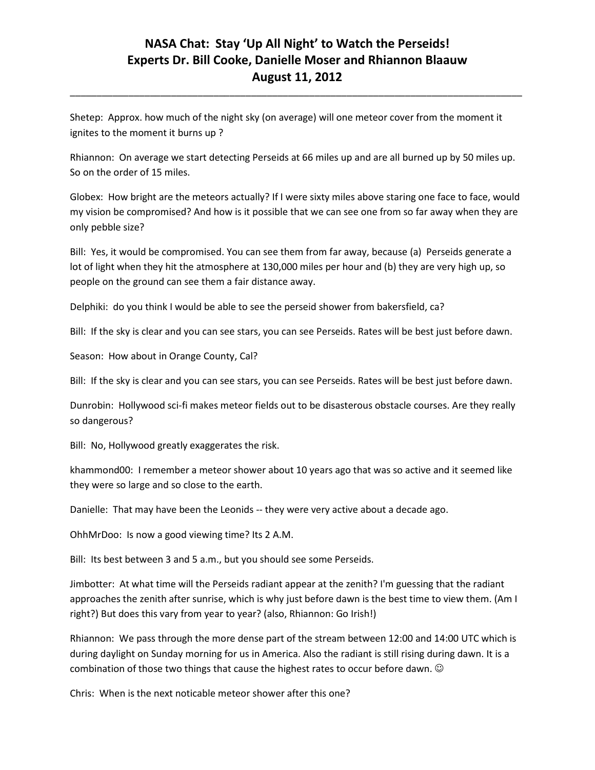Shetep: Approx. how much of the night sky (on average) will one meteor cover from the moment it ignites to the moment it burns up ?

Rhiannon: On average we start detecting Perseids at 66 miles up and are all burned up by 50 miles up. So on the order of 15 miles.

Globex: How bright are the meteors actually? If I were sixty miles above staring one face to face, would my vision be compromised? And how is it possible that we can see one from so far away when they are only pebble size?

Bill: Yes, it would be compromised. You can see them from far away, because (a) Perseids generate a lot of light when they hit the atmosphere at 130,000 miles per hour and (b) they are very high up, so people on the ground can see them a fair distance away.

Delphiki: do you think I would be able to see the perseid shower from bakersfield, ca?

Bill: If the sky is clear and you can see stars, you can see Perseids. Rates will be best just before dawn.

Season: How about in Orange County, Cal?

Bill: If the sky is clear and you can see stars, you can see Perseids. Rates will be best just before dawn.

Dunrobin: Hollywood sci-fi makes meteor fields out to be disasterous obstacle courses. Are they really so dangerous?

Bill: No, Hollywood greatly exaggerates the risk.

khammond00: I remember a meteor shower about 10 years ago that was so active and it seemed like they were so large and so close to the earth.

Danielle: That may have been the Leonids -- they were very active about a decade ago.

OhhMrDoo: Is now a good viewing time? Its 2 A.M.

Bill: Its best between 3 and 5 a.m., but you should see some Perseids.

Jimbotter: At what time will the Perseids radiant appear at the zenith? I'm guessing that the radiant approaches the zenith after sunrise, which is why just before dawn is the best time to view them. (Am I right?) But does this vary from year to year? (also, Rhiannon: Go Irish!)

Rhiannon: We pass through the more dense part of the stream between 12:00 and 14:00 UTC which is during daylight on Sunday morning for us in America. Also the radiant is still rising during dawn. It is a combination of those two things that cause the highest rates to occur before dawn. ☺

Chris: When is the next noticable meteor shower after this one?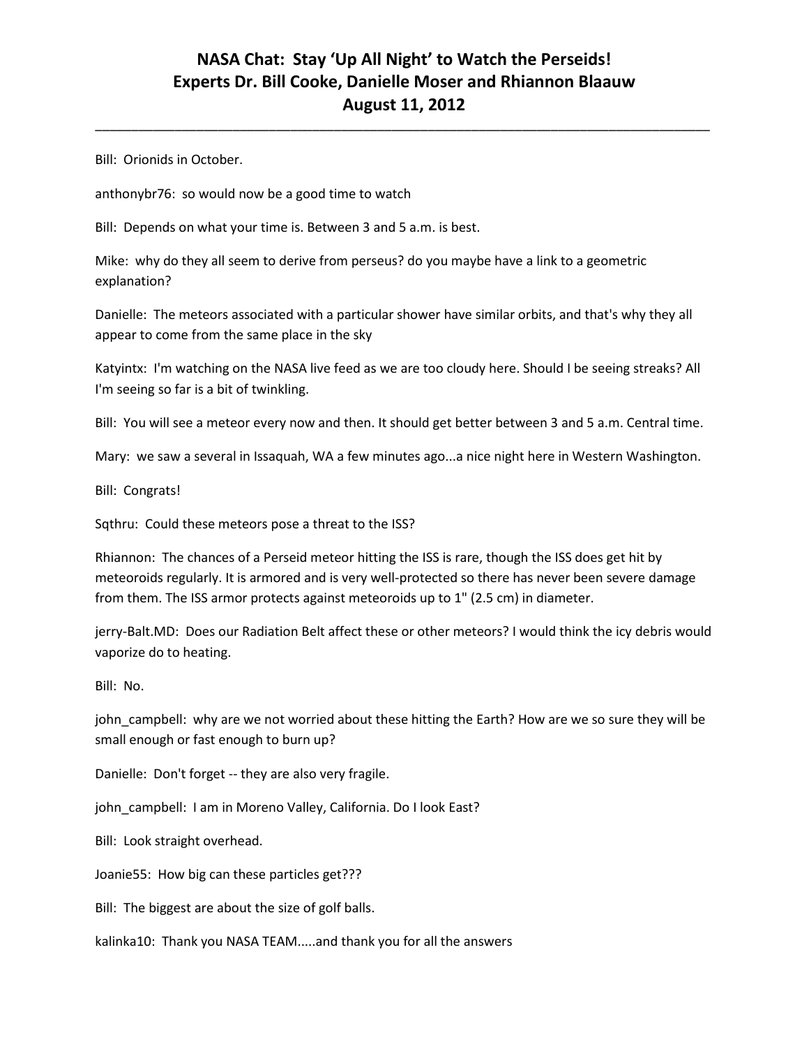Bill: Orionids in October.

anthonybr76: so would now be a good time to watch

Bill: Depends on what your time is. Between 3 and 5 a.m. is best.

Mike: why do they all seem to derive from perseus? do you maybe have a link to a geometric explanation?

Danielle: The meteors associated with a particular shower have similar orbits, and that's why they all appear to come from the same place in the sky

Katyintx: I'm watching on the NASA live feed as we are too cloudy here. Should I be seeing streaks? All I'm seeing so far is a bit of twinkling.

Bill: You will see a meteor every now and then. It should get better between 3 and 5 a.m. Central time.

Mary: we saw a several in Issaquah, WA a few minutes ago...a nice night here in Western Washington.

Bill: Congrats!

Sqthru: Could these meteors pose a threat to the ISS?

Rhiannon: The chances of a Perseid meteor hitting the ISS is rare, though the ISS does get hit by meteoroids regularly. It is armored and is very well-protected so there has never been severe damage from them. The ISS armor protects against meteoroids up to 1" (2.5 cm) in diameter.

jerry-Balt.MD: Does our Radiation Belt affect these or other meteors? I would think the icy debris would vaporize do to heating.

Bill: No.

john_campbell: why are we not worried about these hitting the Earth? How are we so sure they will be small enough or fast enough to burn up?

Danielle: Don't forget -- they are also very fragile.

john_campbell: I am in Moreno Valley, California. Do I look East?

Bill: Look straight overhead.

Joanie55: How big can these particles get???

Bill: The biggest are about the size of golf balls.

kalinka10: Thank you NASA TEAM.....and thank you for all the answers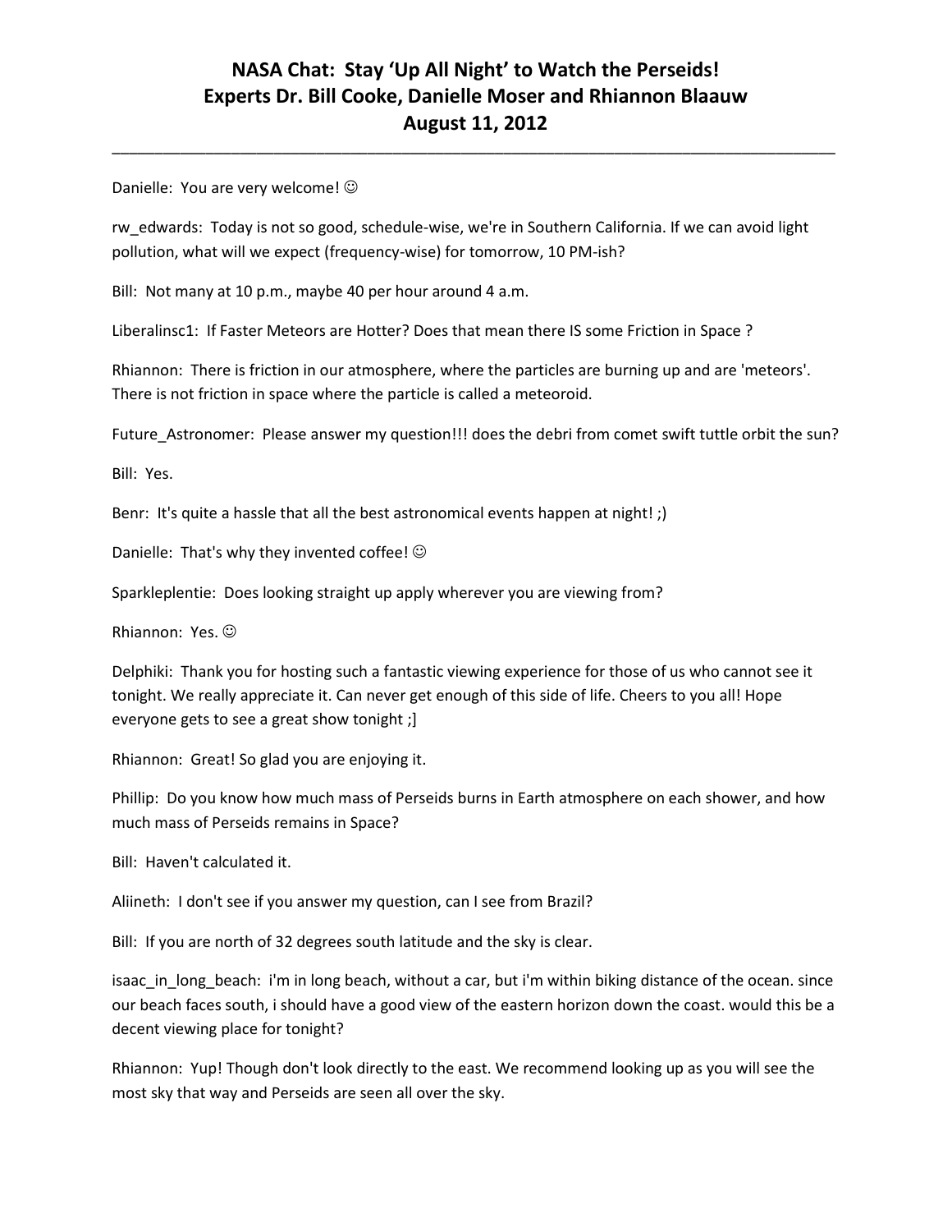Danielle: You are very welcome! ☺

rw_edwards: Today is not so good, schedule-wise, we're in Southern California. If we can avoid light pollution, what will we expect (frequency-wise) for tomorrow, 10 PM-ish?

Bill: Not many at 10 p.m., maybe 40 per hour around 4 a.m.

Liberalinsc1: If Faster Meteors are Hotter? Does that mean there IS some Friction in Space ?

Rhiannon: There is friction in our atmosphere, where the particles are burning up and are 'meteors'. There is not friction in space where the particle is called a meteoroid.

Future_Astronomer: Please answer my question!!! does the debri from comet swift tuttle orbit the sun?

Bill: Yes.

Benr: It's quite a hassle that all the best astronomical events happen at night! ;)

Danielle: That's why they invented coffee! ☺

Sparkleplentie: Does looking straight up apply wherever you are viewing from?

Rhiannon: Yes. ☺

Delphiki: Thank you for hosting such a fantastic viewing experience for those of us who cannot see it tonight. We really appreciate it. Can never get enough of this side of life. Cheers to you all! Hope everyone gets to see a great show tonight ;]

Rhiannon: Great! So glad you are enjoying it.

Phillip: Do you know how much mass of Perseids burns in Earth atmosphere on each shower, and how much mass of Perseids remains in Space?

Bill: Haven't calculated it.

Aliineth: I don't see if you answer my question, can I see from Brazil?

Bill: If you are north of 32 degrees south latitude and the sky is clear.

isaac_in_long_beach: i'm in long beach, without a car, but i'm within biking distance of the ocean. since our beach faces south, i should have a good view of the eastern horizon down the coast. would this be a decent viewing place for tonight?

Rhiannon: Yup! Though don't look directly to the east. We recommend looking up as you will see the most sky that way and Perseids are seen all over the sky.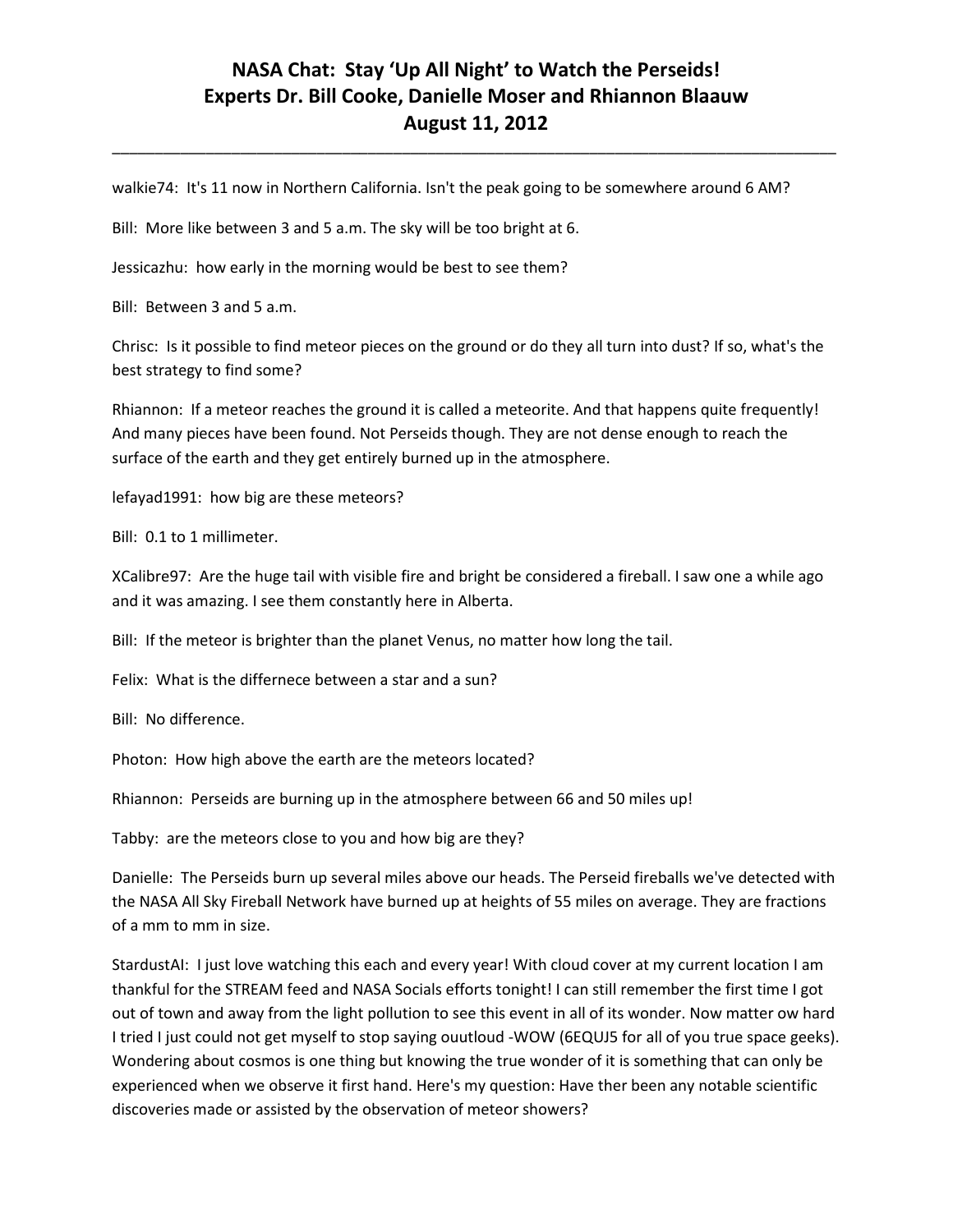walkie74: It's 11 now in Northern California. Isn't the peak going to be somewhere around 6 AM?

Bill: More like between 3 and 5 a.m. The sky will be too bright at 6.

Jessicazhu: how early in the morning would be best to see them?

Bill: Between 3 and 5 a.m.

Chrisc: Is it possible to find meteor pieces on the ground or do they all turn into dust? If so, what's the best strategy to find some?

Rhiannon: If a meteor reaches the ground it is called a meteorite. And that happens quite frequently! And many pieces have been found. Not Perseids though. They are not dense enough to reach the surface of the earth and they get entirely burned up in the atmosphere.

lefayad1991: how big are these meteors?

Bill: 0.1 to 1 millimeter.

XCalibre97: Are the huge tail with visible fire and bright be considered a fireball. I saw one a while ago and it was amazing. I see them constantly here in Alberta.

Bill: If the meteor is brighter than the planet Venus, no matter how long the tail.

Felix: What is the differnece between a star and a sun?

Bill: No difference.

Photon: How high above the earth are the meteors located?

Rhiannon: Perseids are burning up in the atmosphere between 66 and 50 miles up!

Tabby: are the meteors close to you and how big are they?

Danielle: The Perseids burn up several miles above our heads. The Perseid fireballs we've detected with the NASA All Sky Fireball Network have burned up at heights of 55 miles on average. They are fractions of a mm to mm in size.

StardustAI: I just love watching this each and every year! With cloud cover at my current location I am thankful for the STREAM feed and NASA Socials efforts tonight! I can still remember the first time I got out of town and away from the light pollution to see this event in all of its wonder. Now matter ow hard I tried I just could not get myself to stop saying ouutloud -WOW (6EQUJ5 for all of you true space geeks). Wondering about cosmos is one thing but knowing the true wonder of it is something that can only be experienced when we observe it first hand. Here's my question: Have ther been any notable scientific discoveries made or assisted by the observation of meteor showers?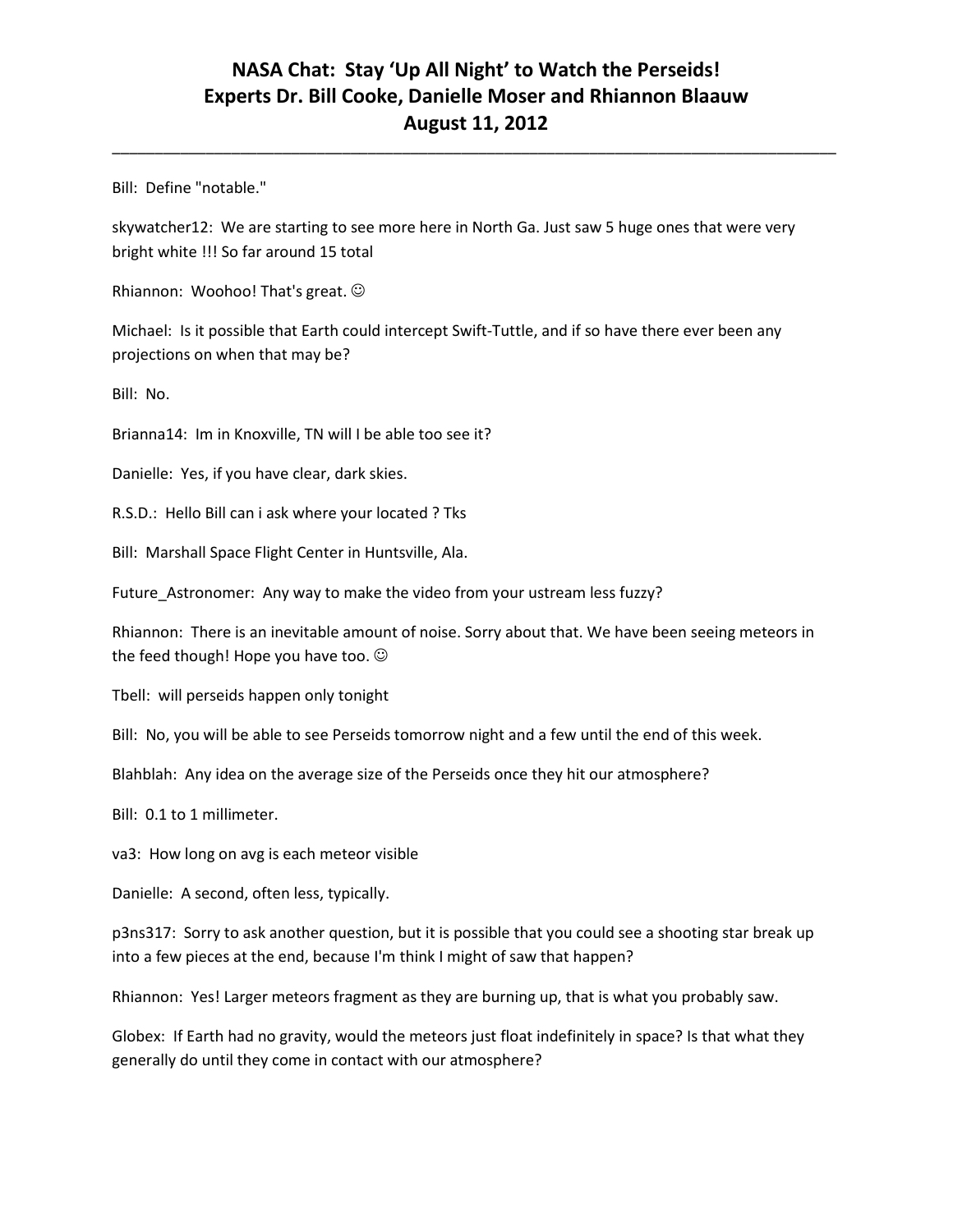Bill: Define "notable."

skywatcher12: We are starting to see more here in North Ga. Just saw 5 huge ones that were very bright white !!! So far around 15 total

Rhiannon: Woohoo! That's great. ☺

Michael: Is it possible that Earth could intercept Swift-Tuttle, and if so have there ever been any projections on when that may be?

Bill: No.

Brianna14: Im in Knoxville, TN will I be able too see it?

Danielle: Yes, if you have clear, dark skies.

R.S.D.: Hello Bill can i ask where your located ? Tks

Bill: Marshall Space Flight Center in Huntsville, Ala.

Future_Astronomer: Any way to make the video from your ustream less fuzzy?

Rhiannon: There is an inevitable amount of noise. Sorry about that. We have been seeing meteors in the feed though! Hope you have too. ☺

Tbell: will perseids happen only tonight

Bill: No, you will be able to see Perseids tomorrow night and a few until the end of this week.

Blahblah: Any idea on the average size of the Perseids once they hit our atmosphere?

Bill: 0.1 to 1 millimeter.

va3: How long on avg is each meteor visible

Danielle: A second, often less, typically.

p3ns317: Sorry to ask another question, but it is possible that you could see a shooting star break up into a few pieces at the end, because I'm think I might of saw that happen?

Rhiannon: Yes! Larger meteors fragment as they are burning up, that is what you probably saw.

Globex: If Earth had no gravity, would the meteors just float indefinitely in space? Is that what they generally do until they come in contact with our atmosphere?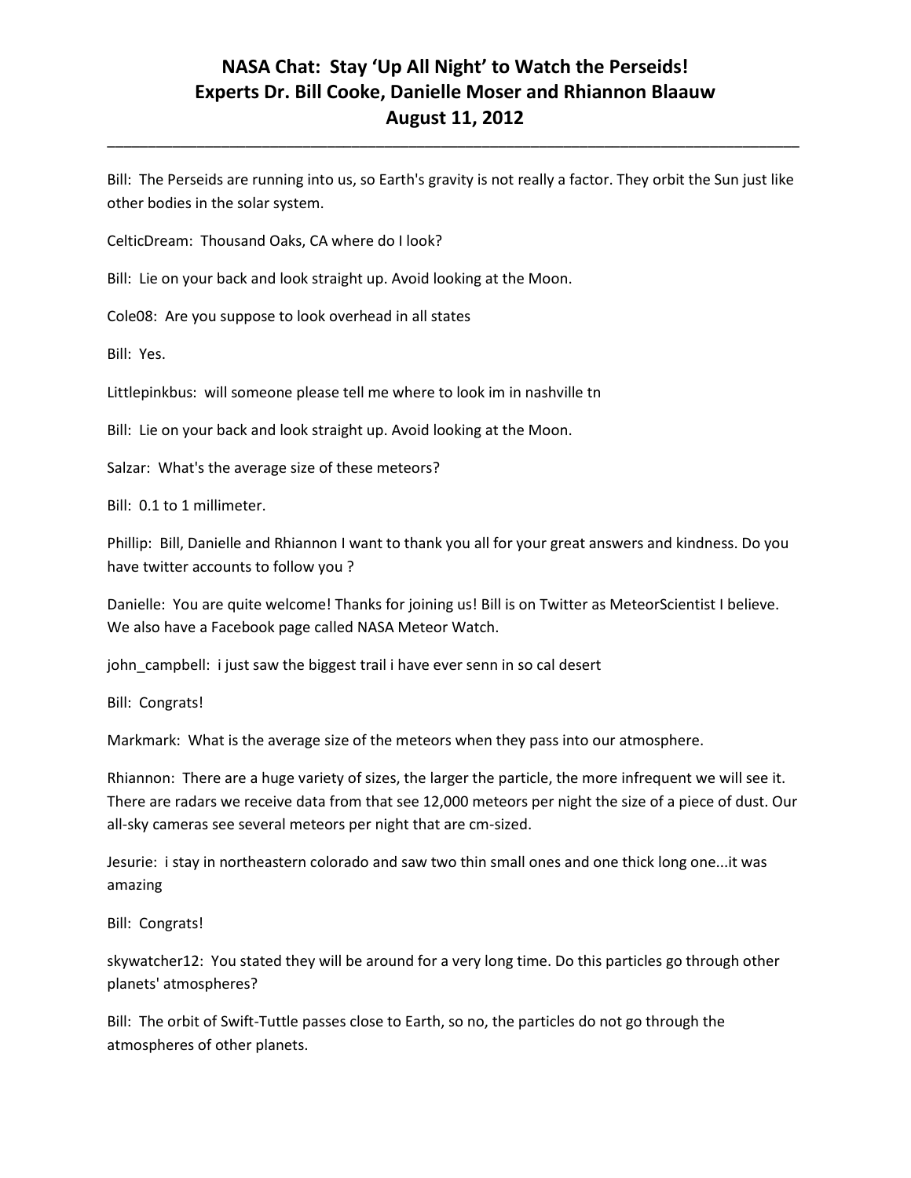# NASA Chat: Stay 'Up All Night' to Watch the Perseids!
# Experts Dr. Bill Cooke, Danielle Moser and Rhiannon Blaauw
# August 11, 2012

Bill: The Perseids are running into us, so Earth's gravity is not really a factor. They orbit the Sun just like other bodies in the solar system.

CelticDream: Thousand Oaks, CA where do I look?

Bill: Lie on your back and look straight up. Avoid looking at the Moon.

Cole08: Are you suppose to look overhead in all states

Bill: Yes.

Littlepinkbus: will someone please tell me where to look im in nashville tn

Bill: Lie on your back and look straight up. Avoid looking at the Moon.

Salzar: What's the average size of these meteors?

Bill: 0.1 to 1 millimeter.

Phillip: Bill, Danielle and Rhiannon I want to thank you all for your great answers and kindness. Do you have twitter accounts to follow you ?

Danielle: You are quite welcome! Thanks for joining us! Bill is on Twitter as MeteorScientist I believe. We also have a Facebook page called NASA Meteor Watch.

john_campbell: i just saw the biggest trail i have ever senn in so cal desert

Bill: Congrats!

Markmark: What is the average size of the meteors when they pass into our atmosphere.

Rhiannon: There are a huge variety of sizes, the larger the particle, the more infrequent we will see it. There are radars we receive data from that see 12,000 meteors per night the size of a piece of dust. Our all-sky cameras see several meteors per night that are cm-sized.

Jesurie: i stay in northeastern colorado and saw two thin small ones and one thick long one...it was amazing

Bill: Congrats!

skywatcher12: You stated they will be around for a very long time. Do this particles go through other planets' atmospheres?

Bill: The orbit of Swift-Tuttle passes close to Earth, so no, the particles do not go through the atmospheres of other planets.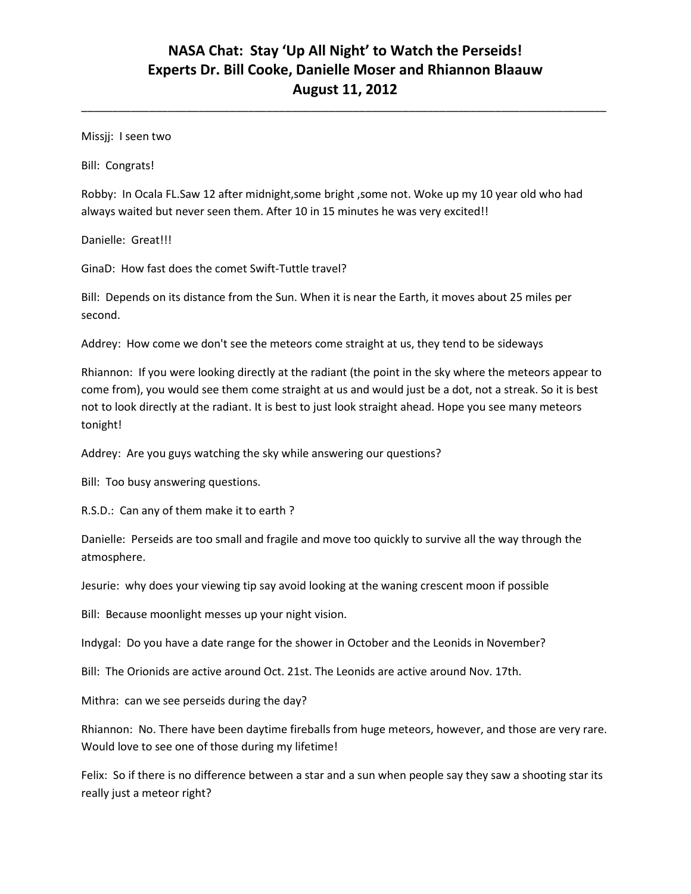# NASA Chat: Stay 'Up All Night' to Watch the Perseids!
# Experts Dr. Bill Cooke, Danielle Moser and Rhiannon Blaauw
# August 11, 2012

---

Missjj: I seen two

Bill: Congrats!

Robby: In Ocala FL.Saw 12 after midnight,some bright ,some not. Woke up my 10 year old who had always waited but never seen them. After 10 in 15 minutes he was very excited!!

Danielle: Great!!!

GinaD: How fast does the comet Swift-Tuttle travel?

Bill: Depends on its distance from the Sun. When it is near the Earth, it moves about 25 miles per second.

Addrey: How come we don't see the meteors come straight at us, they tend to be sideways

Rhiannon: If you were looking directly at the radiant (the point in the sky where the meteors appear to come from), you would see them come straight at us and would just be a dot, not a streak. So it is best not to look directly at the radiant. It is best to just look straight ahead. Hope you see many meteors tonight!

Addrey: Are you guys watching the sky while answering our questions?

Bill: Too busy answering questions.

R.S.D.: Can any of them make it to earth ?

Danielle: Perseids are too small and fragile and move too quickly to survive all the way through the atmosphere.

Jesurie: why does your viewing tip say avoid looking at the waning crescent moon if possible

Bill: Because moonlight messes up your night vision.

Indygal: Do you have a date range for the shower in October and the Leonids in November?

Bill: The Orionids are active around Oct. 21st. The Leonids are active around Nov. 17th.

Mithra: can we see perseids during the day?

Rhiannon: No. There have been daytime fireballs from huge meteors, however, and those are very rare. Would love to see one of those during my lifetime!

Felix: So if there is no difference between a star and a sun when people say they saw a shooting star its really just a meteor right?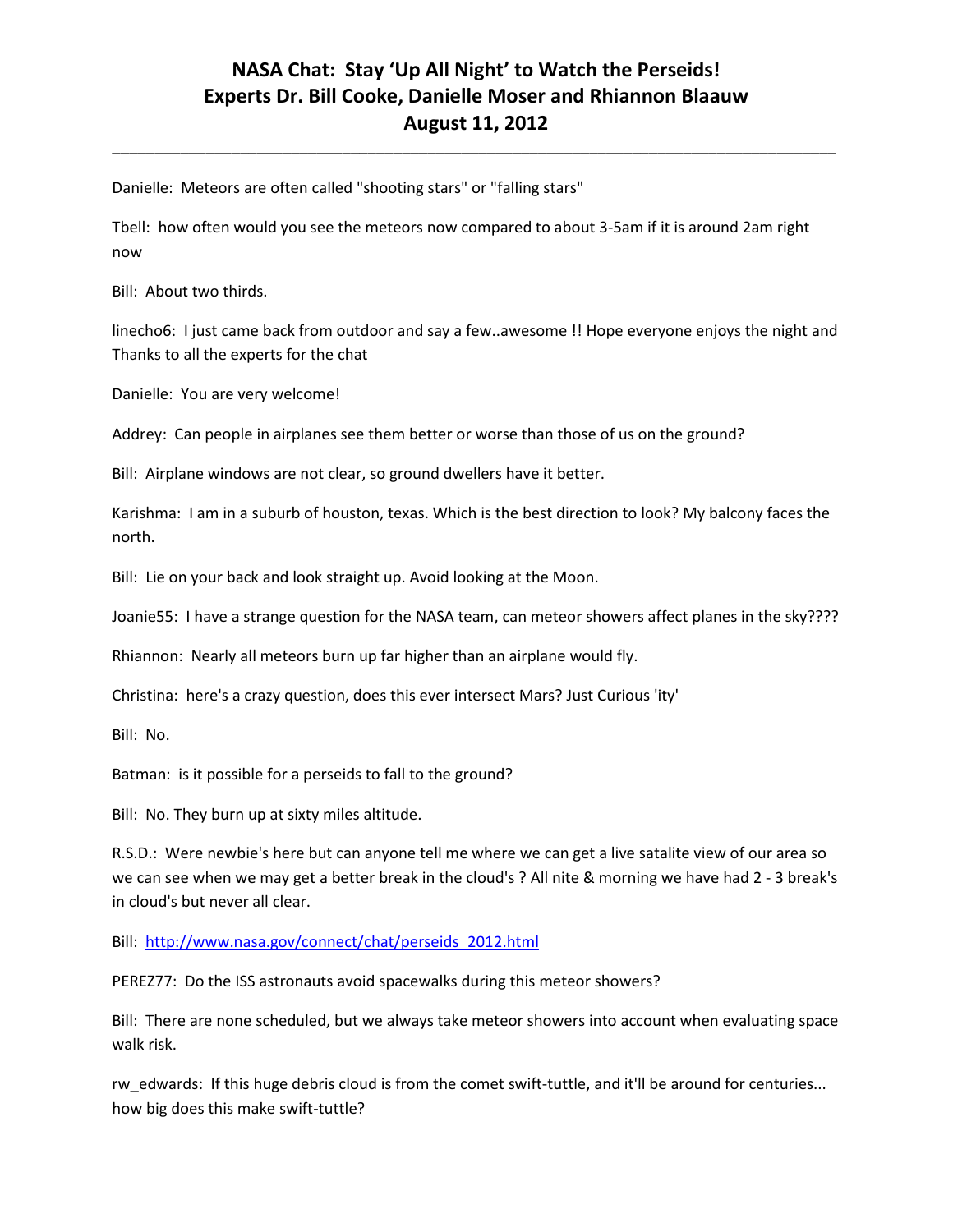# NASA Chat: Stay 'Up All Night' to Watch the Perseids!
# Experts Dr. Bill Cooke, Danielle Moser and Rhiannon Blaauw
# August 11, 2012

---

Danielle: Meteors are often called "shooting stars" or "falling stars"

Tbell: how often would you see the meteors now compared to about 3-5am if it is around 2am right now

Bill: About two thirds.

linecho6: I just came back from outdoor and say a few..awesome !! Hope everyone enjoys the night and Thanks to all the experts for the chat

Danielle: You are very welcome!

Addrey: Can people in airplanes see them better or worse than those of us on the ground?

Bill: Airplane windows are not clear, so ground dwellers have it better.

Karishma: I am in a suburb of houston, texas. Which is the best direction to look? My balcony faces the north.

Bill: Lie on your back and look straight up. Avoid looking at the Moon.

Joanie55: I have a strange question for the NASA team, can meteor showers affect planes in the sky????

Rhiannon: Nearly all meteors burn up far higher than an airplane would fly.

Christina: here's a crazy question, does this ever intersect Mars? Just Curious 'ity'

Bill: No.

Batman: is it possible for a perseids to fall to the ground?

Bill: No. They burn up at sixty miles altitude.

R.S.D.: Were newbie's here but can anyone tell me where we can get a live satalite view of our area so we can see when we may get a better break in the cloud's ? All nite & morning we have had 2 - 3 break's in cloud's but never all clear.

Bill: http://www.nasa.gov/connect/chat/perseids_2012.html

PEREZ77: Do the ISS astronauts avoid spacewalks during this meteor showers?

Bill: There are none scheduled, but we always take meteor showers into account when evaluating space walk risk.

rw_edwards: If this huge debris cloud is from the comet swift-tuttle, and it'll be around for centuries... how big does this make swift-tuttle?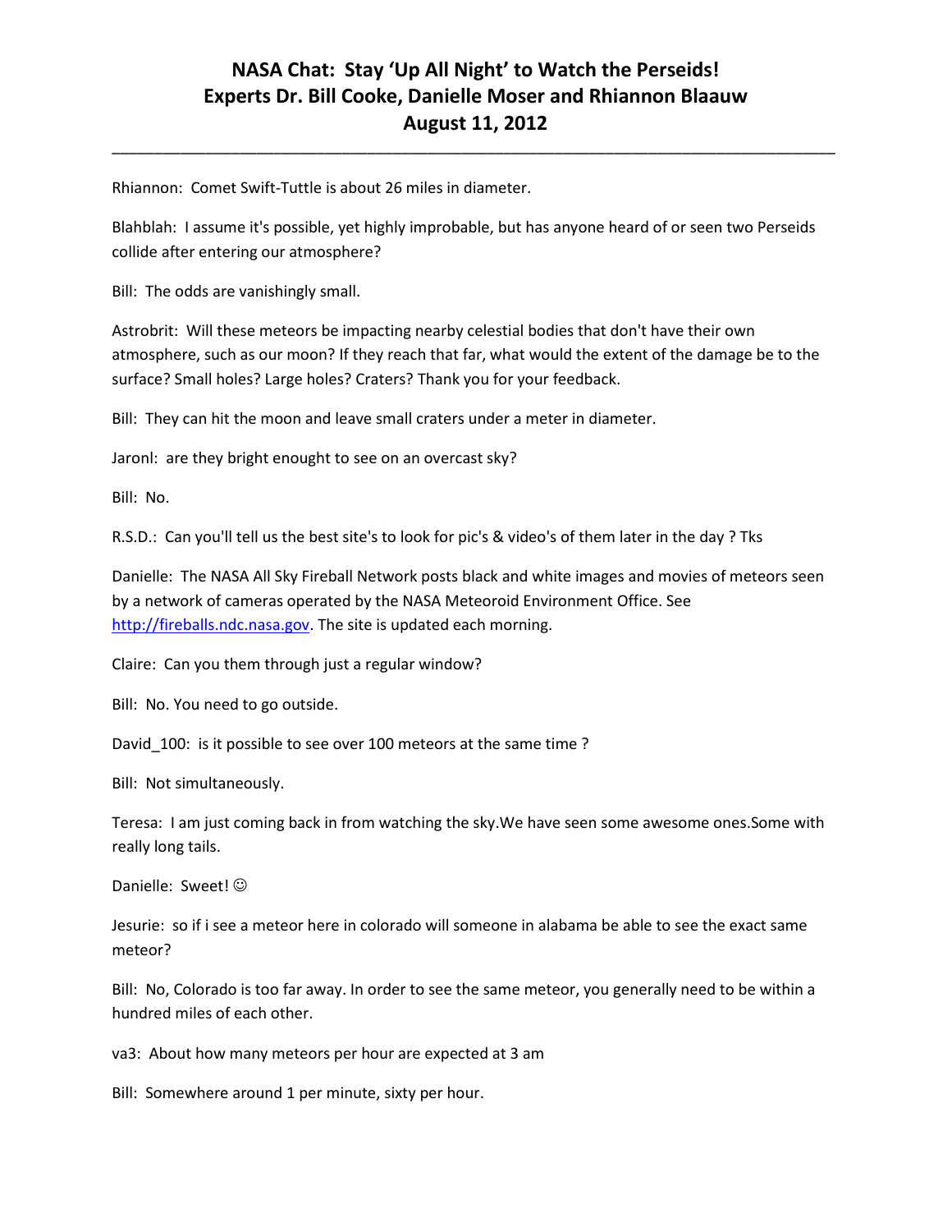Rhiannon: Comet Swift-Tuttle is about 26 miles in diameter.

Blahblah: I assume it's possible, yet highly improbable, but has anyone heard of or seen two Perseids collide after entering our atmosphere?

Bill: The odds are vanishingly small.

Astrobrit: Will these meteors be impacting nearby celestial bodies that don't have their own atmosphere, such as our moon? If they reach that far, what would the extent of the damage be to the surface? Small holes? Large holes? Craters? Thank you for your feedback.

Bill: They can hit the moon and leave small craters under a meter in diameter.

Jaronl: are they bright enought to see on an overcast sky?

Bill: No.

R.S.D.: Can you'll tell us the best site's to look for pic's & video's of them later in the day ? Tks

Danielle: The NASA All Sky Fireball Network posts black and white images and movies of meteors seen by a network of cameras operated by the NASA Meteoroid Environment Office. See http://fireballs.ndc.nasa.gov. The site is updated each morning.

Claire: Can you them through just a regular window?

Bill: No. You need to go outside.

David_100: is it possible to see over 100 meteors at the same time ?

Bill: Not simultaneously.

Teresa: I am just coming back in from watching the sky.We have seen some awesome ones.Some with really long tails.

Danielle: Sweet! ☺

Jesurie: so if i see a meteor here in colorado will someone in alabama be able to see the exact same meteor?

Bill: No, Colorado is too far away. In order to see the same meteor, you generally need to be within a hundred miles of each other.

va3: About how many meteors per hour are expected at 3 am

Bill: Somewhere around 1 per minute, sixty per hour.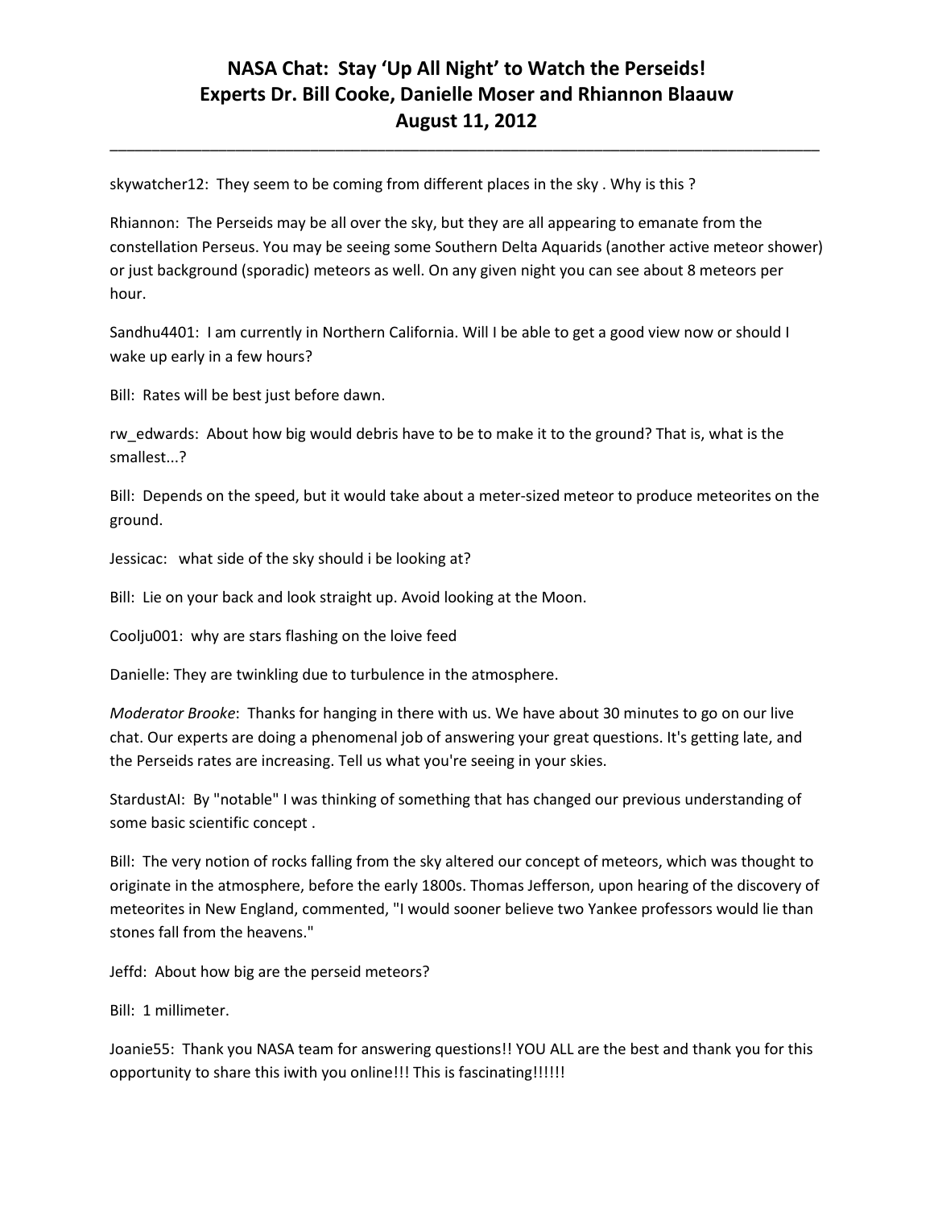skywatcher12: They seem to be coming from different places in the sky . Why is this ?

Rhiannon: The Perseids may be all over the sky, but they are all appearing to emanate from the constellation Perseus. You may be seeing some Southern Delta Aquarids (another active meteor shower) or just background (sporadic) meteors as well. On any given night you can see about 8 meteors per hour.

Sandhu4401: I am currently in Northern California. Will I be able to get a good view now or should I wake up early in a few hours?

Bill: Rates will be best just before dawn.

rw_edwards: About how big would debris have to be to make it to the ground? That is, what is the smallest...?

Bill: Depends on the speed, but it would take about a meter-sized meteor to produce meteorites on the ground.

Jessicac: what side of the sky should i be looking at?

Bill: Lie on your back and look straight up. Avoid looking at the Moon.

Coolju001: why are stars flashing on the loive feed

Danielle: They are twinkling due to turbulence in the atmosphere.

*Moderator Brooke*: Thanks for hanging in there with us. We have about 30 minutes to go on our live chat. Our experts are doing a phenomenal job of answering your great questions. It's getting late, and the Perseids rates are increasing. Tell us what you're seeing in your skies.

StardustAI: By "notable" I was thinking of something that has changed our previous understanding of some basic scientific concept .

Bill: The very notion of rocks falling from the sky altered our concept of meteors, which was thought to originate in the atmosphere, before the early 1800s. Thomas Jefferson, upon hearing of the discovery of meteorites in New England, commented, "I would sooner believe two Yankee professors would lie than stones fall from the heavens."

Jeffd: About how big are the perseid meteors?

Bill: 1 millimeter.

Joanie55: Thank you NASA team for answering questions!! YOU ALL are the best and thank you for this opportunity to share this iwith you online!!! This is fascinating!!!!!!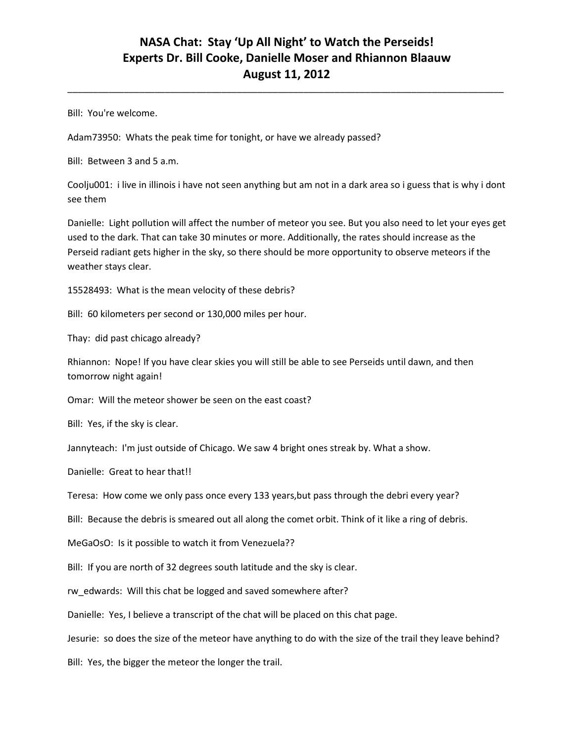Bill: You're welcome.

Adam73950: Whats the peak time for tonight, or have we already passed?

Bill: Between 3 and 5 a.m.

Coolju001: i live in illinois i have not seen anything but am not in a dark area so i guess that is why i dont see them

Danielle: Light pollution will affect the number of meteor you see. But you also need to let your eyes get used to the dark. That can take 30 minutes or more. Additionally, the rates should increase as the Perseid radiant gets higher in the sky, so there should be more opportunity to observe meteors if the weather stays clear.

15528493: What is the mean velocity of these debris?

Bill: 60 kilometers per second or 130,000 miles per hour.

Thay: did past chicago already?

Rhiannon: Nope! If you have clear skies you will still be able to see Perseids until dawn, and then tomorrow night again!

Omar: Will the meteor shower be seen on the east coast?

Bill: Yes, if the sky is clear.

Jannyteach: I'm just outside of Chicago. We saw 4 bright ones streak by. What a show.

Danielle: Great to hear that!!

Teresa: How come we only pass once every 133 years,but pass through the debri every year?

Bill: Because the debris is smeared out all along the comet orbit. Think of it like a ring of debris.

MeGaOsO: Is it possible to watch it from Venezuela??

Bill: If you are north of 32 degrees south latitude and the sky is clear.

rw_edwards: Will this chat be logged and saved somewhere after?

Danielle: Yes, I believe a transcript of the chat will be placed on this chat page.

Jesurie: so does the size of the meteor have anything to do with the size of the trail they leave behind?

Bill: Yes, the bigger the meteor the longer the trail.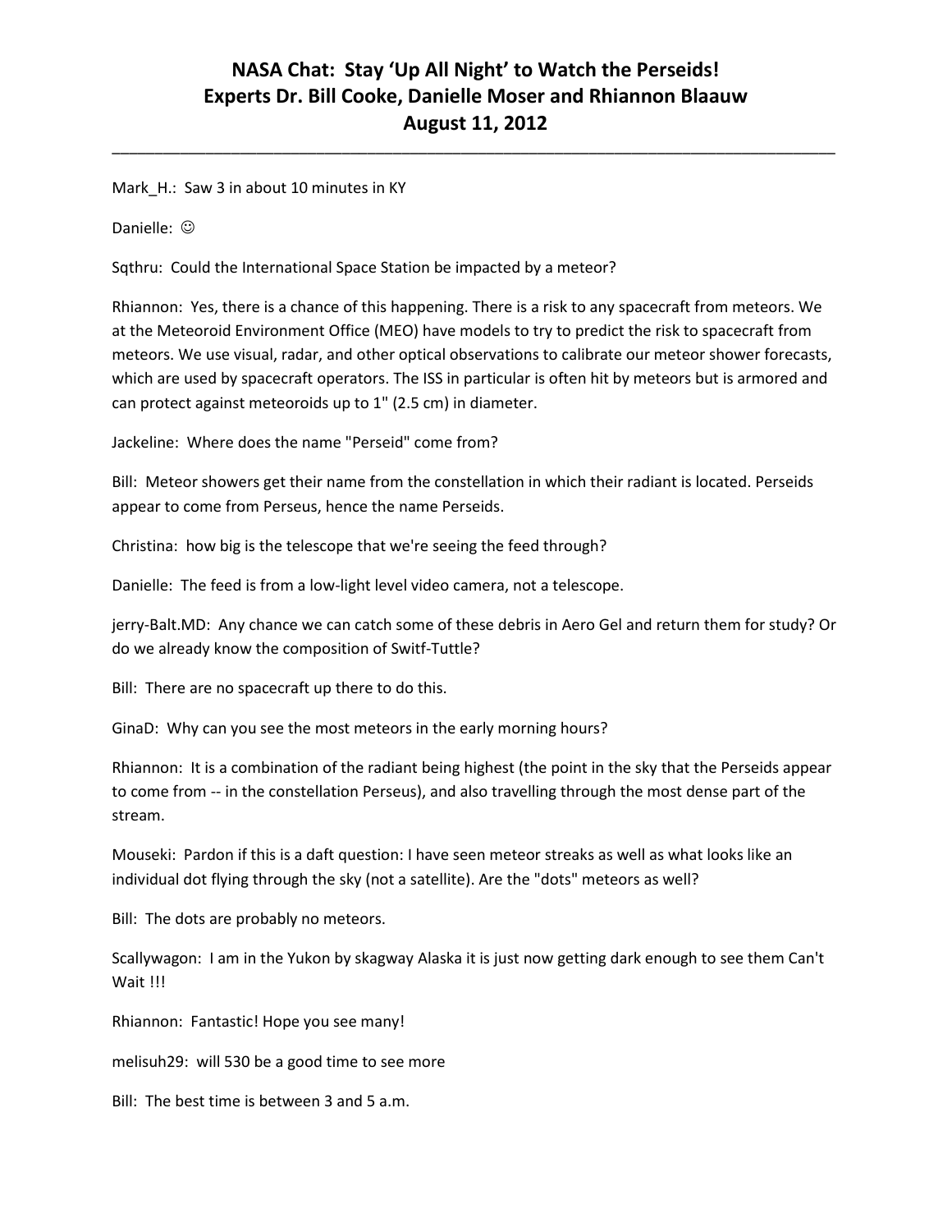# NASA Chat: Stay 'Up All Night' to Watch the Perseids! Experts Dr. Bill Cooke, Danielle Moser and Rhiannon Blaauw August 11, 2012

Mark_H.: Saw 3 in about 10 minutes in KY

Danielle: ☺

Sqthru: Could the International Space Station be impacted by a meteor?

Rhiannon: Yes, there is a chance of this happening. There is a risk to any spacecraft from meteors. We at the Meteoroid Environment Office (MEO) have models to try to predict the risk to spacecraft from meteors. We use visual, radar, and other optical observations to calibrate our meteor shower forecasts, which are used by spacecraft operators. The ISS in particular is often hit by meteors but is armored and can protect against meteoroids up to 1" (2.5 cm) in diameter.

Jackeline: Where does the name "Perseid" come from?

Bill: Meteor showers get their name from the constellation in which their radiant is located. Perseids appear to come from Perseus, hence the name Perseids.

Christina: how big is the telescope that we're seeing the feed through?

Danielle: The feed is from a low-light level video camera, not a telescope.

jerry-Balt.MD: Any chance we can catch some of these debris in Aero Gel and return them for study? Or do we already know the composition of Switf-Tuttle?

Bill: There are no spacecraft up there to do this.

GinaD: Why can you see the most meteors in the early morning hours?

Rhiannon: It is a combination of the radiant being highest (the point in the sky that the Perseids appear to come from -- in the constellation Perseus), and also travelling through the most dense part of the stream.

Mouseki: Pardon if this is a daft question: I have seen meteor streaks as well as what looks like an individual dot flying through the sky (not a satellite). Are the "dots" meteors as well?

Bill: The dots are probably no meteors.

Scallywagon: I am in the Yukon by skagway Alaska it is just now getting dark enough to see them Can't Wait !!!

Rhiannon: Fantastic! Hope you see many!

melisuh29: will 530 be a good time to see more

Bill: The best time is between 3 and 5 a.m.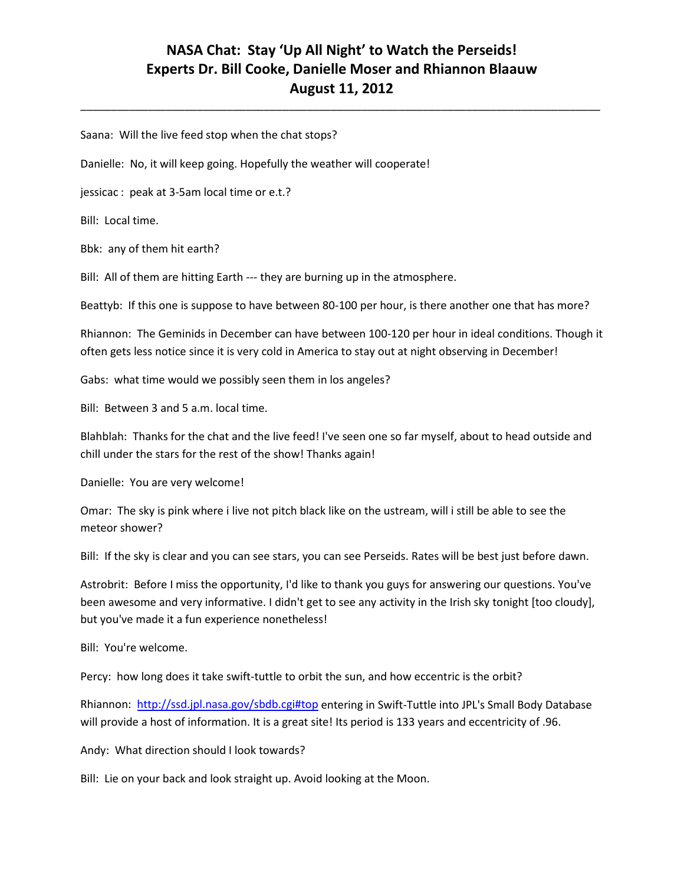Saana: Will the live feed stop when the chat stops?

Danielle: No, it will keep going. Hopefully the weather will cooperate!

jessicac : peak at 3-5am local time or e.t.?

Bill: Local time.

Bbk: any of them hit earth?

Bill: All of them are hitting Earth --- they are burning up in the atmosphere.

Beattyb: If this one is suppose to have between 80-100 per hour, is there another one that has more?

Rhiannon: The Geminids in December can have between 100-120 per hour in ideal conditions. Though it often gets less notice since it is very cold in America to stay out at night observing in December!

Gabs: what time would we possibly seen them in los angeles?

Bill: Between 3 and 5 a.m. local time.

Blahblah: Thanks for the chat and the live feed! I've seen one so far myself, about to head outside and chill under the stars for the rest of the show! Thanks again!

Danielle: You are very welcome!

Omar: The sky is pink where i live not pitch black like on the ustream, will i still be able to see the meteor shower?

Bill: If the sky is clear and you can see stars, you can see Perseids. Rates will be best just before dawn.

Astrobrit: Before I miss the opportunity, I'd like to thank you guys for answering our questions. You've been awesome and very informative. I didn't get to see any activity in the Irish sky tonight [too cloudy], but you've made it a fun experience nonetheless!

Bill: You're welcome.

Percy: how long does it take swift-tuttle to orbit the sun, and how eccentric is the orbit?

Rhiannon: [http://ssd.jpl.nasa.gov/sbdb.cgi#top](http://ssd.jpl.nasa.gov/sbdb.cgi#top) entering in Swift-Tuttle into JPL's Small Body Database will provide a host of information. It is a great site! Its period is 133 years and eccentricity of .96.

Andy: What direction should I look towards?

Bill: Lie on your back and look straight up. Avoid looking at the Moon.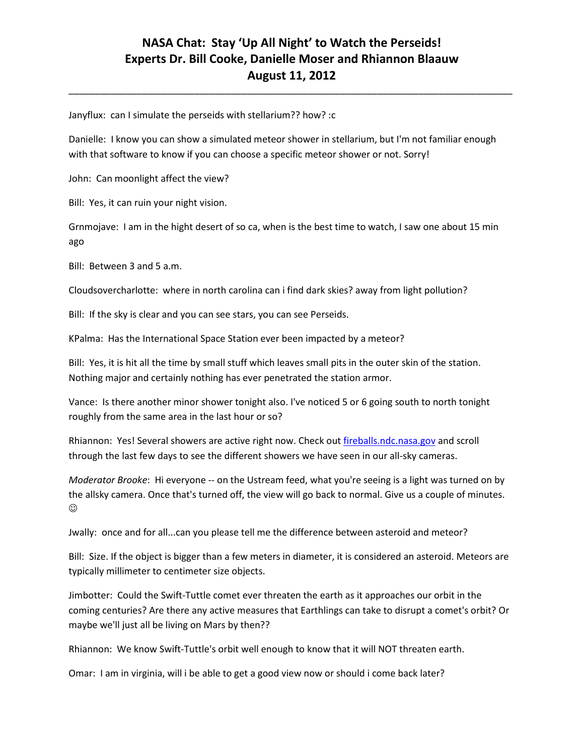# NASA Chat: Stay 'Up All Night' to Watch the Perseids! Experts Dr. Bill Cooke, Danielle Moser and Rhiannon Blaauw August 11, 2012

Janyflux: can I simulate the perseids with stellarium?? how? :c

Danielle: I know you can show a simulated meteor shower in stellarium, but I'm not familiar enough with that software to know if you can choose a specific meteor shower or not. Sorry!

John: Can moonlight affect the view?

Bill: Yes, it can ruin your night vision.

Grnmojave: I am in the hight desert of so ca, when is the best time to watch, I saw one about 15 min ago

Bill: Between 3 and 5 a.m.

Cloudsovercharlotte: where in north carolina can i find dark skies? away from light pollution?

Bill: If the sky is clear and you can see stars, you can see Perseids.

KPalma: Has the International Space Station ever been impacted by a meteor?

Bill: Yes, it is hit all the time by small stuff which leaves small pits in the outer skin of the station. Nothing major and certainly nothing has ever penetrated the station armor.

Vance: Is there another minor shower tonight also. I've noticed 5 or 6 going south to north tonight roughly from the same area in the last hour or so?

Rhiannon: Yes! Several showers are active right now. Check out [fireballs.ndc.nasa.gov](fireballs.ndc.nasa.gov) and scroll through the last few days to see the different showers we have seen in our all-sky cameras.

*Moderator Brooke*: Hi everyone -- on the Ustream feed, what you're seeing is a light was turned on by the allsky camera. Once that's turned off, the view will go back to normal. Give us a couple of minutes. ☺

Jwally: once and for all...can you please tell me the difference between asteroid and meteor?

Bill: Size. If the object is bigger than a few meters in diameter, it is considered an asteroid. Meteors are typically millimeter to centimeter size objects.

Jimbotter: Could the Swift-Tuttle comet ever threaten the earth as it approaches our orbit in the coming centuries? Are there any active measures that Earthlings can take to disrupt a comet's orbit? Or maybe we'll just all be living on Mars by then??

Rhiannon: We know Swift-Tuttle's orbit well enough to know that it will NOT threaten earth.

Omar: I am in virginia, will i be able to get a good view now or should i come back later?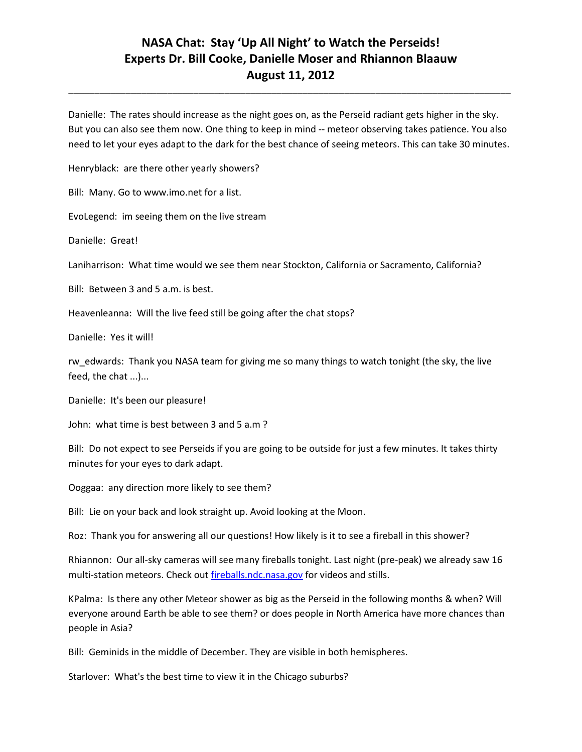# NASA Chat: Stay 'Up All Night' to Watch the Perseids!
# Experts Dr. Bill Cooke, Danielle Moser and Rhiannon Blaauw
# August 11, 2012

---

Danielle: The rates should increase as the night goes on, as the Perseid radiant gets higher in the sky. But you can also see them now. One thing to keep in mind -- meteor observing takes patience. You also need to let your eyes adapt to the dark for the best chance of seeing meteors. This can take 30 minutes.

Henryblack: are there other yearly showers?

Bill: Many. Go to www.imo.net for a list.

EvoLegend: im seeing them on the live stream

Danielle: Great!

Laniharrison: What time would we see them near Stockton, California or Sacramento, California?

Bill: Between 3 and 5 a.m. is best.

Heavenleanna: Will the live feed still be going after the chat stops?

Danielle: Yes it will!

rw_edwards: Thank you NASA team for giving me so many things to watch tonight (the sky, the live feed, the chat ...)...

Danielle: It's been our pleasure!

John: what time is best between 3 and 5 a.m ?

Bill: Do not expect to see Perseids if you are going to be outside for just a few minutes. It takes thirty minutes for your eyes to dark adapt.

Ooggaa: any direction more likely to see them?

Bill: Lie on your back and look straight up. Avoid looking at the Moon.

Roz: Thank you for answering all our questions! How likely is it to see a fireball in this shower?

Rhiannon: Our all-sky cameras will see many fireballs tonight. Last night (pre-peak) we already saw 16 multi-station meteors. Check out [fireballs.ndc.nasa.gov](fireballs.ndc.nasa.gov) for videos and stills.

KPalma: Is there any other Meteor shower as big as the Perseid in the following months & when? Will everyone around Earth be able to see them? or does people in North America have more chances than people in Asia?

Bill: Geminids in the middle of December. They are visible in both hemispheres.

Starlover: What's the best time to view it in the Chicago suburbs?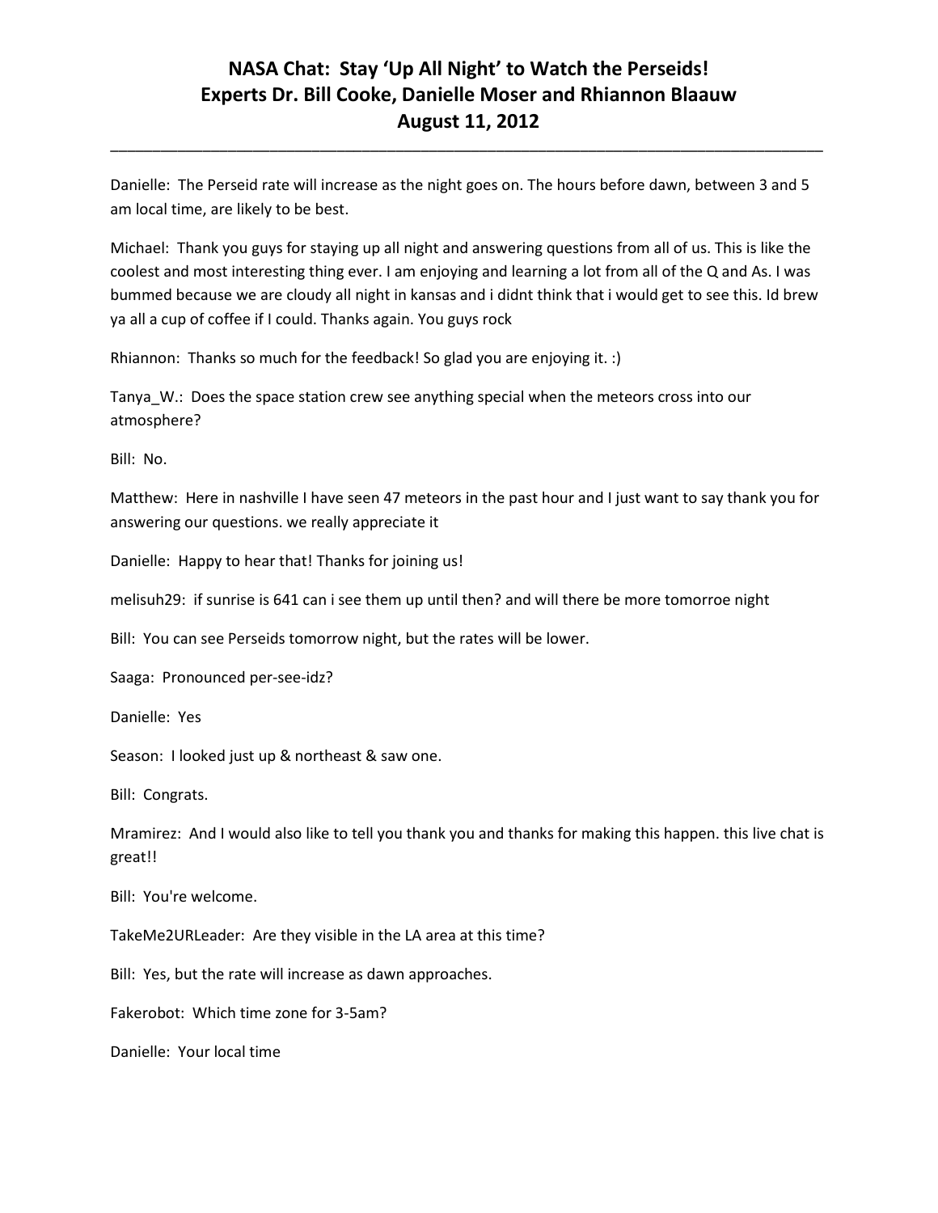Danielle: The Perseid rate will increase as the night goes on. The hours before dawn, between 3 and 5 am local time, are likely to be best.

Michael: Thank you guys for staying up all night and answering questions from all of us. This is like the coolest and most interesting thing ever. I am enjoying and learning a lot from all of the Q and As. I was bummed because we are cloudy all night in kansas and i didnt think that i would get to see this. Id brew ya all a cup of coffee if I could. Thanks again. You guys rock

Rhiannon: Thanks so much for the feedback! So glad you are enjoying it. :)

Tanya_W.: Does the space station crew see anything special when the meteors cross into our atmosphere?

Bill: No.

Matthew: Here in nashville I have seen 47 meteors in the past hour and I just want to say thank you for answering our questions. we really appreciate it

Danielle: Happy to hear that! Thanks for joining us!

melisuh29: if sunrise is 641 can i see them up until then? and will there be more tomorroe night

Bill: You can see Perseids tomorrow night, but the rates will be lower.

Saaga: Pronounced per-see-idz?

Danielle: Yes

Season: I looked just up & northeast & saw one.

Bill: Congrats.

Mramirez: And I would also like to tell you thank you and thanks for making this happen. this live chat is great!!

Bill: You're welcome.

TakeMe2URLeader: Are they visible in the LA area at this time?

Bill: Yes, but the rate will increase as dawn approaches.

Fakerobot: Which time zone for 3-5am?

Danielle: Your local time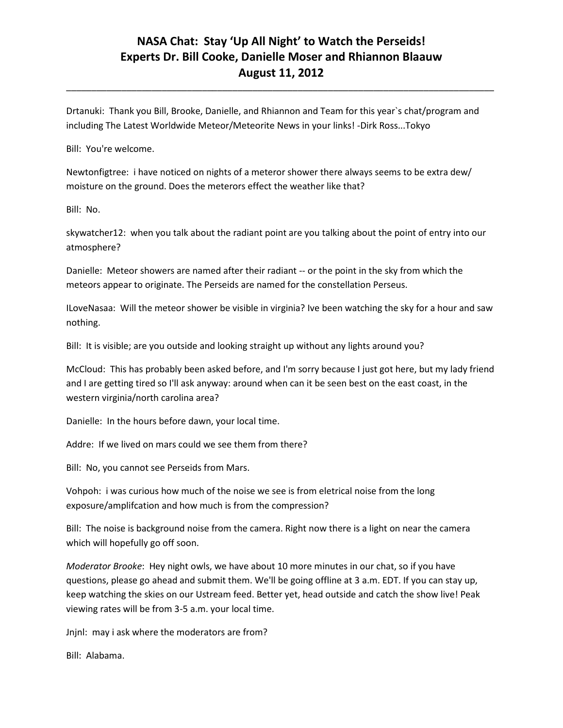Drtanuki: Thank you Bill, Brooke, Danielle, and Rhiannon and Team for this year`s chat/program and including The Latest Worldwide Meteor/Meteorite News in your links! -Dirk Ross...Tokyo

Bill: You're welcome.

Newtonfigtree: i have noticed on nights of a meteror shower there always seems to be extra dew/ moisture on the ground. Does the meterors effect the weather like that?

Bill: No.

skywatcher12: when you talk about the radiant point are you talking about the point of entry into our atmosphere?

Danielle: Meteor showers are named after their radiant -- or the point in the sky from which the meteors appear to originate. The Perseids are named for the constellation Perseus.

ILoveNasaa: Will the meteor shower be visible in virginia? Ive been watching the sky for a hour and saw nothing.

Bill: It is visible; are you outside and looking straight up without any lights around you?

McCloud: This has probably been asked before, and I'm sorry because I just got here, but my lady friend and I are getting tired so I'll ask anyway: around when can it be seen best on the east coast, in the western virginia/north carolina area?

Danielle: In the hours before dawn, your local time.

Addre: If we lived on mars could we see them from there?

Bill: No, you cannot see Perseids from Mars.

Vohpoh: i was curious how much of the noise we see is from eletrical noise from the long exposure/amplifcation and how much is from the compression?

Bill: The noise is background noise from the camera. Right now there is a light on near the camera which will hopefully go off soon.

*Moderator Brooke*: Hey night owls, we have about 10 more minutes in our chat, so if you have questions, please go ahead and submit them. We'll be going offline at 3 a.m. EDT. If you can stay up, keep watching the skies on our Ustream feed. Better yet, head outside and catch the show live! Peak viewing rates will be from 3-5 a.m. your local time.

Jnjnl: may i ask where the moderators are from?

Bill: Alabama.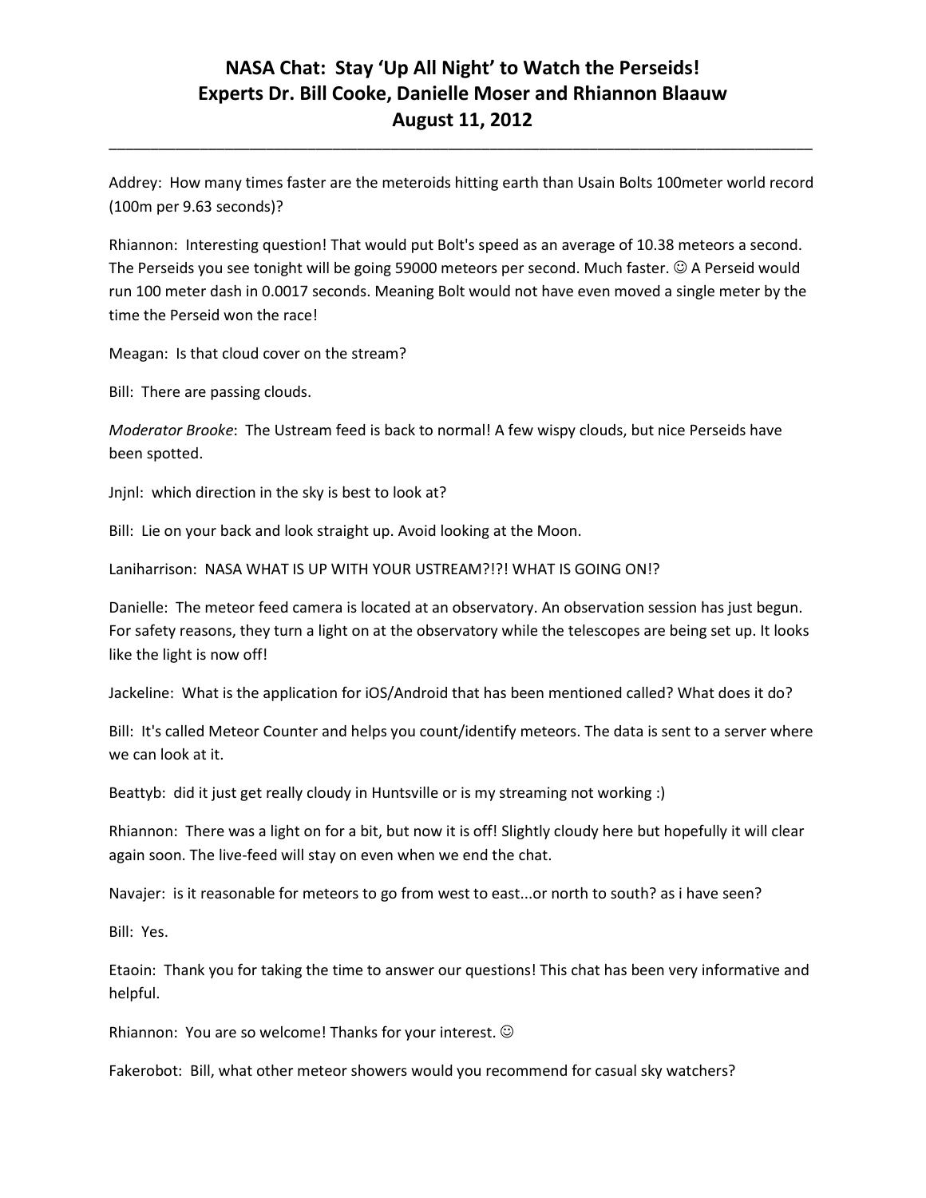# NASA Chat: Stay 'Up All Night' to Watch the Perseids!
# Experts Dr. Bill Cooke, Danielle Moser and Rhiannon Blaauw
# August 11, 2012

---

Addrey: How many times faster are the meteroids hitting earth than Usain Bolts 100meter world record (100m per 9.63 seconds)?

Rhiannon: Interesting question! That would put Bolt's speed as an average of 10.38 meteors a second. The Perseids you see tonight will be going 59000 meteors per second. Much faster. ☺ A Perseid would run 100 meter dash in 0.0017 seconds. Meaning Bolt would not have even moved a single meter by the time the Perseid won the race!

Meagan: Is that cloud cover on the stream?

Bill: There are passing clouds.

*Moderator Brooke*: The Ustream feed is back to normal! A few wispy clouds, but nice Perseids have been spotted.

Jnjnl: which direction in the sky is best to look at?

Bill: Lie on your back and look straight up. Avoid looking at the Moon.

Laniharrison: NASA WHAT IS UP WITH YOUR USTREAM?!?! WHAT IS GOING ON!?

Danielle: The meteor feed camera is located at an observatory. An observation session has just begun. For safety reasons, they turn a light on at the observatory while the telescopes are being set up. It looks like the light is now off!

Jackeline: What is the application for iOS/Android that has been mentioned called? What does it do?

Bill: It's called Meteor Counter and helps you count/identify meteors. The data is sent to a server where we can look at it.

Beattyb: did it just get really cloudy in Huntsville or is my streaming not working :)

Rhiannon: There was a light on for a bit, but now it is off! Slightly cloudy here but hopefully it will clear again soon. The live-feed will stay on even when we end the chat.

Navajer: is it reasonable for meteors to go from west to east...or north to south? as i have seen?

Bill: Yes.

Etaoin: Thank you for taking the time to answer our questions! This chat has been very informative and helpful.

Rhiannon: You are so welcome! Thanks for your interest. ☺

Fakerobot: Bill, what other meteor showers would you recommend for casual sky watchers?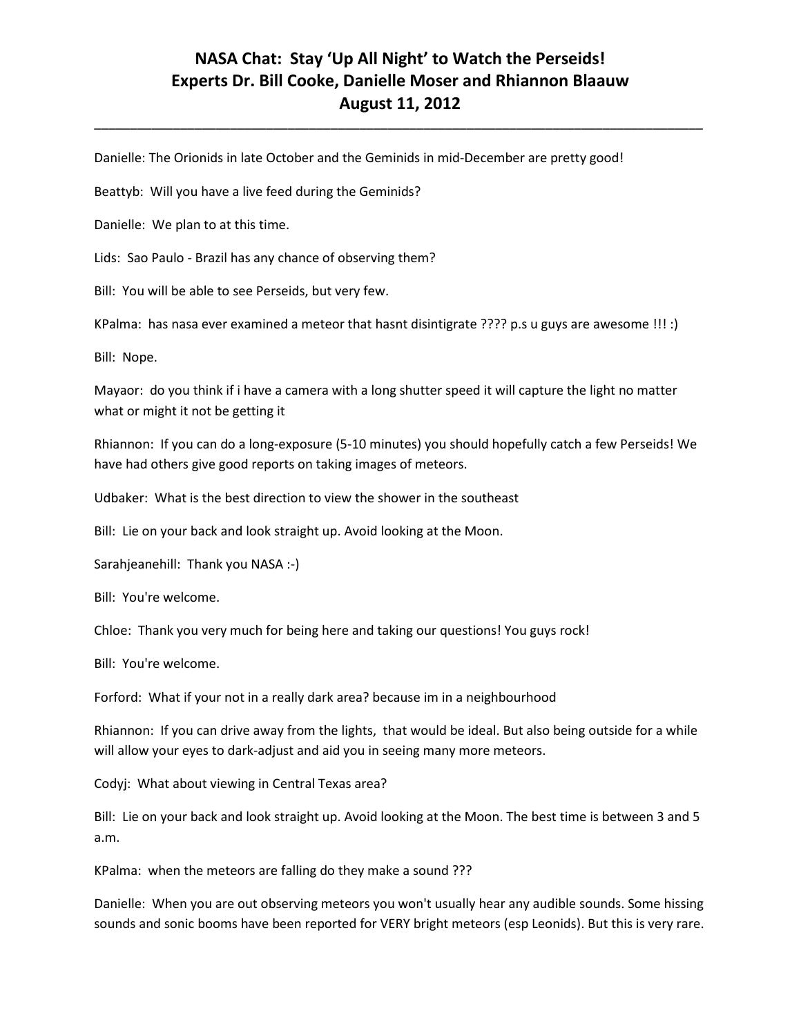Danielle: The Orionids in late October and the Geminids in mid-December are pretty good!

Beattyb: Will you have a live feed during the Geminids?

Danielle: We plan to at this time.

Lids: Sao Paulo - Brazil has any chance of observing them?

Bill: You will be able to see Perseids, but very few.

KPalma: has nasa ever examined a meteor that hasnt disintigrate ???? p.s u guys are awesome !!! :)

Bill: Nope.

Mayaor: do you think if i have a camera with a long shutter speed it will capture the light no matter what or might it not be getting it

Rhiannon: If you can do a long-exposure (5-10 minutes) you should hopefully catch a few Perseids! We have had others give good reports on taking images of meteors.

Udbaker: What is the best direction to view the shower in the southeast

Bill: Lie on your back and look straight up. Avoid looking at the Moon.

Sarahjeanehill: Thank you NASA :-)

Bill: You're welcome.

Chloe: Thank you very much for being here and taking our questions! You guys rock!

Bill: You're welcome.

Forford: What if your not in a really dark area? because im in a neighbourhood

Rhiannon: If you can drive away from the lights, that would be ideal. But also being outside for a while will allow your eyes to dark-adjust and aid you in seeing many more meteors.

Codyj: What about viewing in Central Texas area?

Bill: Lie on your back and look straight up. Avoid looking at the Moon. The best time is between 3 and 5 a.m.

KPalma: when the meteors are falling do they make a sound ???

Danielle: When you are out observing meteors you won't usually hear any audible sounds. Some hissing sounds and sonic booms have been reported for VERY bright meteors (esp Leonids). But this is very rare.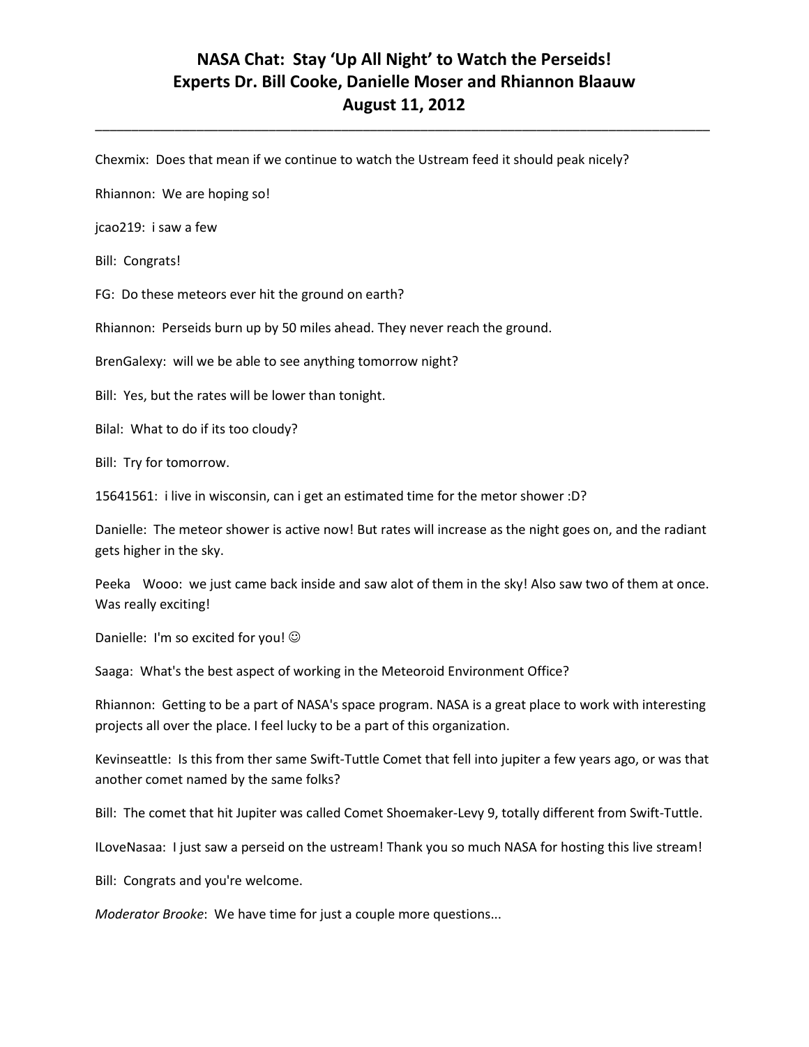Chexmix: Does that mean if we continue to watch the Ustream feed it should peak nicely?

Rhiannon: We are hoping so!

jcao219: i saw a few

Bill: Congrats!

FG: Do these meteors ever hit the ground on earth?

Rhiannon: Perseids burn up by 50 miles ahead. They never reach the ground.

BrenGalexy: will we be able to see anything tomorrow night?

Bill: Yes, but the rates will be lower than tonight.

Bilal: What to do if its too cloudy?

Bill: Try for tomorrow.

15641561: i live in wisconsin, can i get an estimated time for the metor shower :D?

Danielle: The meteor shower is active now! But rates will increase as the night goes on, and the radiant gets higher in the sky.

Peeka Wooo: we just came back inside and saw alot of them in the sky! Also saw two of them at once. Was really exciting!

Danielle: I'm so excited for you! ☺

Saaga: What's the best aspect of working in the Meteoroid Environment Office?

Rhiannon: Getting to be a part of NASA's space program. NASA is a great place to work with interesting projects all over the place. I feel lucky to be a part of this organization.

Kevinseattle: Is this from ther same Swift-Tuttle Comet that fell into jupiter a few years ago, or was that another comet named by the same folks?

Bill: The comet that hit Jupiter was called Comet Shoemaker-Levy 9, totally different from Swift-Tuttle.

ILoveNasaa: I just saw a perseid on the ustream! Thank you so much NASA for hosting this live stream!

Bill: Congrats and you're welcome.

*Moderator Brooke*: We have time for just a couple more questions...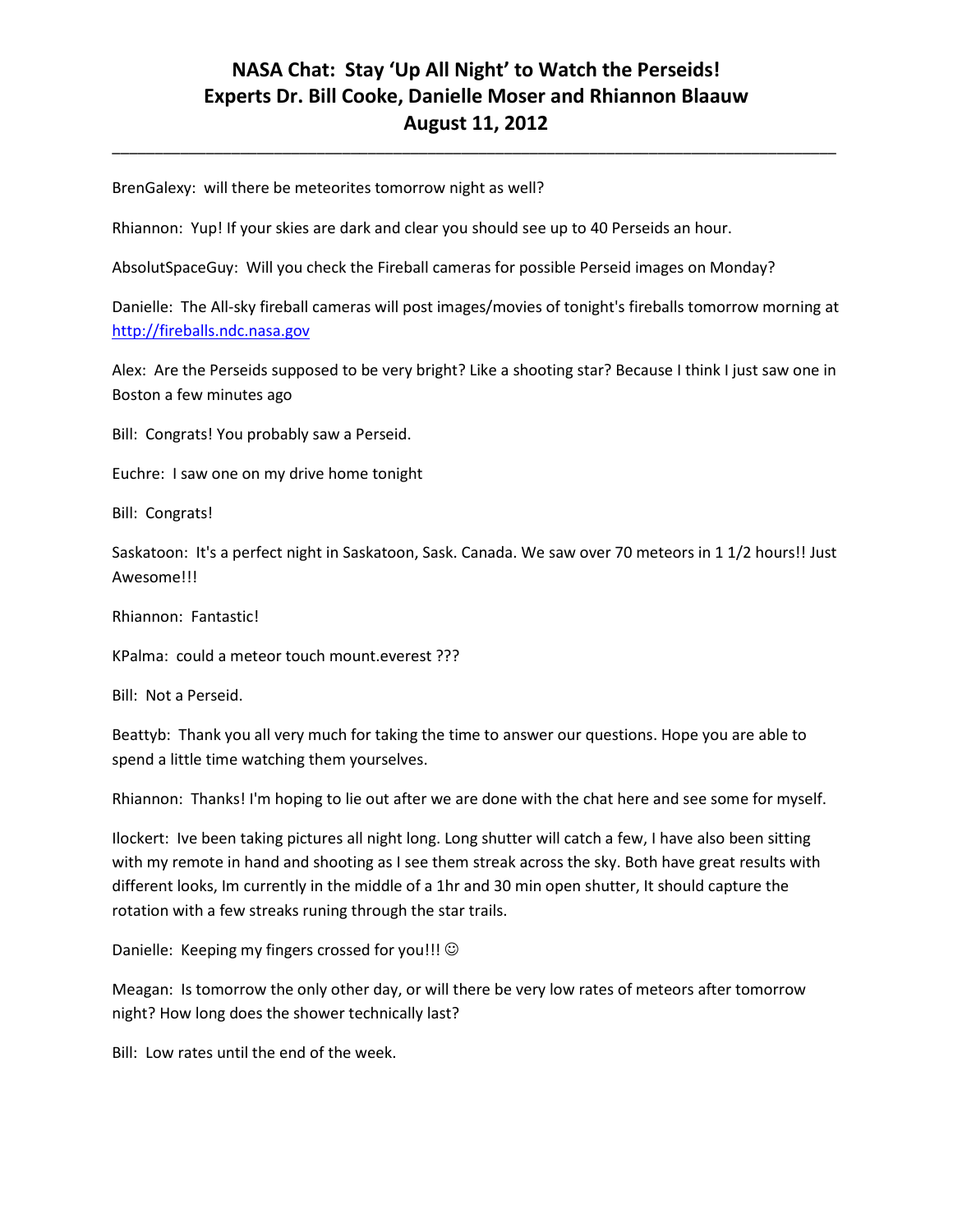# NASA Chat: Stay 'Up All Night' to Watch the Perseids!
# Experts Dr. Bill Cooke, Danielle Moser and Rhiannon Blaauw
# August 11, 2012

---

BrenGalexy: will there be meteorites tomorrow night as well?

Rhiannon: Yup! If your skies are dark and clear you should see up to 40 Perseids an hour.

AbsolutSpaceGuy: Will you check the Fireball cameras for possible Perseid images on Monday?

Danielle: The All-sky fireball cameras will post images/movies of tonight's fireballs tomorrow morning at http://fireballs.ndc.nasa.gov

Alex: Are the Perseids supposed to be very bright? Like a shooting star? Because I think I just saw one in Boston a few minutes ago

Bill: Congrats! You probably saw a Perseid.

Euchre: I saw one on my drive home tonight

Bill: Congrats!

Saskatoon: It's a perfect night in Saskatoon, Sask. Canada. We saw over 70 meteors in 1 1/2 hours!! Just Awesome!!!

Rhiannon: Fantastic!

KPalma: could a meteor touch mount.everest ???

Bill: Not a Perseid.

Beattyb: Thank you all very much for taking the time to answer our questions. Hope you are able to spend a little time watching them yourselves.

Rhiannon: Thanks! I'm hoping to lie out after we are done with the chat here and see some for myself.

Ilockert: Ive been taking pictures all night long. Long shutter will catch a few, I have also been sitting with my remote in hand and shooting as I see them streak across the sky. Both have great results with different looks, Im currently in the middle of a 1hr and 30 min open shutter, It should capture the rotation with a few streaks runing through the star trails.

Danielle: Keeping my fingers crossed for you!!! ☺

Meagan: Is tomorrow the only other day, or will there be very low rates of meteors after tomorrow night? How long does the shower technically last?

Bill: Low rates until the end of the week.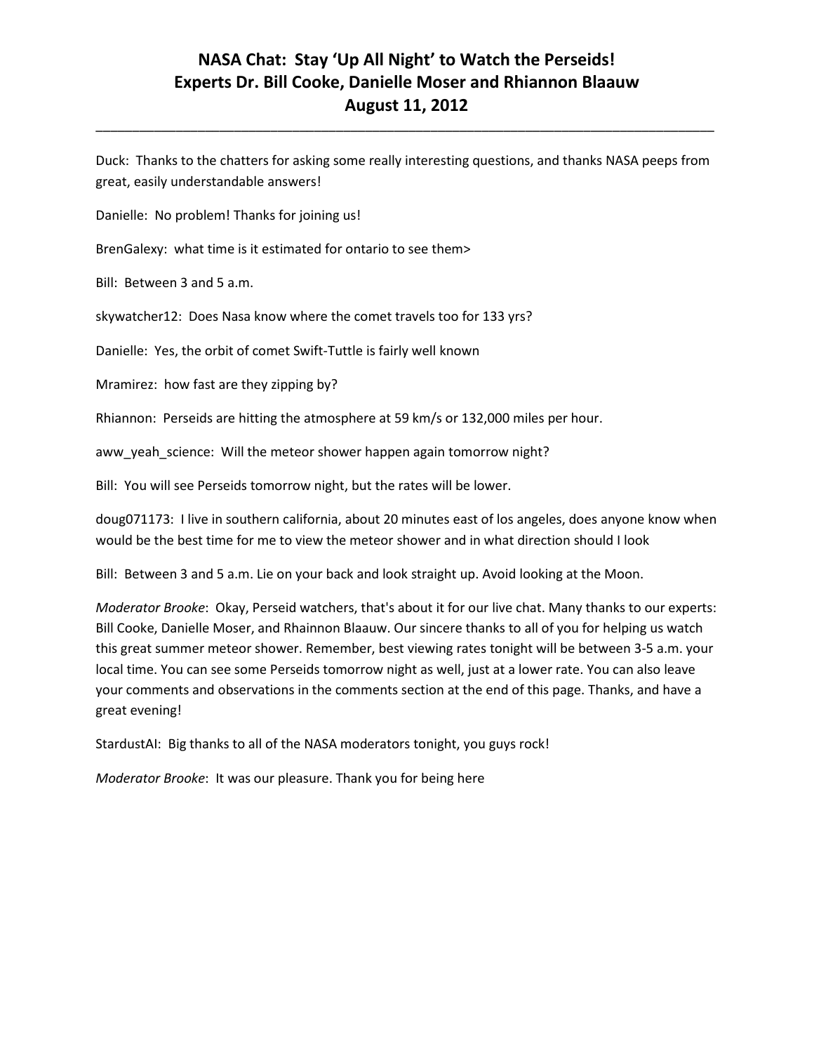**NASA Chat: Stay 'Up All Night' to Watch the Perseids!**
**Experts Dr. Bill Cooke, Danielle Moser and Rhiannon Blaauw**
**August 11, 2012**

---

Duck: Thanks to the chatters for asking some really interesting questions, and thanks NASA peeps from great, easily understandable answers!

Danielle: No problem! Thanks for joining us!

BrenGalexy: what time is it estimated for ontario to see them>

Bill: Between 3 and 5 a.m.

skywatcher12: Does Nasa know where the comet travels too for 133 yrs?

Danielle: Yes, the orbit of comet Swift-Tuttle is fairly well known

Mramirez: how fast are they zipping by?

Rhiannon: Perseids are hitting the atmosphere at 59 km/s or 132,000 miles per hour.

aww_yeah_science: Will the meteor shower happen again tomorrow night?

Bill: You will see Perseids tomorrow night, but the rates will be lower.

doug071173: I live in southern california, about 20 minutes east of los angeles, does anyone know when would be the best time for me to view the meteor shower and in what direction should I look

Bill: Between 3 and 5 a.m. Lie on your back and look straight up. Avoid looking at the Moon.

*Moderator Brooke*: Okay, Perseid watchers, that's about it for our live chat. Many thanks to our experts: Bill Cooke, Danielle Moser, and Rhainnon Blaauw. Our sincere thanks to all of you for helping us watch this great summer meteor shower. Remember, best viewing rates tonight will be between 3-5 a.m. your local time. You can see some Perseids tomorrow night as well, just at a lower rate. You can also leave your comments and observations in the comments section at the end of this page. Thanks, and have a great evening!

StardustAI: Big thanks to all of the NASA moderators tonight, you guys rock!

*Moderator Brooke*: It was our pleasure. Thank you for being here